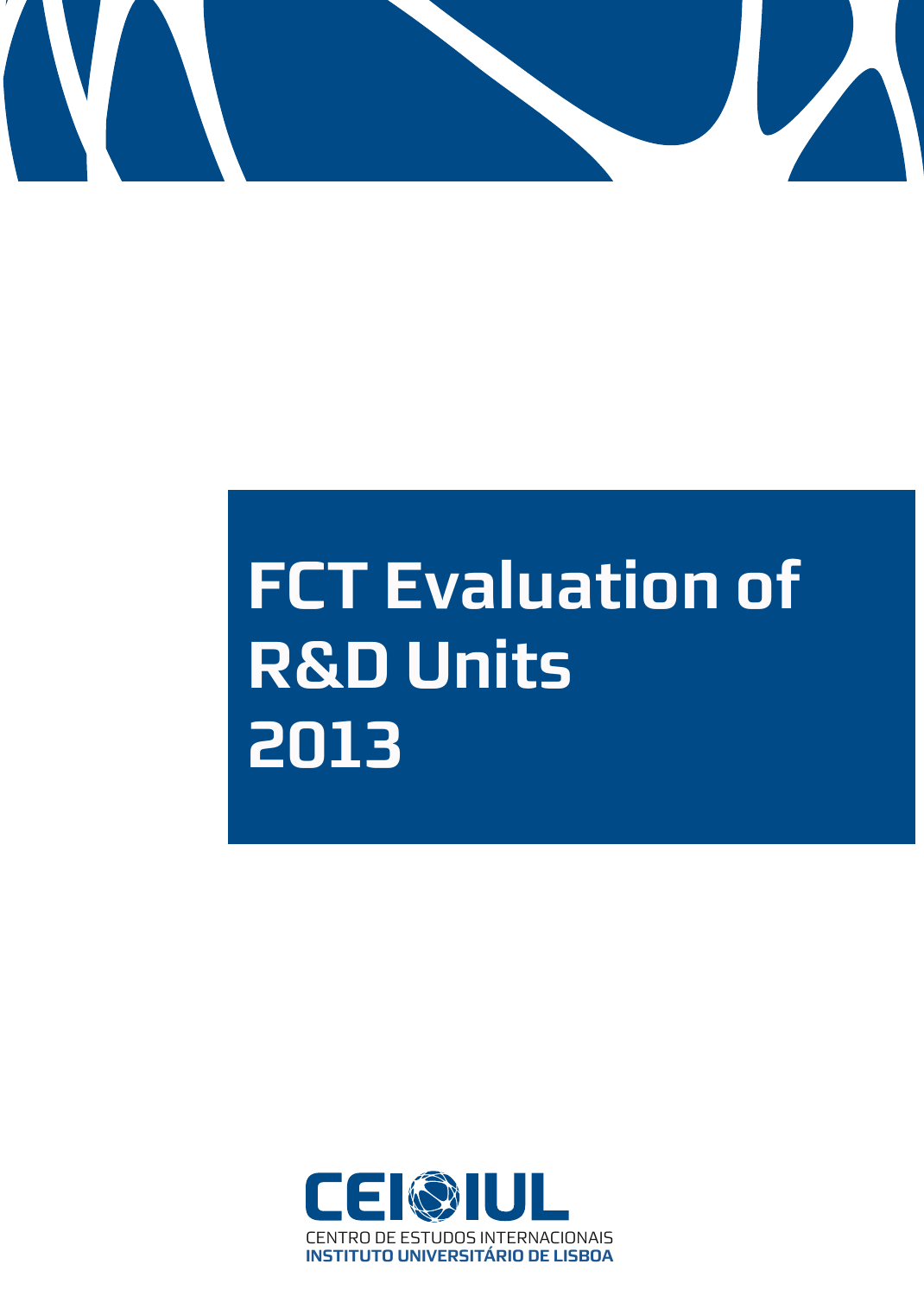# FCT Evaluation of R&D Units 2013

CEI-IUL

CENTRO DE ESTUDOS INTERNACIONAIS

**INSTITUTO UNIVERSITÁRIO DE LISBOA**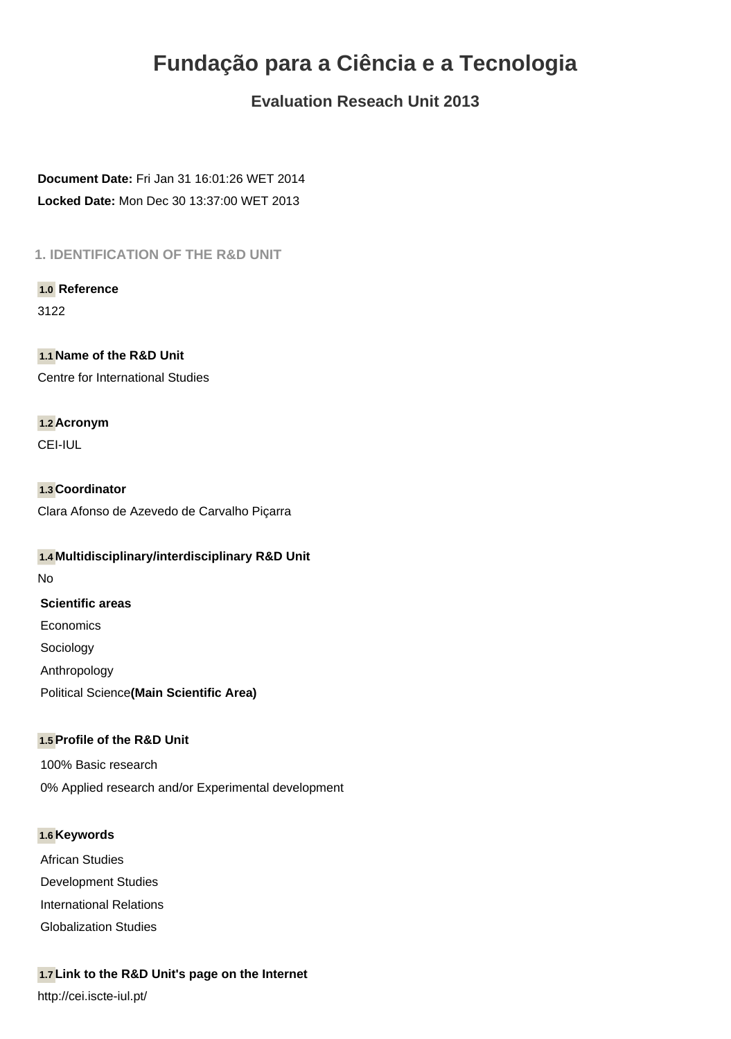# Fundação para a Ciência e a Tecnologia

## Evaluation Reseach Unit 2013

**Document Date:** Fri Jan 31 16:01:26 WET 2014

**Locked Date:** Mon Dec 30 13:37:00 WET 2013

### 1. IDENTIFICATION OF THE R&D UNIT

**1.0 Reference**

3122

**1.1 Name of the R&D Unit**

Centre for International Studies

**1.2 Acronym**

CEI-IUL

**1.3 Coordinator**

Clara Afonso de Azevedo de Carvalho Piçarra

**1.4 Multidisciplinary/interdisciplinary R&D Unit**

No

**Scientific areas**

Economics

Sociology

Anthropology

Political Science **(Main Scientific Area)**

**1.5 Profile of the R&D Unit**

100% Basic research

0% Applied research and/or Experimental development

**1.6 Keywords**

African Studies

Development Studies

International Relations

Globalization Studies

**1.7 Link to the R&D Unit's page on the Internet**

http://cei.iscte-iul.pt/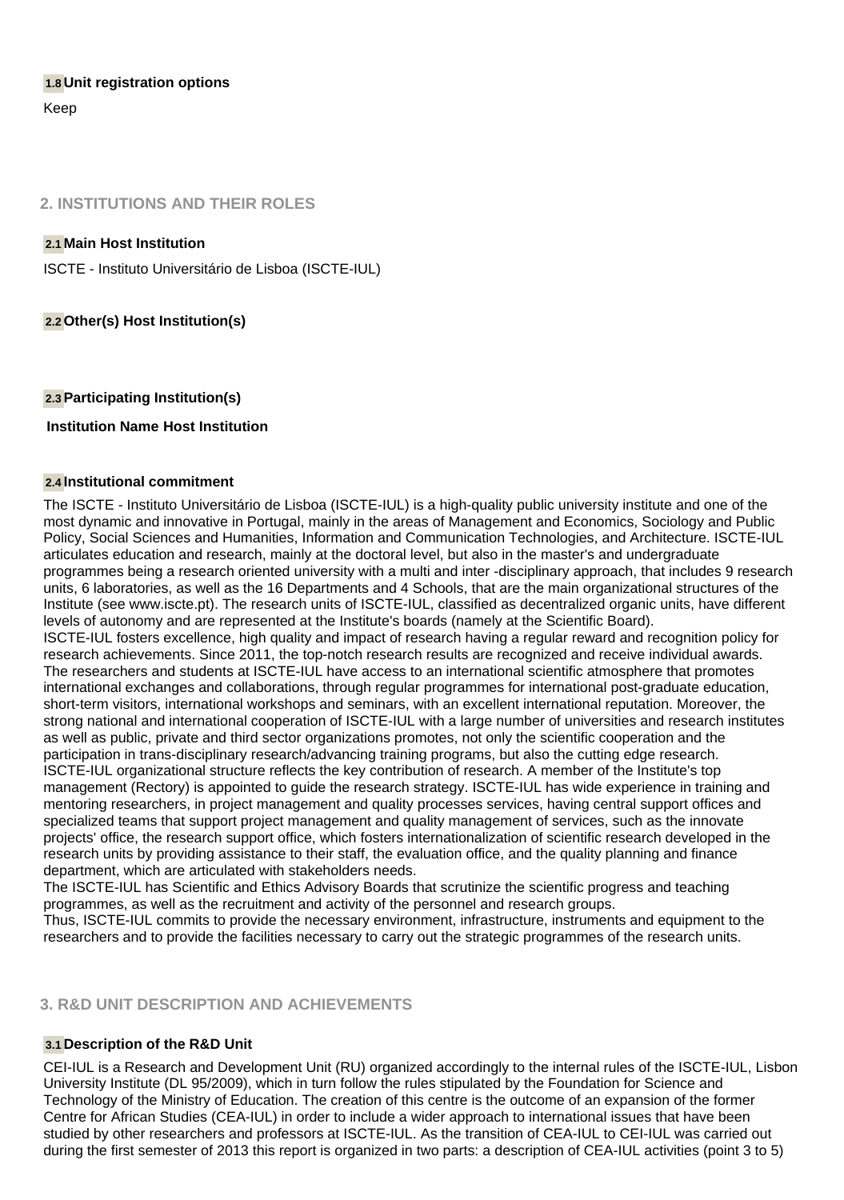### 1.8 Unit registration options

Keep

## 2. INSTITUTIONS AND THEIR ROLES

### 2.1 Main Host Institution

ISCTE - Instituto Universitário de Lisboa (ISCTE-IUL)

### 2.2 Other(s) Host Institution(s)

### 2.3 Participating Institution(s)

**Institution Name Host Institution**

### 2.4 Institutional commitment

The ISCTE - Instituto Universitário de Lisboa (ISCTE-IUL) is a high-quality public university institute and one of the most dynamic and innovative in Portugal, mainly in the areas of Management and Economics, Sociology and Public Policy, Social Sciences and Humanities, Information and Communication Technologies, and Architecture. ISCTE-IUL articulates education and research, mainly at the doctoral level, but also in the master's and undergraduate programmes being a research oriented university with a multi and inter -disciplinary approach, that includes 9 research units, 6 laboratories, as well as the 16 Departments and 4 Schools, that are the main organizational structures of the Institute (see www.iscte.pt). The research units of ISCTE-IUL, classified as decentralized organic units, have different levels of autonomy and are represented at the Institute's boards (namely at the Scientific Board).
ISCTE-IUL fosters excellence, high quality and impact of research having a regular reward and recognition policy for research achievements. Since 2011, the top-notch research results are recognized and receive individual awards. The researchers and students at ISCTE-IUL have access to an international scientific atmosphere that promotes international exchanges and collaborations, through regular programmes for international post-graduate education, short-term visitors, international workshops and seminars, with an excellent international reputation. Moreover, the strong national and international cooperation of ISCTE-IUL with a large number of universities and research institutes as well as public, private and third sector organizations promotes, not only the scientific cooperation and the participation in trans-disciplinary research/advancing training programs, but also the cutting edge research.
ISCTE-IUL organizational structure reflects the key contribution of research. A member of the Institute's top management (Rectory) is appointed to guide the research strategy. ISCTE-IUL has wide experience in training and mentoring researchers, in project management and quality processes services, having central support offices and specialized teams that support project management and quality management of services, such as the innovate projects' office, the research support office, which fosters internationalization of scientific research developed in the research units by providing assistance to their staff, the evaluation office, and the quality planning and finance department, which are articulated with stakeholders needs.
The ISCTE-IUL has Scientific and Ethics Advisory Boards that scrutinize the scientific progress and teaching programmes, as well as the recruitment and activity of the personnel and research groups.
Thus, ISCTE-IUL commits to provide the necessary environment, infrastructure, instruments and equipment to the researchers and to provide the facilities necessary to carry out the strategic programmes of the research units.

## 3. R&D UNIT DESCRIPTION AND ACHIEVEMENTS

### 3.1 Description of the R&D Unit

CEI-IUL is a Research and Development Unit (RU) organized accordingly to the internal rules of the ISCTE-IUL, Lisbon University Institute (DL 95/2009), which in turn follow the rules stipulated by the Foundation for Science and Technology of the Ministry of Education. The creation of this centre is the outcome of an expansion of the former Centre for African Studies (CEA-IUL) in order to include a wider approach to international issues that have been studied by other researchers and professors at ISCTE-IUL. As the transition of CEA-IUL to CEI-IUL was carried out during the first semester of 2013 this report is organized in two parts: a description of CEA-IUL activities (point 3 to 5)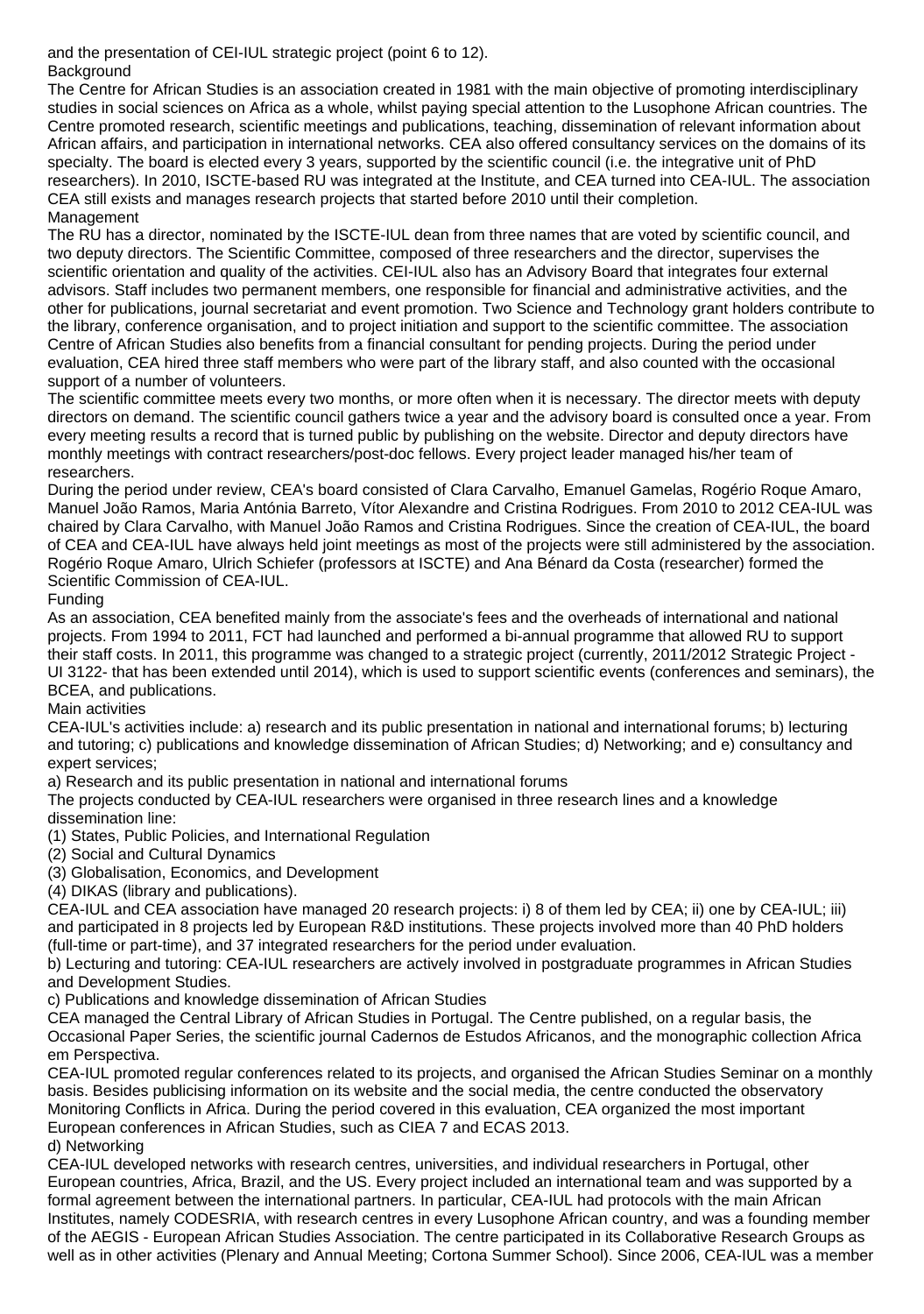and the presentation of CEI-IUL strategic project (point 6 to 12).

## Background

The Centre for African Studies is an association created in 1981 with the main objective of promoting interdisciplinary studies in social sciences on Africa as a whole, whilst paying special attention to the Lusophone African countries. The Centre promoted research, scientific meetings and publications, teaching, dissemination of relevant information about African affairs, and participation in international networks. CEA also offered consultancy services on the domains of its specialty. The board is elected every 3 years, supported by the scientific council (i.e. the integrative unit of PhD researchers). In 2010, ISCTE-based RU was integrated at the Institute, and CEA turned into CEA-IUL. The association CEA still exists and manages research projects that started before 2010 until their completion.

## Management

The RU has a director, nominated by the ISCTE-IUL dean from three names that are voted by scientific council, and two deputy directors. The Scientific Committee, composed of three researchers and the director, supervises the scientific orientation and quality of the activities. CEI-IUL also has an Advisory Board that integrates four external advisors. Staff includes two permanent members, one responsible for financial and administrative activities, and the other for publications, journal secretariat and event promotion. Two Science and Technology grant holders contribute to the library, conference organisation, and to project initiation and support to the scientific committee. The association Centre of African Studies also benefits from a financial consultant for pending projects. During the period under evaluation, CEA hired three staff members who were part of the library staff, and also counted with the occasional support of a number of volunteers.

The scientific committee meets every two months, or more often when it is necessary. The director meets with deputy directors on demand. The scientific council gathers twice a year and the advisory board is consulted once a year. From every meeting results a record that is turned public by publishing on the website. Director and deputy directors have monthly meetings with contract researchers/post-doc fellows. Every project leader managed his/her team of researchers.

During the period under review, CEA's board consisted of Clara Carvalho, Emanuel Gamelas, Rogério Roque Amaro, Manuel João Ramos, Maria Antónia Barreto, Vítor Alexandre and Cristina Rodrigues. From 2010 to 2012 CEA-IUL was chaired by Clara Carvalho, with Manuel João Ramos and Cristina Rodrigues. Since the creation of CEA-IUL, the board of CEA and CEA-IUL have always held joint meetings as most of the projects were still administered by the association. Rogério Roque Amaro, Ulrich Schiefer (professors at ISCTE) and Ana Bénard da Costa (researcher) formed the Scientific Commission of CEA-IUL.

## Funding

As an association, CEA benefited mainly from the associate's fees and the overheads of international and national projects. From 1994 to 2011, FCT had launched and performed a bi-annual programme that allowed RU to support their staff costs. In 2011, this programme was changed to a strategic project (currently, 2011/2012 Strategic Project - UI 3122- that has been extended until 2014), which is used to support scientific events (conferences and seminars), the BCEA, and publications.

## Main activities

CEA-IUL's activities include: a) research and its public presentation in national and international forums; b) lecturing and tutoring; c) publications and knowledge dissemination of African Studies; d) Networking; and e) consultancy and expert services;

a) Research and its public presentation in national and international forums

The projects conducted by CEA-IUL researchers were organised in three research lines and a knowledge dissemination line:

(1) States, Public Policies, and International Regulation
(2) Social and Cultural Dynamics
(3) Globalisation, Economics, and Development
(4) DIKAS (library and publications).

CEA-IUL and CEA association have managed 20 research projects: i) 8 of them led by CEA; ii) one by CEA-IUL; iii) and participated in 8 projects led by European R&D institutions. These projects involved more than 40 PhD holders (full-time or part-time), and 37 integrated researchers for the period under evaluation.

b) Lecturing and tutoring: CEA-IUL researchers are actively involved in postgraduate programmes in African Studies and Development Studies.

c) Publications and knowledge dissemination of African Studies

CEA managed the Central Library of African Studies in Portugal. The Centre published, on a regular basis, the Occasional Paper Series, the scientific journal Cadernos de Estudos Africanos, and the monographic collection Africa em Perspectiva.

CEA-IUL promoted regular conferences related to its projects, and organised the African Studies Seminar on a monthly basis. Besides publicising information on its website and the social media, the centre conducted the observatory Monitoring Conflicts in Africa. During the period covered in this evaluation, CEA organized the most important European conferences in African Studies, such as CIEA 7 and ECAS 2013.

d) Networking

CEA-IUL developed networks with research centres, universities, and individual researchers in Portugal, other European countries, Africa, Brazil, and the US. Every project included an international team and was supported by a formal agreement between the international partners. In particular, CEA-IUL had protocols with the main African Institutes, namely CODESRIA, with research centres in every Lusophone African country, and was a founding member of the AEGIS - European African Studies Association. The centre participated in its Collaborative Research Groups as well as in other activities (Plenary and Annual Meeting; Cortona Summer School). Since 2006, CEA-IUL was a member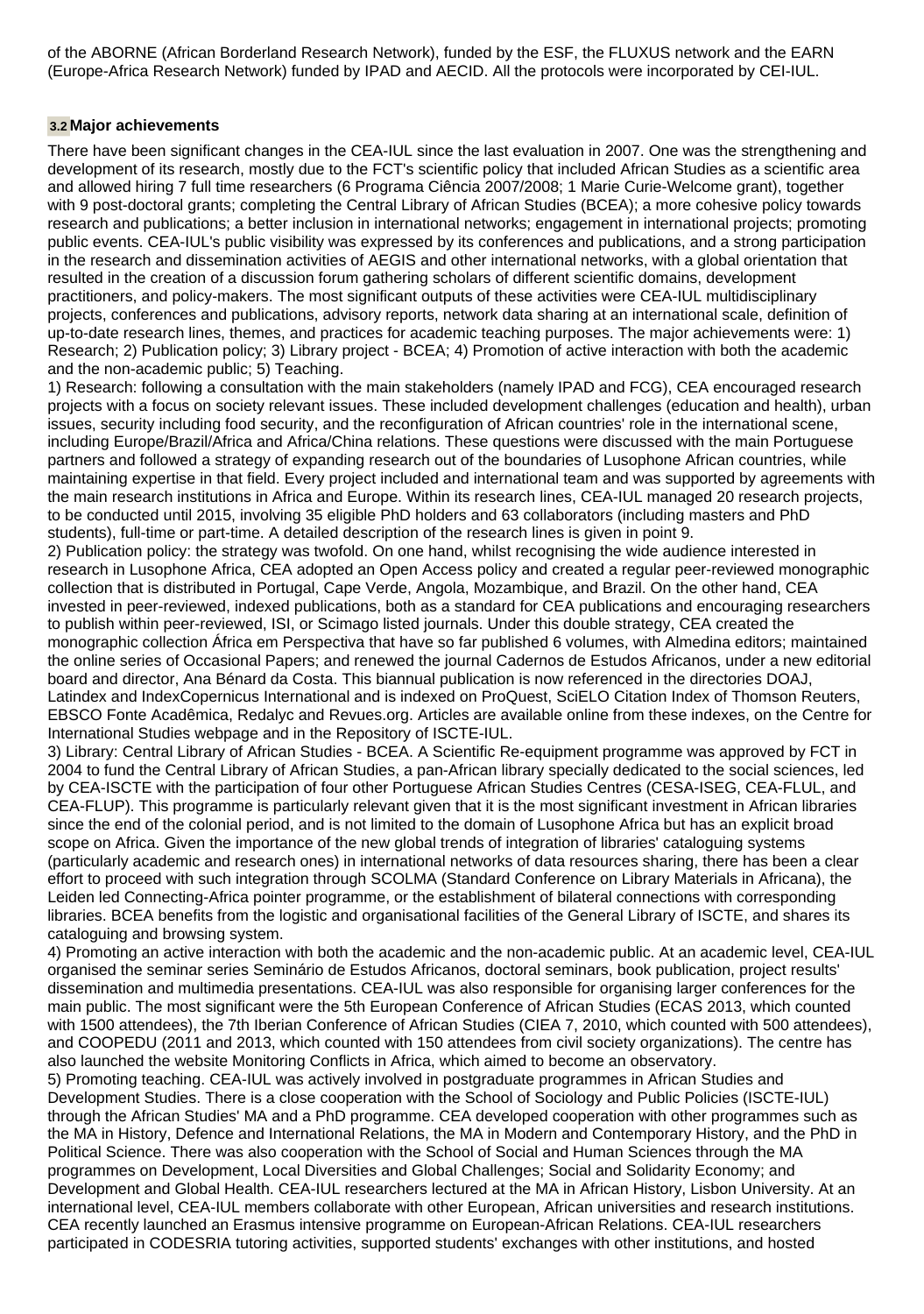of the ABORNE (African Borderland Research Network), funded by the ESF, the FLUXUS network and the EARN (Europe-Africa Research Network) funded by IPAD and AECID. All the protocols were incorporated by CEI-IUL.

### 3.2 Major achievements

There have been significant changes in the CEA-IUL since the last evaluation in 2007. One was the strengthening and development of its research, mostly due to the FCT's scientific policy that included African Studies as a scientific area and allowed hiring 7 full time researchers (6 Programa Ciência 2007/2008; 1 Marie Curie-Welcome grant), together with 9 post-doctoral grants; completing the Central Library of African Studies (BCEA); a more cohesive policy towards research and publications; a better inclusion in international networks; engagement in international projects; promoting public events. CEA-IUL's public visibility was expressed by its conferences and publications, and a strong participation in the research and dissemination activities of AEGIS and other international networks, with a global orientation that resulted in the creation of a discussion forum gathering scholars of different scientific domains, development practitioners, and policy-makers. The most significant outputs of these activities were CEA-IUL multidisciplinary projects, conferences and publications, advisory reports, network data sharing at an international scale, definition of up-to-date research lines, themes, and practices for academic teaching purposes. The major achievements were: 1) Research; 2) Publication policy; 3) Library project - BCEA; 4) Promotion of active interaction with both the academic and the non-academic public; 5) Teaching.

1) Research: following a consultation with the main stakeholders (namely IPAD and FCG), CEA encouraged research projects with a focus on society relevant issues. These included development challenges (education and health), urban issues, security including food security, and the reconfiguration of African countries' role in the international scene, including Europe/Brazil/Africa and Africa/China relations. These questions were discussed with the main Portuguese partners and followed a strategy of expanding research out of the boundaries of Lusophone African countries, while maintaining expertise in that field. Every project included and international team and was supported by agreements with the main research institutions in Africa and Europe. Within its research lines, CEA-IUL managed 20 research projects, to be conducted until 2015, involving 35 eligible PhD holders and 63 collaborators (including masters and PhD students), full-time or part-time. A detailed description of the research lines is given in point 9.

2) Publication policy: the strategy was twofold. On one hand, whilst recognising the wide audience interested in research in Lusophone Africa, CEA adopted an Open Access policy and created a regular peer-reviewed monographic collection that is distributed in Portugal, Cape Verde, Angola, Mozambique, and Brazil. On the other hand, CEA invested in peer-reviewed, indexed publications, both as a standard for CEA publications and encouraging researchers to publish within peer-reviewed, ISI, or Scimago listed journals. Under this double strategy, CEA created the monographic collection África em Perspectiva that have so far published 6 volumes, with Almedina editors; maintained the online series of Occasional Papers; and renewed the journal Cadernos de Estudos Africanos, under a new editorial board and director, Ana Bénard da Costa. This biannual publication is now referenced in the directories DOAJ, Latindex and IndexCopernicus International and is indexed on ProQuest, SciELO Citation Index of Thomson Reuters, EBSCO Fonte Acadêmica, Redalyc and Revues.org. Articles are available online from these indexes, on the Centre for International Studies webpage and in the Repository of ISCTE-IUL.

3) Library: Central Library of African Studies - BCEA. A Scientific Re-equipment programme was approved by FCT in 2004 to fund the Central Library of African Studies, a pan-African library specially dedicated to the social sciences, led by CEA-ISCTE with the participation of four other Portuguese African Studies Centres (CESA-ISEG, CEA-FLUL, and CEA-FLUP). This programme is particularly relevant given that it is the most significant investment in African libraries since the end of the colonial period, and is not limited to the domain of Lusophone Africa but has an explicit broad scope on Africa. Given the importance of the new global trends of integration of libraries' cataloguing systems (particularly academic and research ones) in international networks of data resources sharing, there has been a clear effort to proceed with such integration through SCOLMA (Standard Conference on Library Materials in Africana), the Leiden led Connecting-Africa pointer programme, or the establishment of bilateral connections with corresponding libraries. BCEA benefits from the logistic and organisational facilities of the General Library of ISCTE, and shares its cataloguing and browsing system.

4) Promoting an active interaction with both the academic and the non-academic public. At an academic level, CEA-IUL organised the seminar series Seminário de Estudos Africanos, doctoral seminars, book publication, project results' dissemination and multimedia presentations. CEA-IUL was also responsible for organising larger conferences for the main public. The most significant were the 5th European Conference of African Studies (ECAS 2013, which counted with 1500 attendees), the 7th Iberian Conference of African Studies (CIEA 7, 2010, which counted with 500 attendees), and COOPEDU (2011 and 2013, which counted with 150 attendees from civil society organizations). The centre has also launched the website Monitoring Conflicts in Africa, which aimed to become an observatory.

5) Promoting teaching. CEA-IUL was actively involved in postgraduate programmes in African Studies and Development Studies. There is a close cooperation with the School of Sociology and Public Policies (ISCTE-IUL) through the African Studies' MA and a PhD programme. CEA developed cooperation with other programmes such as the MA in History, Defence and International Relations, the MA in Modern and Contemporary History, and the PhD in Political Science. There was also cooperation with the School of Social and Human Sciences through the MA programmes on Development, Local Diversities and Global Challenges; Social and Solidarity Economy; and Development and Global Health. CEA-IUL researchers lectured at the MA in African History, Lisbon University. At an international level, CEA-IUL members collaborate with other European, African universities and research institutions. CEA recently launched an Erasmus intensive programme on European-African Relations. CEA-IUL researchers participated in CODESRIA tutoring activities, supported students' exchanges with other institutions, and hosted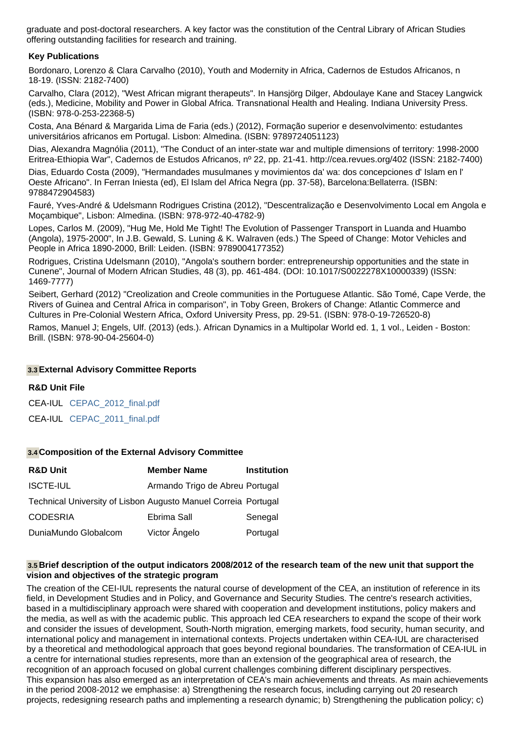graduate and post-doctoral researchers. A key factor was the constitution of the Central Library of African Studies offering outstanding facilities for research and training.

**Key Publications**

Bordonaro, Lorenzo & Clara Carvalho (2010), Youth and Modernity in Africa, Cadernos de Estudos Africanos, n 18-19. (ISSN: 2182-7400)

Carvalho, Clara (2012), "West African migrant therapeuts". In Hansjörg Dilger, Abdoulaye Kane and Stacey Langwick (eds.), Medicine, Mobility and Power in Global Africa. Transnational Health and Healing. Indiana University Press. (ISBN: 978-0-253-22368-5)

Costa, Ana Bénard & Margarida Lima de Faria (eds.) (2012), Formação superior e desenvolvimento: estudantes universitários africanos em Portugal. Lisbon: Almedina. (ISBN: 9789724051123)

Dias, Alexandra Magnólia (2011), "The Conduct of an inter-state war and multiple dimensions of territory: 1998-2000 Eritrea-Ethiopia War", Cadernos de Estudos Africanos, nº 22, pp. 21-41. http://cea.revues.org/402 (ISSN: 2182-7400)

Dias, Eduardo Costa (2009), "Hermandades musulmanes y movimientos da' wa: dos concepciones d' Islam en l' Oeste Africano". In Ferran Iniesta (ed), El Islam del Africa Negra (pp. 37-58), Barcelona:Bellaterra. (ISBN: 9788472904583)

Fauré, Yves-André & Udelsmann Rodrigues Cristina (2012), "Descentralização e Desenvolvimento Local em Angola e Moçambique", Lisbon: Almedina. (ISBN: 978-972-40-4782-9)

Lopes, Carlos M. (2009), "Hug Me, Hold Me Tight! The Evolution of Passenger Transport in Luanda and Huambo (Angola), 1975-2000", In J.B. Gewald, S. Luning & K. Walraven (eds.) The Speed of Change: Motor Vehicles and People in Africa 1890-2000, Brill: Leiden. (ISBN: 9789004177352)

Rodrigues, Cristina Udelsmann (2010), "Angola's southern border: entrepreneurship opportunities and the state in Cunene", Journal of Modern African Studies, 48 (3), pp. 461-484. (DOI: 10.1017/S0022278X10000339) (ISSN: 1469-7777)

Seibert, Gerhard (2012) "Creolization and Creole communities in the Portuguese Atlantic. São Tomé, Cape Verde, the Rivers of Guinea and Central Africa in comparison", in Toby Green, Brokers of Change: Atlantic Commerce and Cultures in Pre-Colonial Western Africa, Oxford University Press, pp. 29-51. (ISBN: 978-0-19-726520-8)

Ramos, Manuel J; Engels, Ulf. (2013) (eds.). African Dynamics in a Multipolar World ed. 1, 1 vol., Leiden - Boston: Brill. (ISBN: 978-90-04-25604-0)

### 3.3 External Advisory Committee Reports

**R&D Unit File**

CEA-IUL CEPAC_2012_final.pdf

CEA-IUL CEPAC_2011_final.pdf

### 3.4 Composition of the External Advisory Committee

| R&D Unit | Member Name | Institution |
|---|---|---|
| ISCTE-IUL | Armando Trigo de Abreu | Portugal |
| Technical University of Lisbon | Augusto Manuel Correia | Portugal |
| CODESRIA | Ebrima Sall | Senegal |
| DuniaMundo Globalcom | Victor Ângelo | Portugal |

### 3.5 Brief description of the output indicators 2008/2012 of the research team of the new unit that support the vision and objectives of the strategic program

The creation of the CEI-IUL represents the natural course of development of the CEA, an institution of reference in its field, in Development Studies and in Policy, and Governance and Security Studies. The centre's research activities, based in a multidisciplinary approach were shared with cooperation and development institutions, policy makers and the media, as well as with the academic public. This approach led CEA researchers to expand the scope of their work and consider the issues of development, South-North migration, emerging markets, food security, human security, and international policy and management in international contexts. Projects undertaken within CEA-IUL are characterised by a theoretical and methodological approach that goes beyond regional boundaries. The transformation of CEA-IUL in a centre for international studies represents, more than an extension of the geographical area of research, the recognition of an approach focused on global current challenges combining different disciplinary perspectives.
This expansion has also emerged as an interpretation of CEA's main achievements and threats. As main achievements in the period 2008-2012 we emphasise: a) Strengthening the research focus, including carrying out 20 research projects, redesigning research paths and implementing a research dynamic; b) Strengthening the publication policy; c)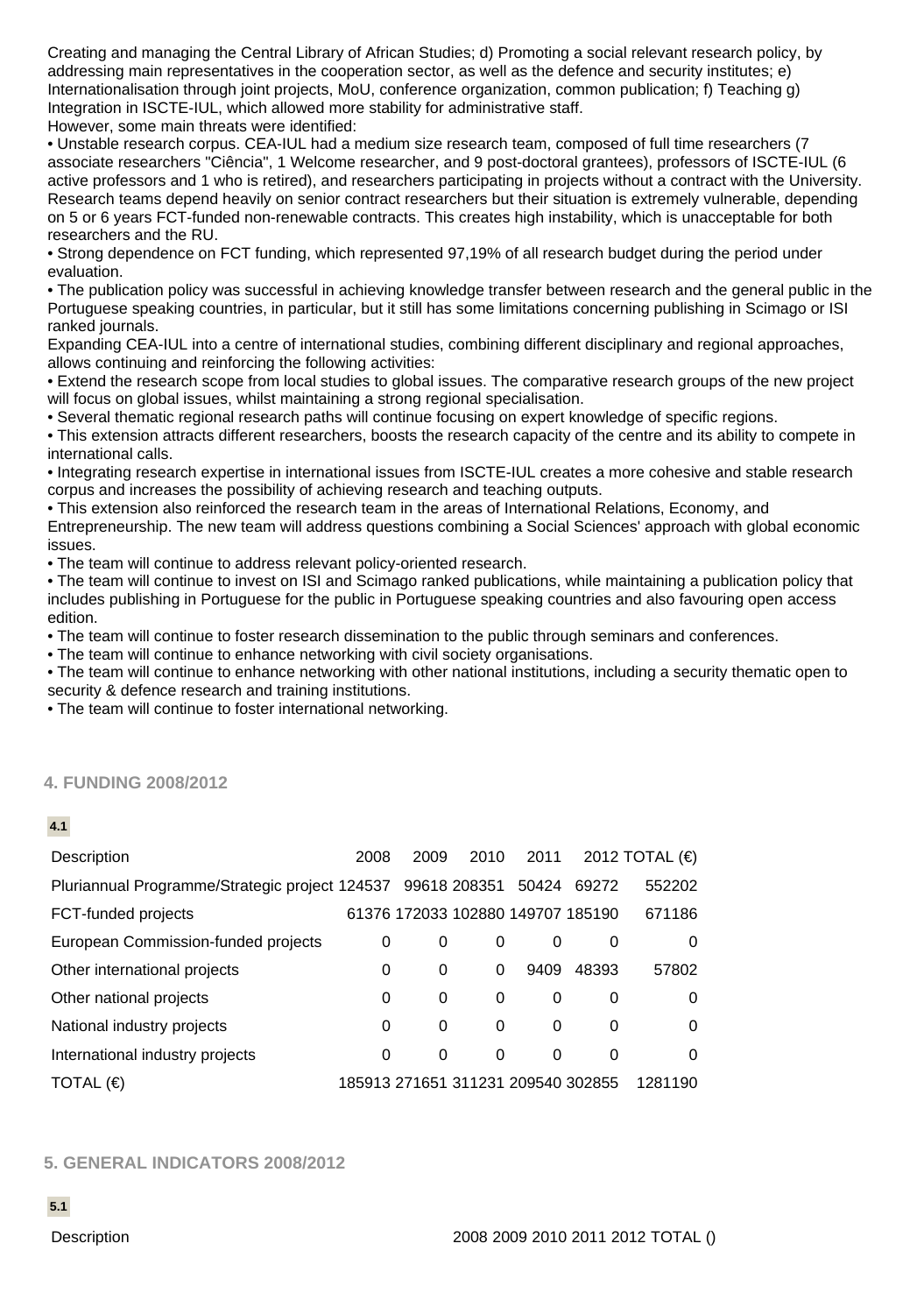Creating and managing the Central Library of African Studies; d) Promoting a social relevant research policy, by addressing main representatives in the cooperation sector, as well as the defence and security institutes; e) Internationalisation through joint projects, MoU, conference organization, common publication; f) Teaching g) Integration in ISCTE-IUL, which allowed more stability for administrative staff.

However, some main threats were identified:

• Unstable research corpus. CEA-IUL had a medium size research team, composed of full time researchers (7 associate researchers "Ciência", 1 Welcome researcher, and 9 post-doctoral grantees), professors of ISCTE-IUL (6 active professors and 1 who is retired), and researchers participating in projects without a contract with the University. Research teams depend heavily on senior contract researchers but their situation is extremely vulnerable, depending on 5 or 6 years FCT-funded non-renewable contracts. This creates high instability, which is unacceptable for both researchers and the RU.

• Strong dependence on FCT funding, which represented 97,19% of all research budget during the period under evaluation.

• The publication policy was successful in achieving knowledge transfer between research and the general public in the Portuguese speaking countries, in particular, but it still has some limitations concerning publishing in Scimago or ISI ranked journals.

Expanding CEA-IUL into a centre of international studies, combining different disciplinary and regional approaches, allows continuing and reinforcing the following activities:

• Extend the research scope from local studies to global issues. The comparative research groups of the new project will focus on global issues, whilst maintaining a strong regional specialisation.

• Several thematic regional research paths will continue focusing on expert knowledge of specific regions.

• This extension attracts different researchers, boosts the research capacity of the centre and its ability to compete in international calls.

• Integrating research expertise in international issues from ISCTE-IUL creates a more cohesive and stable research corpus and increases the possibility of achieving research and teaching outputs.

• This extension also reinforced the research team in the areas of International Relations, Economy, and Entrepreneurship. The new team will address questions combining a Social Sciences' approach with global economic issues.

• The team will continue to address relevant policy-oriented research.

• The team will continue to invest on ISI and Scimago ranked publications, while maintaining a publication policy that includes publishing in Portuguese for the public in Portuguese speaking countries and also favouring open access edition.

• The team will continue to foster research dissemination to the public through seminars and conferences.

• The team will continue to enhance networking with civil society organisations.

• The team will continue to enhance networking with other national institutions, including a security thematic open to security & defence research and training institutions.

• The team will continue to foster international networking.

## 4. FUNDING 2008/2012

**4.1**

| Description | 2008 | 2009 | 2010 | 2011 | 2012 | TOTAL (€) |
|---|---|---|---|---|---|---|
| Pluriannual Programme/Strategic project | 124537 | 99618 | 208351 | 50424 | 69272 | 552202 |
| FCT-funded projects | 61376 | 172033 | 102880 | 149707 | 185190 | 671186 |
| European Commission-funded projects | 0 | 0 | 0 | 0 | 0 | 0 |
| Other international projects | 0 | 0 | 0 | 9409 | 48393 | 57802 |
| Other national projects | 0 | 0 | 0 | 0 | 0 | 0 |
| National industry projects | 0 | 0 | 0 | 0 | 0 | 0 |
| International industry projects | 0 | 0 | 0 | 0 | 0 | 0 |
| TOTAL (€) | 185913 | 271651 | 311231 | 209540 | 302855 | 1281190 |

## 5. GENERAL INDICATORS 2008/2012

**5.1**

| Description | 2008 | 2009 | 2010 | 2011 | 2012 | TOTAL () |
|---|---|---|---|---|---|---|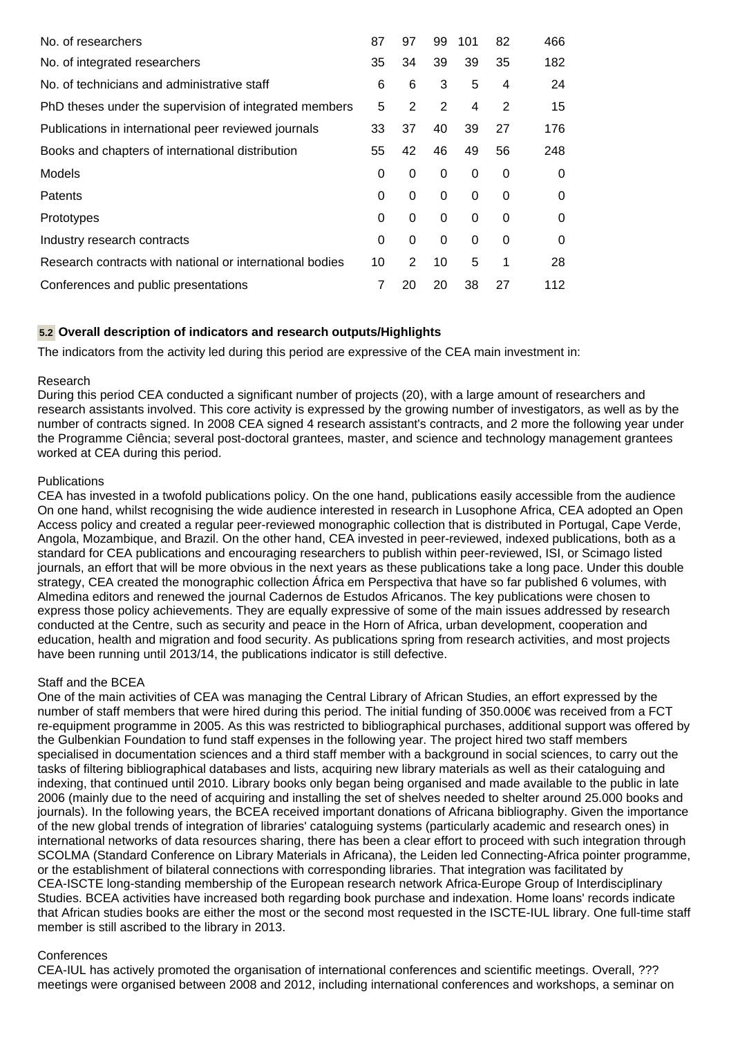| | | | | | | |
|---|---|---|---|---|---|---|
| No. of researchers | 87 | 97 | 99 | 101 | 82 | 466 |
| No. of integrated researchers | 35 | 34 | 39 | 39 | 35 | 182 |
| No. of technicians and administrative staff | 6 | 6 | 3 | 5 | 4 | 24 |
| PhD theses under the supervision of integrated members | 5 | 2 | 2 | 4 | 2 | 15 |
| Publications in international peer reviewed journals | 33 | 37 | 40 | 39 | 27 | 176 |
| Books and chapters of international distribution | 55 | 42 | 46 | 49 | 56 | 248 |
| Models | 0 | 0 | 0 | 0 | 0 | 0 |
| Patents | 0 | 0 | 0 | 0 | 0 | 0 |
| Prototypes | 0 | 0 | 0 | 0 | 0 | 0 |
| Industry research contracts | 0 | 0 | 0 | 0 | 0 | 0 |
| Research contracts with national or international bodies | 10 | 2 | 10 | 5 | 1 | 28 |
| Conferences and public presentations | 7 | 20 | 20 | 38 | 27 | 112 |

### 5.2 Overall description of indicators and research outputs/Highlights

The indicators from the activity led during this period are expressive of the CEA main investment in:

Research
During this period CEA conducted a significant number of projects (20), with a large amount of researchers and research assistants involved. This core activity is expressed by the growing number of investigators, as well as by the number of contracts signed. In 2008 CEA signed 4 research assistant's contracts, and 2 more the following year under the Programme Ciência; several post-doctoral grantees, master, and science and technology management grantees worked at CEA during this period.

Publications
CEA has invested in a twofold publications policy. On the one hand, publications easily accessible from the audience On one hand, whilst recognising the wide audience interested in research in Lusophone Africa, CEA adopted an Open Access policy and created a regular peer-reviewed monographic collection that is distributed in Portugal, Cape Verde, Angola, Mozambique, and Brazil. On the other hand, CEA invested in peer-reviewed, indexed publications, both as a standard for CEA publications and encouraging researchers to publish within peer-reviewed, ISI, or Scimago listed journals, an effort that will be more obvious in the next years as these publications take a long pace. Under this double strategy, CEA created the monographic collection África em Perspectiva that have so far published 6 volumes, with Almedina editors and renewed the journal Cadernos de Estudos Africanos. The key publications were chosen to express those policy achievements. They are equally expressive of some of the main issues addressed by research conducted at the Centre, such as security and peace in the Horn of Africa, urban development, cooperation and education, health and migration and food security. As publications spring from research activities, and most projects have been running until 2013/14, the publications indicator is still defective.

Staff and the BCEA
One of the main activities of CEA was managing the Central Library of African Studies, an effort expressed by the number of staff members that were hired during this period. The initial funding of 350.000€ was received from a FCT re-equipment programme in 2005. As this was restricted to bibliographical purchases, additional support was offered by the Gulbenkian Foundation to fund staff expenses in the following year. The project hired two staff members specialised in documentation sciences and a third staff member with a background in social sciences, to carry out the tasks of filtering bibliographical databases and lists, acquiring new library materials as well as their cataloguing and indexing, that continued until 2010. Library books only began being organised and made available to the public in late 2006 (mainly due to the need of acquiring and installing the set of shelves needed to shelter around 25.000 books and journals). In the following years, the BCEA received important donations of Africana bibliography. Given the importance of the new global trends of integration of libraries' cataloguing systems (particularly academic and research ones) in international networks of data resources sharing, there has been a clear effort to proceed with such integration through SCOLMA (Standard Conference on Library Materials in Africana), the Leiden led Connecting-Africa pointer programme, or the establishment of bilateral connections with corresponding libraries. That integration was facilitated by CEA-ISCTE long-standing membership of the European research network Africa-Europe Group of Interdisciplinary Studies. BCEA activities have increased both regarding book purchase and indexation. Home loans' records indicate that African studies books are either the most or the second most requested in the ISCTE-IUL library. One full-time staff member is still ascribed to the library in 2013.

Conferences
CEA-IUL has actively promoted the organisation of international conferences and scientific meetings. Overall, ??? meetings were organised between 2008 and 2012, including international conferences and workshops, a seminar on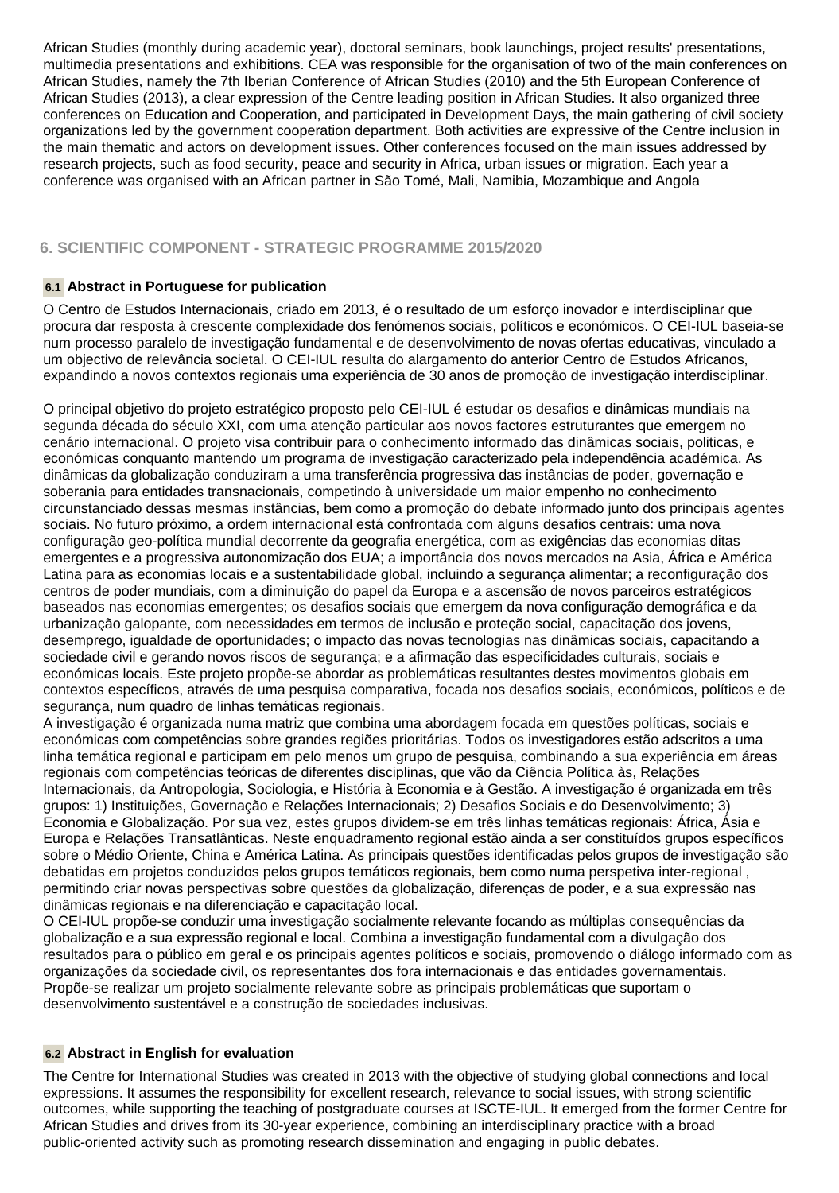African Studies (monthly during academic year), doctoral seminars, book launchings, project results' presentations, multimedia presentations and exhibitions. CEA was responsible for the organisation of two of the main conferences on African Studies, namely the 7th Iberian Conference of African Studies (2010) and the 5th European Conference of African Studies (2013), a clear expression of the Centre leading position in African Studies. It also organized three conferences on Education and Cooperation, and participated in Development Days, the main gathering of civil society organizations led by the government cooperation department. Both activities are expressive of the Centre inclusion in the main thematic and actors on development issues. Other conferences focused on the main issues addressed by research projects, such as food security, peace and security in Africa, urban issues or migration. Each year a conference was organised with an African partner in São Tomé, Mali, Namibia, Mozambique and Angola

## 6. SCIENTIFIC COMPONENT - STRATEGIC PROGRAMME 2015/2020

### 6.1 Abstract in Portuguese for publication

O Centro de Estudos Internacionais, criado em 2013, é o resultado de um esforço inovador e interdisciplinar que procura dar resposta à crescente complexidade dos fenómenos sociais, políticos e económicos. O CEI-IUL baseia-se num processo paralelo de investigação fundamental e de desenvolvimento de novas ofertas educativas, vinculado a um objectivo de relevância societal. O CEI-IUL resulta do alargamento do anterior Centro de Estudos Africanos, expandindo a novos contextos regionais uma experiência de 30 anos de promoção de investigação interdisciplinar.

O principal objetivo do projeto estratégico proposto pelo CEI-IUL é estudar os desafios e dinâmicas mundiais na segunda década do século XXI, com uma atenção particular aos novos factores estruturantes que emergem no cenário internacional. O projeto visa contribuir para o conhecimento informado das dinâmicas sociais, politicas, e económicas conquanto mantendo um programa de investigação caracterizado pela independência académica. As dinâmicas da globalização conduziram a uma transferência progressiva das instâncias de poder, governação e soberania para entidades transnacionais, competindo à universidade um maior empenho no conhecimento circunstanciado dessas mesmas instâncias, bem como a promoção do debate informado junto dos principais agentes sociais. No futuro próximo, a ordem internacional está confrontada com alguns desafios centrais: uma nova configuração geo-política mundial decorrente da geografia energética, com as exigências das economias ditas emergentes e a progressiva autonomização dos EUA; a importância dos novos mercados na Asia, África e América Latina para as economias locais e a sustentabilidade global, incluindo a segurança alimentar; a reconfiguração dos centros de poder mundiais, com a diminuição do papel da Europa e a ascensão de novos parceiros estratégicos baseados nas economias emergentes; os desafios sociais que emergem da nova configuração demográfica e da urbanização galopante, com necessidades em termos de inclusão e proteção social, capacitação dos jovens, desemprego, igualdade de oportunidades; o impacto das novas tecnologias nas dinâmicas sociais, capacitando a sociedade civil e gerando novos riscos de segurança; e a afirmação das especificidades culturais, sociais e económicas locais. Este projeto propõe-se abordar as problemáticas resultantes destes movimentos globais em contextos específicos, através de uma pesquisa comparativa, focada nos desafios sociais, económicos, políticos e de segurança, num quadro de linhas temáticas regionais.
A investigação é organizada numa matriz que combina uma abordagem focada em questões políticas, sociais e económicas com competências sobre grandes regiões prioritárias. Todos os investigadores estão adscritos a uma linha temática regional e participam em pelo menos um grupo de pesquisa, combinando a sua experiência em áreas regionais com competências teóricas de diferentes disciplinas, que vão da Ciência Política às, Relações Internacionais, da Antropologia, Sociologia, e História à Economia e à Gestão. A investigação é organizada em três grupos: 1) Instituições, Governação e Relações Internacionais; 2) Desafios Sociais e do Desenvolvimento; 3) Economia e Globalização. Por sua vez, estes grupos dividem-se em três linhas temáticas regionais: África, Ásia e Europa e Relações Transatlânticas. Neste enquadramento regional estão ainda a ser constituídos grupos específicos sobre o Médio Oriente, China e América Latina. As principais questões identificadas pelos grupos de investigação são debatidas em projetos conduzidos pelos grupos temáticos regionais, bem como numa perspetiva inter-regional , permitindo criar novas perspectivas sobre questões da globalização, diferenças de poder, e a sua expressão nas dinâmicas regionais e na diferenciação e capacitação local.
O CEI-IUL propõe-se conduzir uma investigação socialmente relevante focando as múltiplas consequências da globalização e a sua expressão regional e local. Combina a investigação fundamental com a divulgação dos resultados para o público em geral e os principais agentes políticos e sociais, promovendo o diálogo informado com as organizações da sociedade civil, os representantes dos fora internacionais e das entidades governamentais. Propõe-se realizar um projeto socialmente relevante sobre as principais problemáticas que suportam o desenvolvimento sustentável e a construção de sociedades inclusivas.

### 6.2 Abstract in English for evaluation

The Centre for International Studies was created in 2013 with the objective of studying global connections and local expressions. It assumes the responsibility for excellent research, relevance to social issues, with strong scientific outcomes, while supporting the teaching of postgraduate courses at ISCTE-IUL. It emerged from the former Centre for African Studies and drives from its 30-year experience, combining an interdisciplinary practice with a broad public-oriented activity such as promoting research dissemination and engaging in public debates.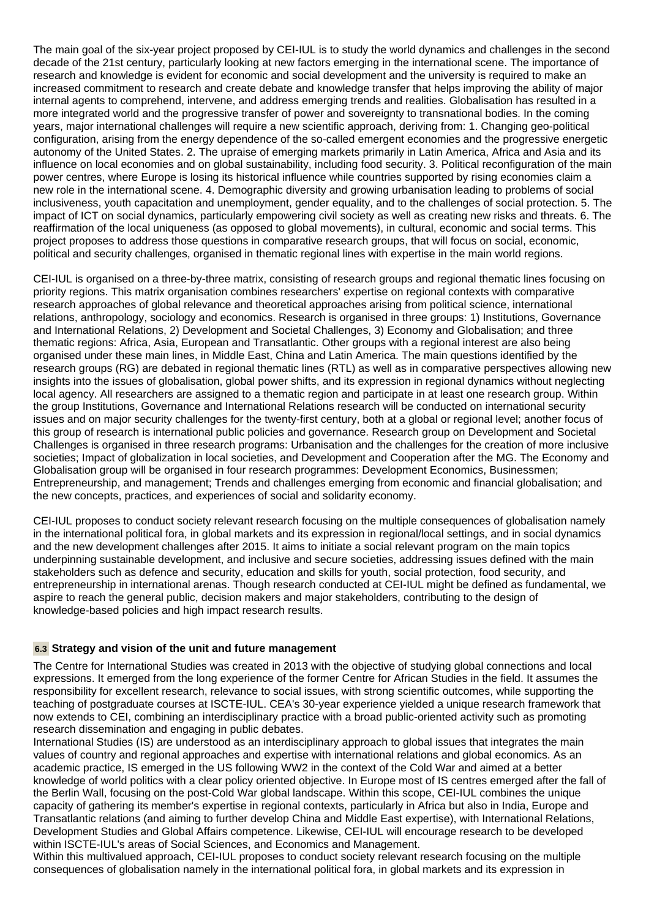The main goal of the six-year project proposed by CEI-IUL is to study the world dynamics and challenges in the second decade of the 21st century, particularly looking at new factors emerging in the international scene. The importance of research and knowledge is evident for economic and social development and the university is required to make an increased commitment to research and create debate and knowledge transfer that helps improving the ability of major internal agents to comprehend, intervene, and address emerging trends and realities. Globalisation has resulted in a more integrated world and the progressive transfer of power and sovereignty to transnational bodies. In the coming years, major international challenges will require a new scientific approach, deriving from: 1. Changing geo-political configuration, arising from the energy dependence of the so-called emergent economies and the progressive energetic autonomy of the United States. 2. The upraise of emerging markets primarily in Latin America, Africa and Asia and its influence on local economies and on global sustainability, including food security. 3. Political reconfiguration of the main power centres, where Europe is losing its historical influence while countries supported by rising economies claim a new role in the international scene. 4. Demographic diversity and growing urbanisation leading to problems of social inclusiveness, youth capacitation and unemployment, gender equality, and to the challenges of social protection. 5. The impact of ICT on social dynamics, particularly empowering civil society as well as creating new risks and threats. 6. The reaffirmation of the local uniqueness (as opposed to global movements), in cultural, economic and social terms. This project proposes to address those questions in comparative research groups, that will focus on social, economic, political and security challenges, organised in thematic regional lines with expertise in the main world regions.

CEI-IUL is organised on a three-by-three matrix, consisting of research groups and regional thematic lines focusing on priority regions. This matrix organisation combines researchers' expertise on regional contexts with comparative research approaches of global relevance and theoretical approaches arising from political science, international relations, anthropology, sociology and economics. Research is organised in three groups: 1) Institutions, Governance and International Relations, 2) Development and Societal Challenges, 3) Economy and Globalisation; and three thematic regions: Africa, Asia, European and Transatlantic. Other groups with a regional interest are also being organised under these main lines, in Middle East, China and Latin America. The main questions identified by the research groups (RG) are debated in regional thematic lines (RTL) as well as in comparative perspectives allowing new insights into the issues of globalisation, global power shifts, and its expression in regional dynamics without neglecting local agency. All researchers are assigned to a thematic region and participate in at least one research group. Within the group Institutions, Governance and International Relations research will be conducted on international security issues and on major security challenges for the twenty-first century, both at a global or regional level; another focus of this group of research is international public policies and governance. Research group on Development and Societal Challenges is organised in three research programs: Urbanisation and the challenges for the creation of more inclusive societies; Impact of globalization in local societies, and Development and Cooperation after the MG. The Economy and Globalisation group will be organised in four research programmes: Development Economics, Businessmen; Entrepreneurship, and management; Trends and challenges emerging from economic and financial globalisation; and the new concepts, practices, and experiences of social and solidarity economy.

CEI-IUL proposes to conduct society relevant research focusing on the multiple consequences of globalisation namely in the international political fora, in global markets and its expression in regional/local settings, and in social dynamics and the new development challenges after 2015. It aims to initiate a social relevant program on the main topics underpinning sustainable development, and inclusive and secure societies, addressing issues defined with the main stakeholders such as defence and security, education and skills for youth, social protection, food security, and entrepreneurship in international arenas. Though research conducted at CEI-IUL might be defined as fundamental, we aspire to reach the general public, decision makers and major stakeholders, contributing to the design of knowledge-based policies and high impact research results.

### 6.3 Strategy and vision of the unit and future management

The Centre for International Studies was created in 2013 with the objective of studying global connections and local expressions. It emerged from the long experience of the former Centre for African Studies in the field. It assumes the responsibility for excellent research, relevance to social issues, with strong scientific outcomes, while supporting the teaching of postgraduate courses at ISCTE-IUL. CEA's 30-year experience yielded a unique research framework that now extends to CEI, combining an interdisciplinary practice with a broad public-oriented activity such as promoting research dissemination and engaging in public debates.
International Studies (IS) are understood as an interdisciplinary approach to global issues that integrates the main values of country and regional approaches and expertise with international relations and global economics. As an academic practice, IS emerged in the US following WW2 in the context of the Cold War and aimed at a better knowledge of world politics with a clear policy oriented objective. In Europe most of IS centres emerged after the fall of the Berlin Wall, focusing on the post-Cold War global landscape. Within this scope, CEI-IUL combines the unique capacity of gathering its member's expertise in regional contexts, particularly in Africa but also in India, Europe and Transatlantic relations (and aiming to further develop China and Middle East expertise), with International Relations, Development Studies and Global Affairs competence. Likewise, CEI-IUL will encourage research to be developed within ISCTE-IUL's areas of Social Sciences, and Economics and Management.
Within this multivalued approach, CEI-IUL proposes to conduct society relevant research focusing on the multiple consequences of globalisation namely in the international political fora, in global markets and its expression in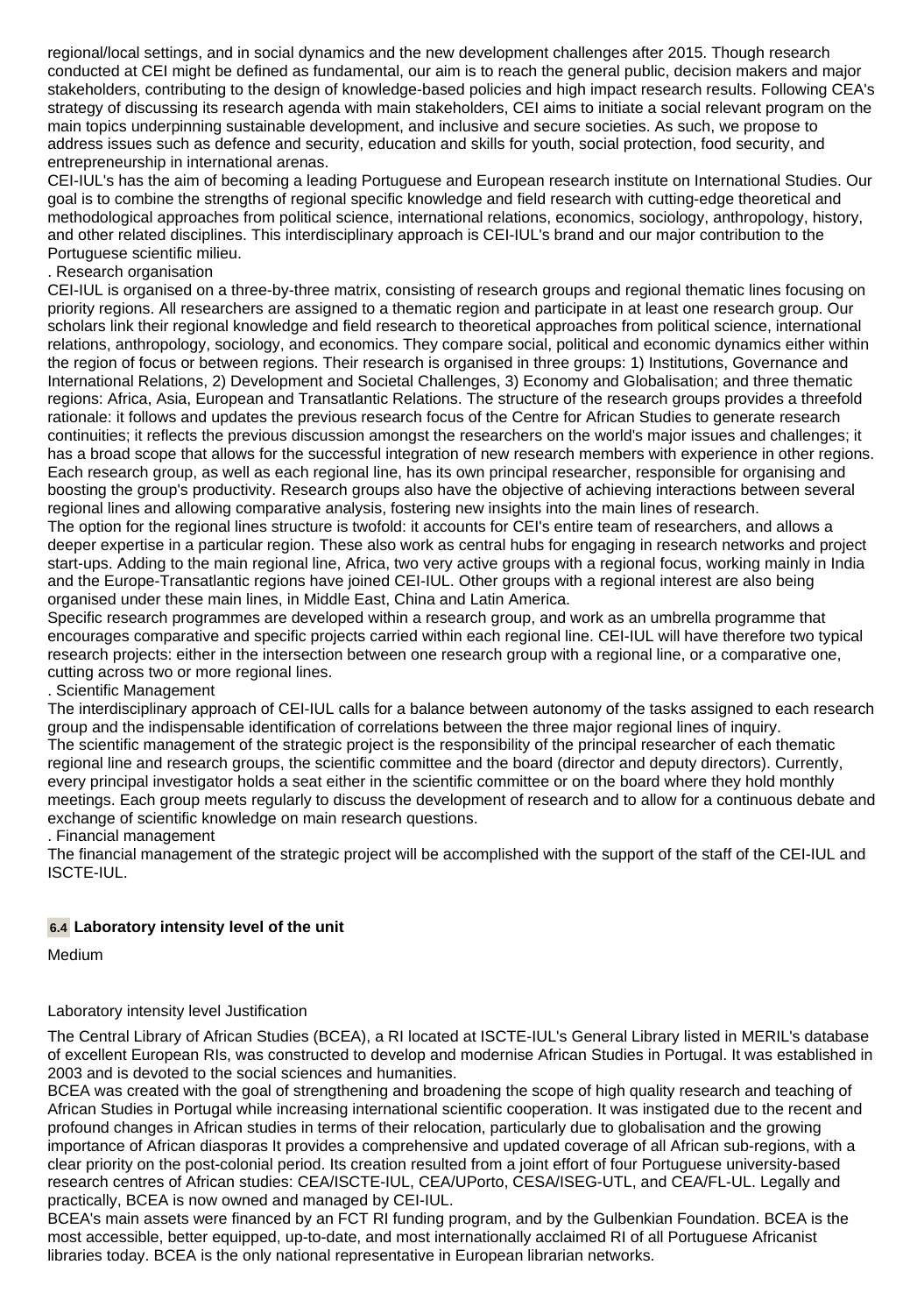regional/local settings, and in social dynamics and the new development challenges after 2015. Though research conducted at CEI might be defined as fundamental, our aim is to reach the general public, decision makers and major stakeholders, contributing to the design of knowledge-based policies and high impact research results. Following CEA's strategy of discussing its research agenda with main stakeholders, CEI aims to initiate a social relevant program on the main topics underpinning sustainable development, and inclusive and secure societies. As such, we propose to address issues such as defence and security, education and skills for youth, social protection, food security, and entrepreneurship in international arenas.
CEI-IUL's has the aim of becoming a leading Portuguese and European research institute on International Studies. Our goal is to combine the strengths of regional specific knowledge and field research with cutting-edge theoretical and methodological approaches from political science, international relations, economics, sociology, anthropology, history, and other related disciplines. This interdisciplinary approach is CEI-IUL's brand and our major contribution to the Portuguese scientific milieu.
. Research organisation
CEI-IUL is organised on a three-by-three matrix, consisting of research groups and regional thematic lines focusing on priority regions. All researchers are assigned to a thematic region and participate in at least one research group. Our scholars link their regional knowledge and field research to theoretical approaches from political science, international relations, anthropology, sociology, and economics. They compare social, political and economic dynamics either within the region of focus or between regions. Their research is organised in three groups: 1) Institutions, Governance and International Relations, 2) Development and Societal Challenges, 3) Economy and Globalisation; and three thematic regions: Africa, Asia, European and Transatlantic Relations. The structure of the research groups provides a threefold rationale: it follows and updates the previous research focus of the Centre for African Studies to generate research continuities; it reflects the previous discussion amongst the researchers on the world's major issues and challenges; it has a broad scope that allows for the successful integration of new research members with experience in other regions. Each research group, as well as each regional line, has its own principal researcher, responsible for organising and boosting the group's productivity. Research groups also have the objective of achieving interactions between several regional lines and allowing comparative analysis, fostering new insights into the main lines of research.
The option for the regional lines structure is twofold: it accounts for CEI's entire team of researchers, and allows a deeper expertise in a particular region. These also work as central hubs for engaging in research networks and project start-ups. Adding to the main regional line, Africa, two very active groups with a regional focus, working mainly in India and the Europe-Transatlantic regions have joined CEI-IUL. Other groups with a regional interest are also being organised under these main lines, in Middle East, China and Latin America.
Specific research programmes are developed within a research group, and work as an umbrella programme that encourages comparative and specific projects carried within each regional line. CEI-IUL will have therefore two typical research projects: either in the intersection between one research group with a regional line, or a comparative one, cutting across two or more regional lines.
. Scientific Management
The interdisciplinary approach of CEI-IUL calls for a balance between autonomy of the tasks assigned to each research group and the indispensable identification of correlations between the three major regional lines of inquiry.
The scientific management of the strategic project is the responsibility of the principal researcher of each thematic regional line and research groups, the scientific committee and the board (director and deputy directors). Currently, every principal investigator holds a seat either in the scientific committee or on the board where they hold monthly meetings. Each group meets regularly to discuss the development of research and to allow for a continuous debate and exchange of scientific knowledge on main research questions.
. Financial management
The financial management of the strategic project will be accomplished with the support of the staff of the CEI-IUL and ISCTE-IUL.

### 6.4 Laboratory intensity level of the unit

Medium

Laboratory intensity level Justification

The Central Library of African Studies (BCEA), a RI located at ISCTE-IUL's General Library listed in MERIL's database of excellent European RIs, was constructed to develop and modernise African Studies in Portugal. It was established in 2003 and is devoted to the social sciences and humanities.
BCEA was created with the goal of strengthening and broadening the scope of high quality research and teaching of African Studies in Portugal while increasing international scientific cooperation. It was instigated due to the recent and profound changes in African studies in terms of their relocation, particularly due to globalisation and the growing importance of African diasporas It provides a comprehensive and updated coverage of all African sub-regions, with a clear priority on the post-colonial period. Its creation resulted from a joint effort of four Portuguese university-based research centres of African studies: CEA/ISCTE-IUL, CEA/UPorto, CESA/ISEG-UTL, and CEA/FL-UL. Legally and practically, BCEA is now owned and managed by CEI-IUL.
BCEA's main assets were financed by an FCT RI funding program, and by the Gulbenkian Foundation. BCEA is the most accessible, better equipped, up-to-date, and most internationally acclaimed RI of all Portuguese Africanist libraries today. BCEA is the only national representative in European librarian networks.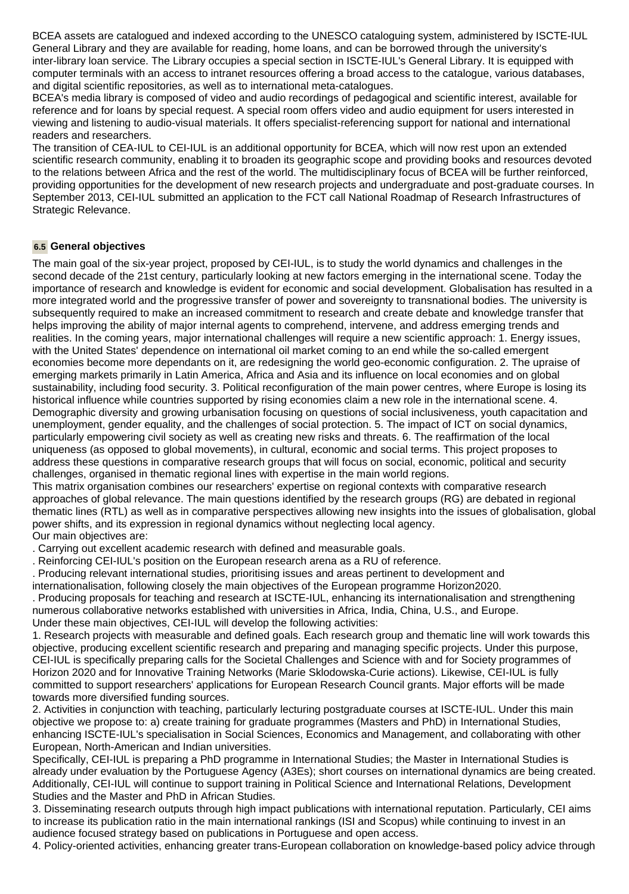BCEA assets are catalogued and indexed according to the UNESCO cataloguing system, administered by ISCTE-IUL General Library and they are available for reading, home loans, and can be borrowed through the university's inter-library loan service. The Library occupies a special section in ISCTE-IUL's General Library. It is equipped with computer terminals with an access to intranet resources offering a broad access to the catalogue, various databases, and digital scientific repositories, as well as to international meta-catalogues.
BCEA's media library is composed of video and audio recordings of pedagogical and scientific interest, available for reference and for loans by special request. A special room offers video and audio equipment for users interested in viewing and listening to audio-visual materials. It offers specialist-referencing support for national and international readers and researchers.
The transition of CEA-IUL to CEI-IUL is an additional opportunity for BCEA, which will now rest upon an extended scientific research community, enabling it to broaden its geographic scope and providing books and resources devoted to the relations between Africa and the rest of the world. The multidisciplinary focus of BCEA will be further reinforced, providing opportunities for the development of new research projects and undergraduate and post-graduate courses. In September 2013, CEI-IUL submitted an application to the FCT call National Roadmap of Research Infrastructures of Strategic Relevance.

## 6.5 General objectives

The main goal of the six-year project, proposed by CEI-IUL, is to study the world dynamics and challenges in the second decade of the 21st century, particularly looking at new factors emerging in the international scene. Today the importance of research and knowledge is evident for economic and social development. Globalisation has resulted in a more integrated world and the progressive transfer of power and sovereignty to transnational bodies. The university is subsequently required to make an increased commitment to research and create debate and knowledge transfer that helps improving the ability of major internal agents to comprehend, intervene, and address emerging trends and realities. In the coming years, major international challenges will require a new scientific approach: 1. Energy issues, with the United States' dependence on international oil market coming to an end while the so-called emergent economies become more dependants on it, are redesigning the world geo-economic configuration. 2. The upraise of emerging markets primarily in Latin America, Africa and Asia and its influence on local economies and on global sustainability, including food security. 3. Political reconfiguration of the main power centres, where Europe is losing its historical influence while countries supported by rising economies claim a new role in the international scene. 4. Demographic diversity and growing urbanisation focusing on questions of social inclusiveness, youth capacitation and unemployment, gender equality, and the challenges of social protection. 5. The impact of ICT on social dynamics, particularly empowering civil society as well as creating new risks and threats. 6. The reaffirmation of the local uniqueness (as opposed to global movements), in cultural, economic and social terms. This project proposes to address these questions in comparative research groups that will focus on social, economic, political and security challenges, organised in thematic regional lines with expertise in the main world regions.
This matrix organisation combines our researchers' expertise on regional contexts with comparative research approaches of global relevance. The main questions identified by the research groups (RG) are debated in regional thematic lines (RTL) as well as in comparative perspectives allowing new insights into the issues of globalisation, global power shifts, and its expression in regional dynamics without neglecting local agency.
Our main objectives are:
. Carrying out excellent academic research with defined and measurable goals.
. Reinforcing CEI-IUL's position on the European research arena as a RU of reference.
. Producing relevant international studies, prioritising issues and areas pertinent to development and internationalisation, following closely the main objectives of the European programme Horizon2020.
. Producing proposals for teaching and research at ISCTE-IUL, enhancing its internationalisation and strengthening numerous collaborative networks established with universities in Africa, India, China, U.S., and Europe.
Under these main objectives, CEI-IUL will develop the following activities:
1. Research projects with measurable and defined goals. Each research group and thematic line will work towards this objective, producing excellent scientific research and preparing and managing specific projects. Under this purpose, CEI-IUL is specifically preparing calls for the Societal Challenges and Science with and for Society programmes of Horizon 2020 and for Innovative Training Networks (Marie Sklodowska-Curie actions). Likewise, CEI-IUL is fully committed to support researchers' applications for European Research Council grants. Major efforts will be made towards more diversified funding sources.
2. Activities in conjunction with teaching, particularly lecturing postgraduate courses at ISCTE-IUL. Under this main objective we propose to: a) create training for graduate programmes (Masters and PhD) in International Studies, enhancing ISCTE-IUL's specialisation in Social Sciences, Economics and Management, and collaborating with other European, North-American and Indian universities.
Specifically, CEI-IUL is preparing a PhD programme in International Studies; the Master in International Studies is already under evaluation by the Portuguese Agency (A3Es); short courses on international dynamics are being created. Additionally, CEI-IUL will continue to support training in Political Science and International Relations, Development Studies and the Master and PhD in African Studies.
3. Disseminating research outputs through high impact publications with international reputation. Particularly, CEI aims to increase its publication ratio in the main international rankings (ISI and Scopus) while continuing to invest in an audience focused strategy based on publications in Portuguese and open access.
4. Policy-oriented activities, enhancing greater trans-European collaboration on knowledge-based policy advice through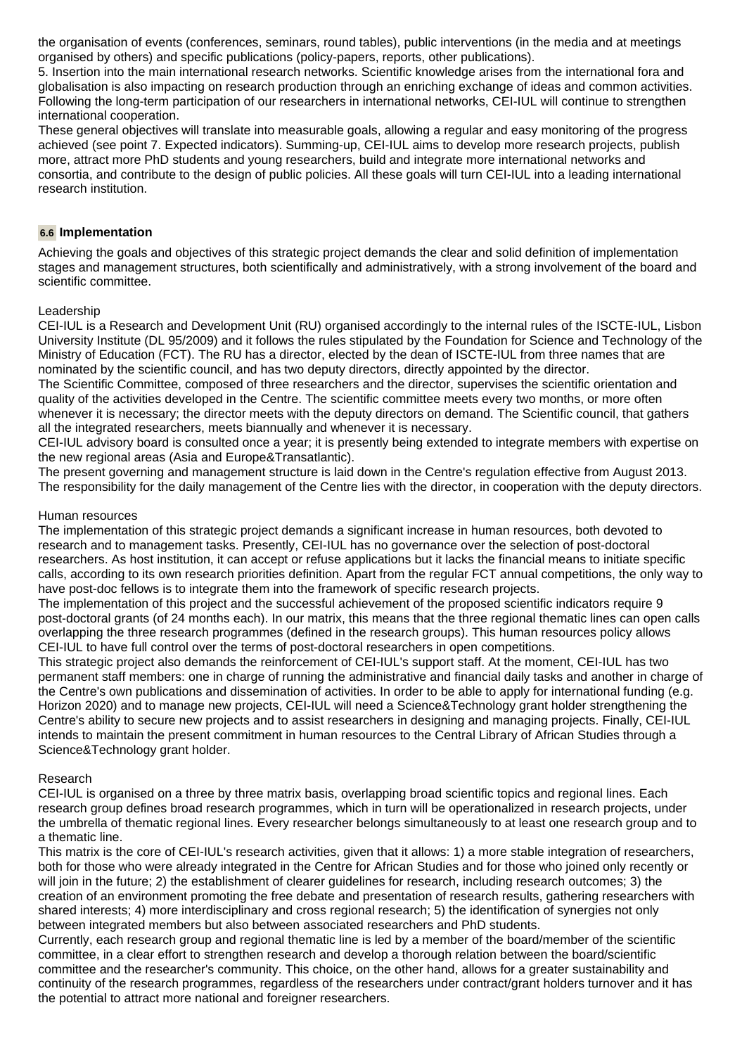the organisation of events (conferences, seminars, round tables), public interventions (in the media and at meetings organised by others) and specific publications (policy-papers, reports, other publications).

5. Insertion into the main international research networks. Scientific knowledge arises from the international fora and globalisation is also impacting on research production through an enriching exchange of ideas and common activities. Following the long-term participation of our researchers in international networks, CEI-IUL will continue to strengthen international cooperation.

These general objectives will translate into measurable goals, allowing a regular and easy monitoring of the progress achieved (see point 7. Expected indicators). Summing-up, CEI-IUL aims to develop more research projects, publish more, attract more PhD students and young researchers, build and integrate more international networks and consortia, and contribute to the design of public policies. All these goals will turn CEI-IUL into a leading international research institution.

### 6.6 Implementation

Achieving the goals and objectives of this strategic project demands the clear and solid definition of implementation stages and management structures, both scientifically and administratively, with a strong involvement of the board and scientific committee.

Leadership

CEI-IUL is a Research and Development Unit (RU) organised accordingly to the internal rules of the ISCTE-IUL, Lisbon University Institute (DL 95/2009) and it follows the rules stipulated by the Foundation for Science and Technology of the Ministry of Education (FCT). The RU has a director, elected by the dean of ISCTE-IUL from three names that are nominated by the scientific council, and has two deputy directors, directly appointed by the director.

The Scientific Committee, composed of three researchers and the director, supervises the scientific orientation and quality of the activities developed in the Centre. The scientific committee meets every two months, or more often whenever it is necessary; the director meets with the deputy directors on demand. The Scientific council, that gathers all the integrated researchers, meets biannually and whenever it is necessary.

CEI-IUL advisory board is consulted once a year; it is presently being extended to integrate members with expertise on the new regional areas (Asia and Europe&Transatlantic).

The present governing and management structure is laid down in the Centre's regulation effective from August 2013. The responsibility for the daily management of the Centre lies with the director, in cooperation with the deputy directors.

Human resources

The implementation of this strategic project demands a significant increase in human resources, both devoted to research and to management tasks. Presently, CEI-IUL has no governance over the selection of post-doctoral researchers. As host institution, it can accept or refuse applications but it lacks the financial means to initiate specific calls, according to its own research priorities definition. Apart from the regular FCT annual competitions, the only way to have post-doc fellows is to integrate them into the framework of specific research projects.

The implementation of this project and the successful achievement of the proposed scientific indicators require 9 post-doctoral grants (of 24 months each). In our matrix, this means that the three regional thematic lines can open calls overlapping the three research programmes (defined in the research groups). This human resources policy allows CEI-IUL to have full control over the terms of post-doctoral researchers in open competitions.

This strategic project also demands the reinforcement of CEI-IUL's support staff. At the moment, CEI-IUL has two permanent staff members: one in charge of running the administrative and financial daily tasks and another in charge of the Centre's own publications and dissemination of activities. In order to be able to apply for international funding (e.g. Horizon 2020) and to manage new projects, CEI-IUL will need a Science&Technology grant holder strengthening the Centre's ability to secure new projects and to assist researchers in designing and managing projects. Finally, CEI-IUL intends to maintain the present commitment in human resources to the Central Library of African Studies through a Science&Technology grant holder.

Research

CEI-IUL is organised on a three by three matrix basis, overlapping broad scientific topics and regional lines. Each research group defines broad research programmes, which in turn will be operationalized in research projects, under the umbrella of thematic regional lines. Every researcher belongs simultaneously to at least one research group and to a thematic line.

This matrix is the core of CEI-IUL's research activities, given that it allows: 1) a more stable integration of researchers, both for those who were already integrated in the Centre for African Studies and for those who joined only recently or will join in the future; 2) the establishment of clearer guidelines for research, including research outcomes; 3) the creation of an environment promoting the free debate and presentation of research results, gathering researchers with shared interests; 4) more interdisciplinary and cross regional research; 5) the identification of synergies not only between integrated members but also between associated researchers and PhD students.

Currently, each research group and regional thematic line is led by a member of the board/member of the scientific committee, in a clear effort to strengthen research and develop a thorough relation between the board/scientific committee and the researcher's community. This choice, on the other hand, allows for a greater sustainability and continuity of the research programmes, regardless of the researchers under contract/grant holders turnover and it has the potential to attract more national and foreigner researchers.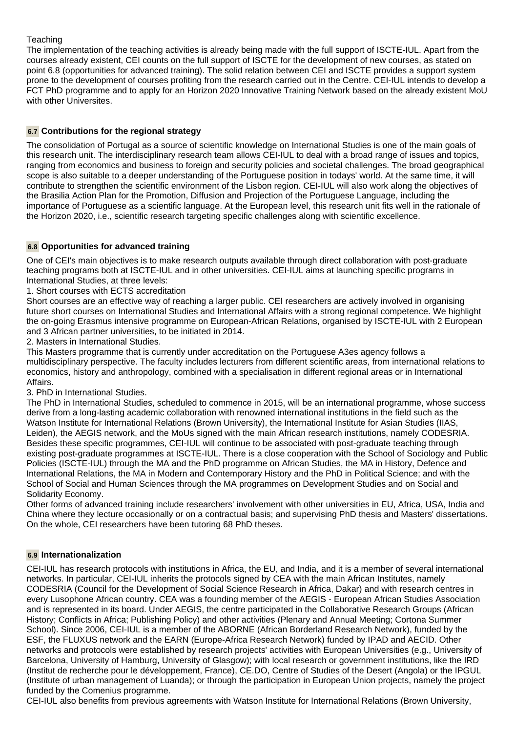Teaching

The implementation of the teaching activities is already being made with the full support of ISCTE-IUL. Apart from the courses already existent, CEI counts on the full support of ISCTE for the development of new courses, as stated on point 6.8 (opportunities for advanced training). The solid relation between CEI and ISCTE provides a support system prone to the development of courses profiting from the research carried out in the Centre. CEI-IUL intends to develop a FCT PhD programme and to apply for an Horizon 2020 Innovative Training Network based on the already existent MoU with other Universites.

### 6.7 Contributions for the regional strategy

The consolidation of Portugal as a source of scientific knowledge on International Studies is one of the main goals of this research unit. The interdisciplinary research team allows CEI-IUL to deal with a broad range of issues and topics, ranging from economics and business to foreign and security policies and societal challenges. The broad geographical scope is also suitable to a deeper understanding of the Portuguese position in todays' world. At the same time, it will contribute to strengthen the scientific environment of the Lisbon region. CEI-IUL will also work along the objectives of the Brasilia Action Plan for the Promotion, Diffusion and Projection of the Portuguese Language, including the importance of Portuguese as a scientific language. At the European level, this research unit fits well in the rationale of the Horizon 2020, i.e., scientific research targeting specific challenges along with scientific excellence.

### 6.8 Opportunities for advanced training

One of CEI's main objectives is to make research outputs available through direct collaboration with post-graduate teaching programs both at ISCTE-IUL and in other universities. CEI-IUL aims at launching specific programs in International Studies, at three levels:

1. Short courses with ECTS accreditation

Short courses are an effective way of reaching a larger public. CEI researchers are actively involved in organising future short courses on International Studies and International Affairs with a strong regional competence. We highlight the on-going Erasmus intensive programme on European-African Relations, organised by ISCTE-IUL with 2 European and 3 African partner universities, to be initiated in 2014.

2. Masters in International Studies.

This Masters programme that is currently under accreditation on the Portuguese A3es agency follows a multidisciplinary perspective. The faculty includes lecturers from different scientific areas, from international relations to economics, history and anthropology, combined with a specialisation in different regional areas or in International Affairs.

3. PhD in International Studies.

The PhD in International Studies, scheduled to commence in 2015, will be an international programme, whose success derive from a long-lasting academic collaboration with renowned international institutions in the field such as the Watson Institute for International Relations (Brown University), the International Institute for Asian Studies (IIAS, Leiden), the AEGIS network, and the MoUs signed with the main African research institutions, namely CODESRIA.

Besides these specific programmes, CEI-IUL will continue to be associated with post-graduate teaching through existing post-graduate programmes at ISCTE-IUL. There is a close cooperation with the School of Sociology and Public Policies (ISCTE-IUL) through the MA and the PhD programme on African Studies, the MA in History, Defence and International Relations, the MA in Modern and Contemporary History and the PhD in Political Science; and with the School of Social and Human Sciences through the MA programmes on Development Studies and on Social and Solidarity Economy.

Other forms of advanced training include researchers' involvement with other universities in EU, Africa, USA, India and China where they lecture occasionally or on a contractual basis; and supervising PhD thesis and Masters' dissertations. On the whole, CEI researchers have been tutoring 68 PhD theses.

### 6.9 Internationalization

CEI-IUL has research protocols with institutions in Africa, the EU, and India, and it is a member of several international networks. In particular, CEI-IUL inherits the protocols signed by CEA with the main African Institutes, namely CODESRIA (Council for the Development of Social Science Research in Africa, Dakar) and with research centres in every Lusophone African country. CEA was a founding member of the AEGIS - European African Studies Association and is represented in its board. Under AEGIS, the centre participated in the Collaborative Research Groups (African History; Conflicts in Africa; Publishing Policy) and other activities (Plenary and Annual Meeting; Cortona Summer School). Since 2006, CEI-IUL is a member of the ABORNE (African Borderland Research Network), funded by the ESF, the FLUXUS network and the EARN (Europe-Africa Research Network) funded by IPAD and AECID. Other networks and protocols were established by research projects' activities with European Universities (e.g., University of Barcelona, University of Hamburg, University of Glasgow); with local research or government institutions, like the IRD (Institut de recherche pour le développement, France), CE.DO, Centre of Studies of the Desert (Angola) or the IPGUL (Institute of urban management of Luanda); or through the participation in European Union projects, namely the project funded by the Comenius programme.

CEI-IUL also benefits from previous agreements with Watson Institute for International Relations (Brown University,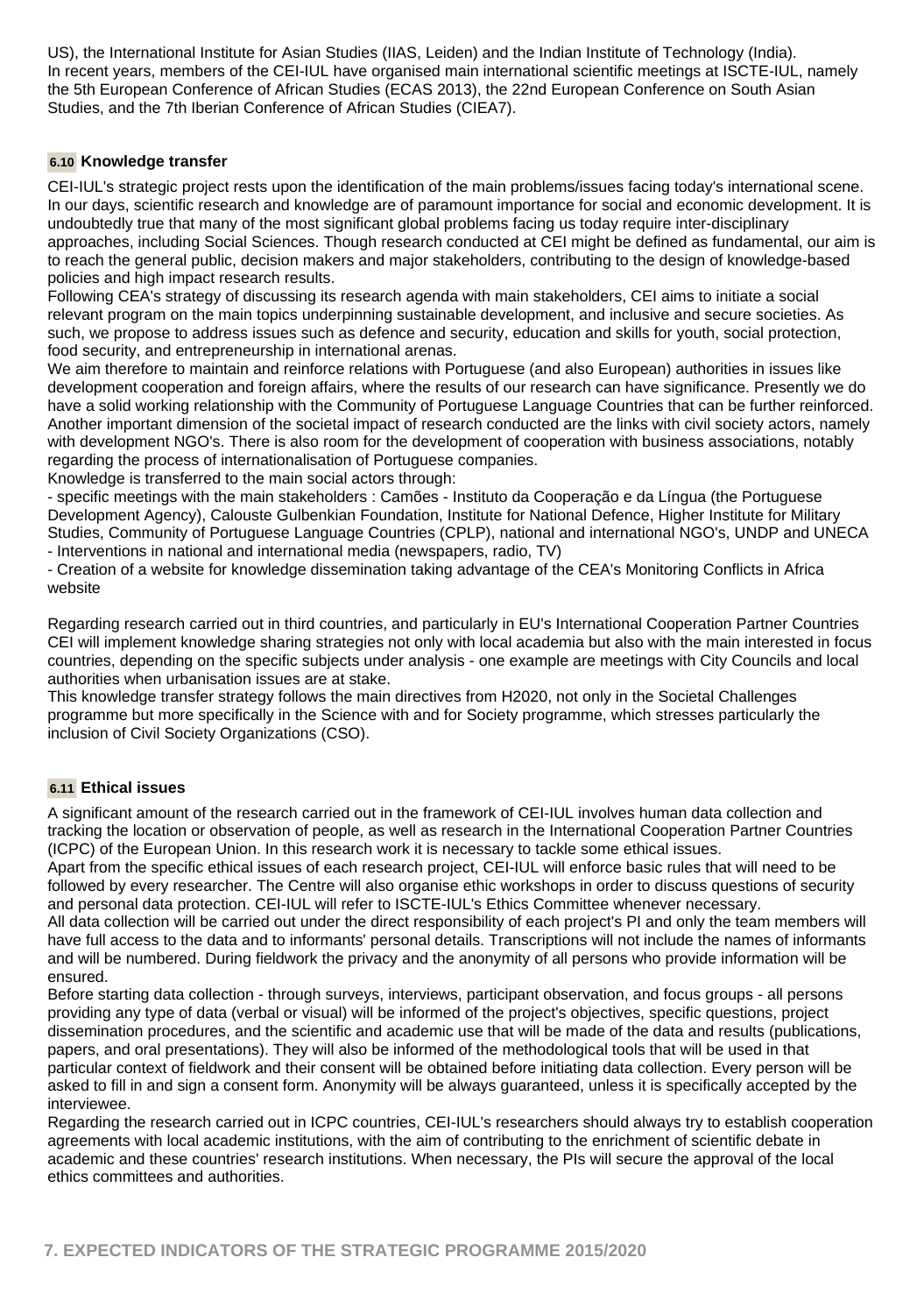US), the International Institute for Asian Studies (IIAS, Leiden) and the Indian Institute of Technology (India).
In recent years, members of the CEI-IUL have organised main international scientific meetings at ISCTE-IUL, namely the 5th European Conference of African Studies (ECAS 2013), the 22nd European Conference on South Asian Studies, and the 7th Iberian Conference of African Studies (CIEA7).

### 6.10 Knowledge transfer

CEI-IUL's strategic project rests upon the identification of the main problems/issues facing today's international scene. In our days, scientific research and knowledge are of paramount importance for social and economic development. It is undoubtedly true that many of the most significant global problems facing us today require inter-disciplinary approaches, including Social Sciences. Though research conducted at CEI might be defined as fundamental, our aim is to reach the general public, decision makers and major stakeholders, contributing to the design of knowledge-based policies and high impact research results.
Following CEA's strategy of discussing its research agenda with main stakeholders, CEI aims to initiate a social relevant program on the main topics underpinning sustainable development, and inclusive and secure societies. As such, we propose to address issues such as defence and security, education and skills for youth, social protection, food security, and entrepreneurship in international arenas.
We aim therefore to maintain and reinforce relations with Portuguese (and also European) authorities in issues like development cooperation and foreign affairs, where the results of our research can have significance. Presently we do have a solid working relationship with the Community of Portuguese Language Countries that can be further reinforced. Another important dimension of the societal impact of research conducted are the links with civil society actors, namely with development NGO's. There is also room for the development of cooperation with business associations, notably regarding the process of internationalisation of Portuguese companies.
Knowledge is transferred to the main social actors through:
- specific meetings with the main stakeholders : Camões - Instituto da Cooperação e da Língua (the Portuguese Development Agency), Calouste Gulbenkian Foundation, Institute for National Defence, Higher Institute for Military Studies, Community of Portuguese Language Countries (CPLP), national and international NGO's, UNDP and UNECA
- Interventions in national and international media (newspapers, radio, TV)
- Creation of a website for knowledge dissemination taking advantage of the CEA's Monitoring Conflicts in Africa website

Regarding research carried out in third countries, and particularly in EU's International Cooperation Partner Countries CEI will implement knowledge sharing strategies not only with local academia but also with the main interested in focus countries, depending on the specific subjects under analysis - one example are meetings with City Councils and local authorities when urbanisation issues are at stake.
This knowledge transfer strategy follows the main directives from H2020, not only in the Societal Challenges programme but more specifically in the Science with and for Society programme, which stresses particularly the inclusion of Civil Society Organizations (CSO).

### 6.11 Ethical issues

A significant amount of the research carried out in the framework of CEI-IUL involves human data collection and tracking the location or observation of people, as well as research in the International Cooperation Partner Countries (ICPC) of the European Union. In this research work it is necessary to tackle some ethical issues.
Apart from the specific ethical issues of each research project, CEI-IUL will enforce basic rules that will need to be followed by every researcher. The Centre will also organise ethic workshops in order to discuss questions of security and personal data protection. CEI-IUL will refer to ISCTE-IUL's Ethics Committee whenever necessary.
All data collection will be carried out under the direct responsibility of each project's PI and only the team members will have full access to the data and to informants' personal details. Transcriptions will not include the names of informants and will be numbered. During fieldwork the privacy and the anonymity of all persons who provide information will be ensured.
Before starting data collection - through surveys, interviews, participant observation, and focus groups - all persons providing any type of data (verbal or visual) will be informed of the project's objectives, specific questions, project dissemination procedures, and the scientific and academic use that will be made of the data and results (publications, papers, and oral presentations). They will also be informed of the methodological tools that will be used in that particular context of fieldwork and their consent will be obtained before initiating data collection. Every person will be asked to fill in and sign a consent form. Anonymity will be always guaranteed, unless it is specifically accepted by the interviewee.
Regarding the research carried out in ICPC countries, CEI-IUL's researchers should always try to establish cooperation agreements with local academic institutions, with the aim of contributing to the enrichment of scientific debate in academic and these countries' research institutions. When necessary, the PIs will secure the approval of the local ethics committees and authorities.

## 7. EXPECTED INDICATORS OF THE STRATEGIC PROGRAMME 2015/2020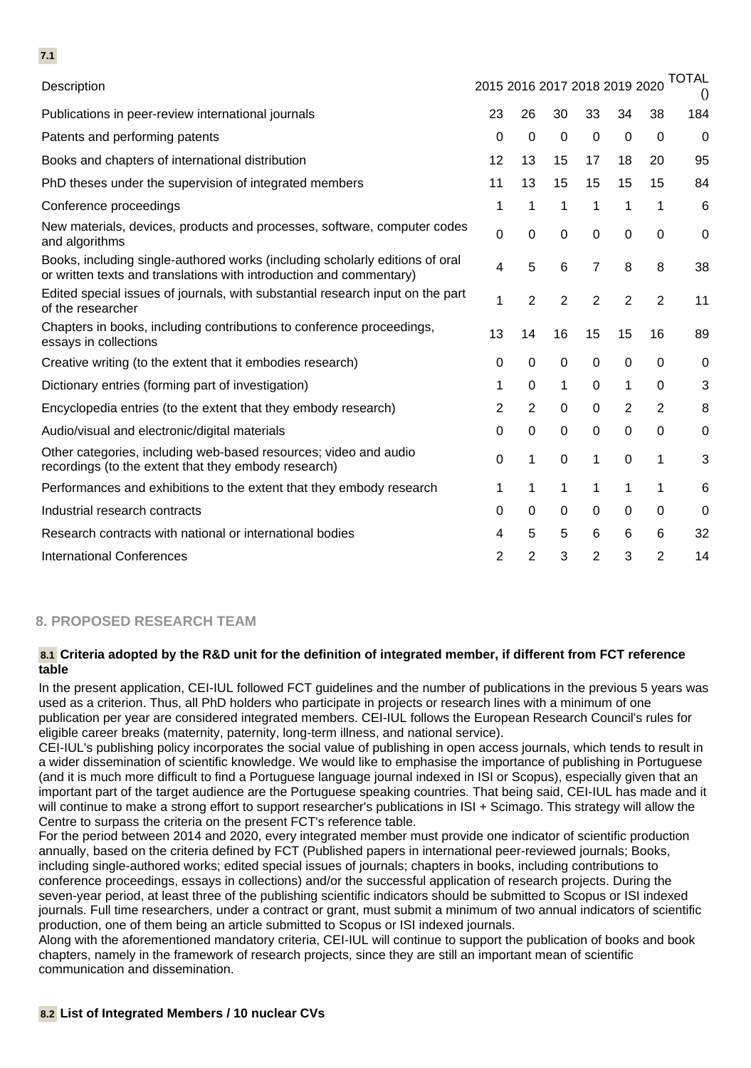**7.1**

| Description | 2015 | 2016 | 2017 | 2018 | 2019 | 2020 | TOTAL () |
|---|---|---|---|---|---|---|---|
| Publications in peer-review international journals | 23 | 26 | 30 | 33 | 34 | 38 | 184 |
| Patents and performing patents | 0 | 0 | 0 | 0 | 0 | 0 | 0 |
| Books and chapters of international distribution | 12 | 13 | 15 | 17 | 18 | 20 | 95 |
| PhD theses under the supervision of integrated members | 11 | 13 | 15 | 15 | 15 | 15 | 84 |
| Conference proceedings | 1 | 1 | 1 | 1 | 1 | 1 | 6 |
| New materials, devices, products and processes, software, computer codes and algorithms | 0 | 0 | 0 | 0 | 0 | 0 | 0 |
| Books, including single-authored works (including scholarly editions of oral or written texts and translations with introduction and commentary) | 4 | 5 | 6 | 7 | 8 | 8 | 38 |
| Edited special issues of journals, with substantial research input on the part of the researcher | 1 | 2 | 2 | 2 | 2 | 2 | 11 |
| Chapters in books, including contributions to conference proceedings, essays in collections | 13 | 14 | 16 | 15 | 15 | 16 | 89 |
| Creative writing (to the extent that it embodies research) | 0 | 0 | 0 | 0 | 0 | 0 | 0 |
| Dictionary entries (forming part of investigation) | 1 | 0 | 1 | 0 | 1 | 0 | 3 |
| Encyclopedia entries (to the extent that they embody research) | 2 | 2 | 0 | 0 | 2 | 2 | 8 |
| Audio/visual and electronic/digital materials | 0 | 0 | 0 | 0 | 0 | 0 | 0 |
| Other categories, including web-based resources; video and audio recordings (to the extent that they embody research) | 0 | 1 | 0 | 1 | 0 | 1 | 3 |
| Performances and exhibitions to the extent that they embody research | 1 | 1 | 1 | 1 | 1 | 1 | 6 |
| Industrial research contracts | 0 | 0 | 0 | 0 | 0 | 0 | 0 |
| Research contracts with national or international bodies | 4 | 5 | 5 | 6 | 6 | 6 | 32 |
| International Conferences | 2 | 2 | 3 | 2 | 3 | 2 | 14 |

## 8. PROPOSED RESEARCH TEAM

### 8.1 Criteria adopted by the R&D unit for the definition of integrated member, if different from FCT reference table

In the present application, CEI-IUL followed FCT guidelines and the number of publications in the previous 5 years was used as a criterion. Thus, all PhD holders who participate in projects or research lines with a minimum of one publication per year are considered integrated members. CEI-IUL follows the European Research Council's rules for eligible career breaks (maternity, paternity, long-term illness, and national service).

CEI-IUL's publishing policy incorporates the social value of publishing in open access journals, which tends to result in a wider dissemination of scientific knowledge. We would like to emphasise the importance of publishing in Portuguese (and it is much more difficult to find a Portuguese language journal indexed in ISI or Scopus), especially given that an important part of the target audience are the Portuguese speaking countries. That being said, CEI-IUL has made and it will continue to make a strong effort to support researcher's publications in ISI + Scimago. This strategy will allow the Centre to surpass the criteria on the present FCT's reference table.

For the period between 2014 and 2020, every integrated member must provide one indicator of scientific production annually, based on the criteria defined by FCT (Published papers in international peer-reviewed journals; Books, including single-authored works; edited special issues of journals; chapters in books, including contributions to conference proceedings, essays in collections) and/or the successful application of research projects. During the seven-year period, at least three of the publishing scientific indicators should be submitted to Scopus or ISI indexed journals. Full time researchers, under a contract or grant, must submit a minimum of two annual indicators of scientific production, one of them being an article submitted to Scopus or ISI indexed journals.

Along with the aforementioned mandatory criteria, CEI-IUL will continue to support the publication of books and book chapters, namely in the framework of research projects, since they are still an important mean of scientific communication and dissemination.

### 8.2 List of Integrated Members / 10 nuclear CVs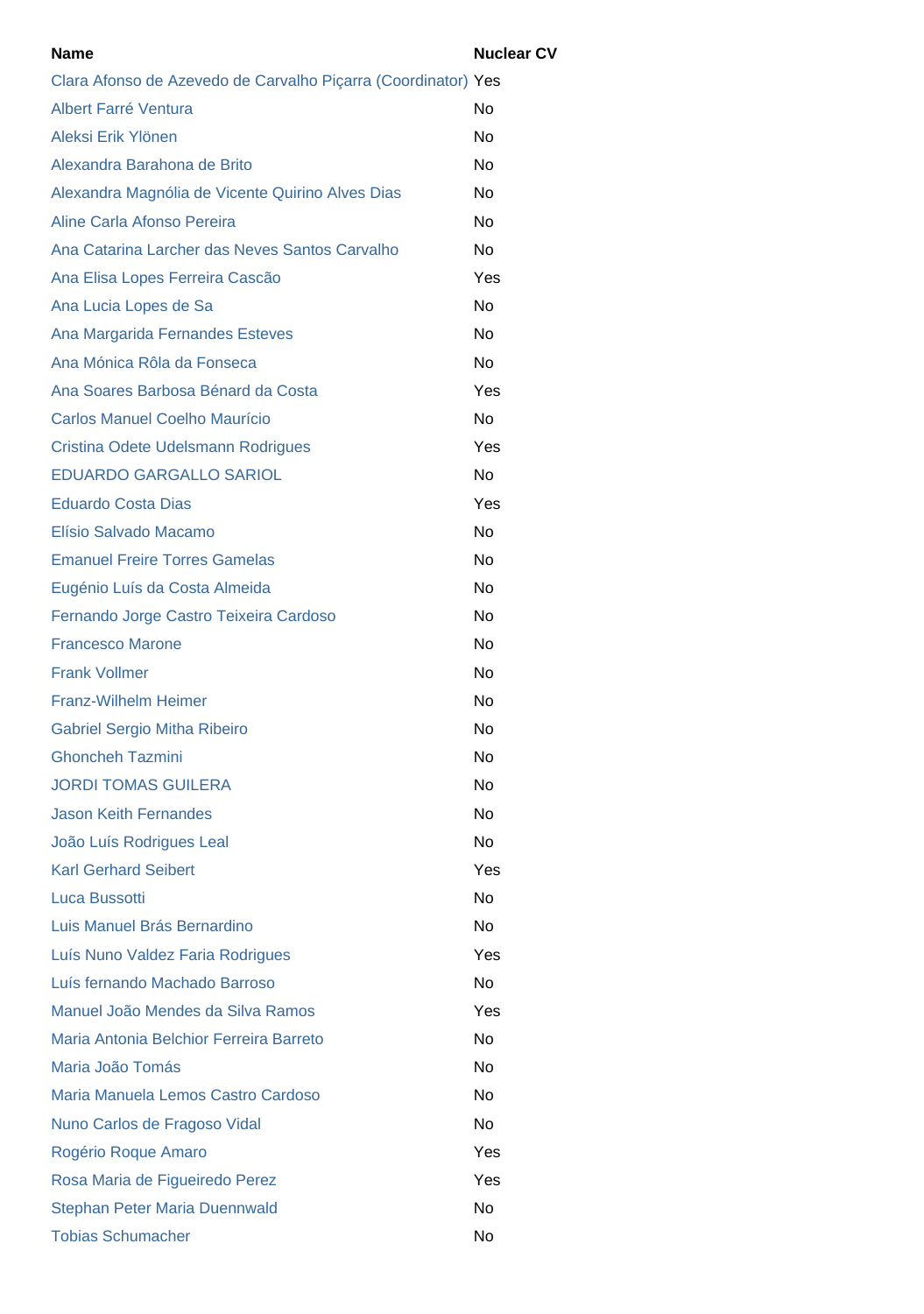| Name | Nuclear CV |
|---|---|
| Clara Afonso de Azevedo de Carvalho Piçarra (Coordinator) | Yes |
| Albert Farré Ventura | No |
| Aleksi Erik Ylönen | No |
| Alexandra Barahona de Brito | No |
| Alexandra Magnólia de Vicente Quirino Alves Dias | No |
| Aline Carla Afonso Pereira | No |
| Ana Catarina Larcher das Neves Santos Carvalho | No |
| Ana Elisa Lopes Ferreira Cascão | Yes |
| Ana Lucia Lopes de Sa | No |
| Ana Margarida Fernandes Esteves | No |
| Ana Mónica Rôla da Fonseca | No |
| Ana Soares Barbosa Bénard da Costa | Yes |
| Carlos Manuel Coelho Maurício | No |
| Cristina Odete Udelsmann Rodrigues | Yes |
| EDUARDO GARGALLO SARIOL | No |
| Eduardo Costa Dias | Yes |
| Elísio Salvado Macamo | No |
| Emanuel Freire Torres Gamelas | No |
| Eugénio Luís da Costa Almeida | No |
| Fernando Jorge Castro Teixeira Cardoso | No |
| Francesco Marone | No |
| Frank Vollmer | No |
| Franz-Wilhelm Heimer | No |
| Gabriel Sergio Mitha Ribeiro | No |
| Ghoncheh Tazmini | No |
| JORDI TOMAS GUILERA | No |
| Jason Keith Fernandes | No |
| João Luís Rodrigues Leal | No |
| Karl Gerhard Seibert | Yes |
| Luca Bussotti | No |
| Luis Manuel Brás Bernardino | No |
| Luís Nuno Valdez Faria Rodrigues | Yes |
| Luís fernando Machado Barroso | No |
| Manuel João Mendes da Silva Ramos | Yes |
| Maria Antonia Belchior Ferreira Barreto | No |
| Maria João Tomás | No |
| Maria Manuela Lemos Castro Cardoso | No |
| Nuno Carlos de Fragoso Vidal | No |
| Rogério Roque Amaro | Yes |
| Rosa Maria de Figueiredo Perez | Yes |
| Stephan Peter Maria Duennwald | No |
| Tobias Schumacher | No |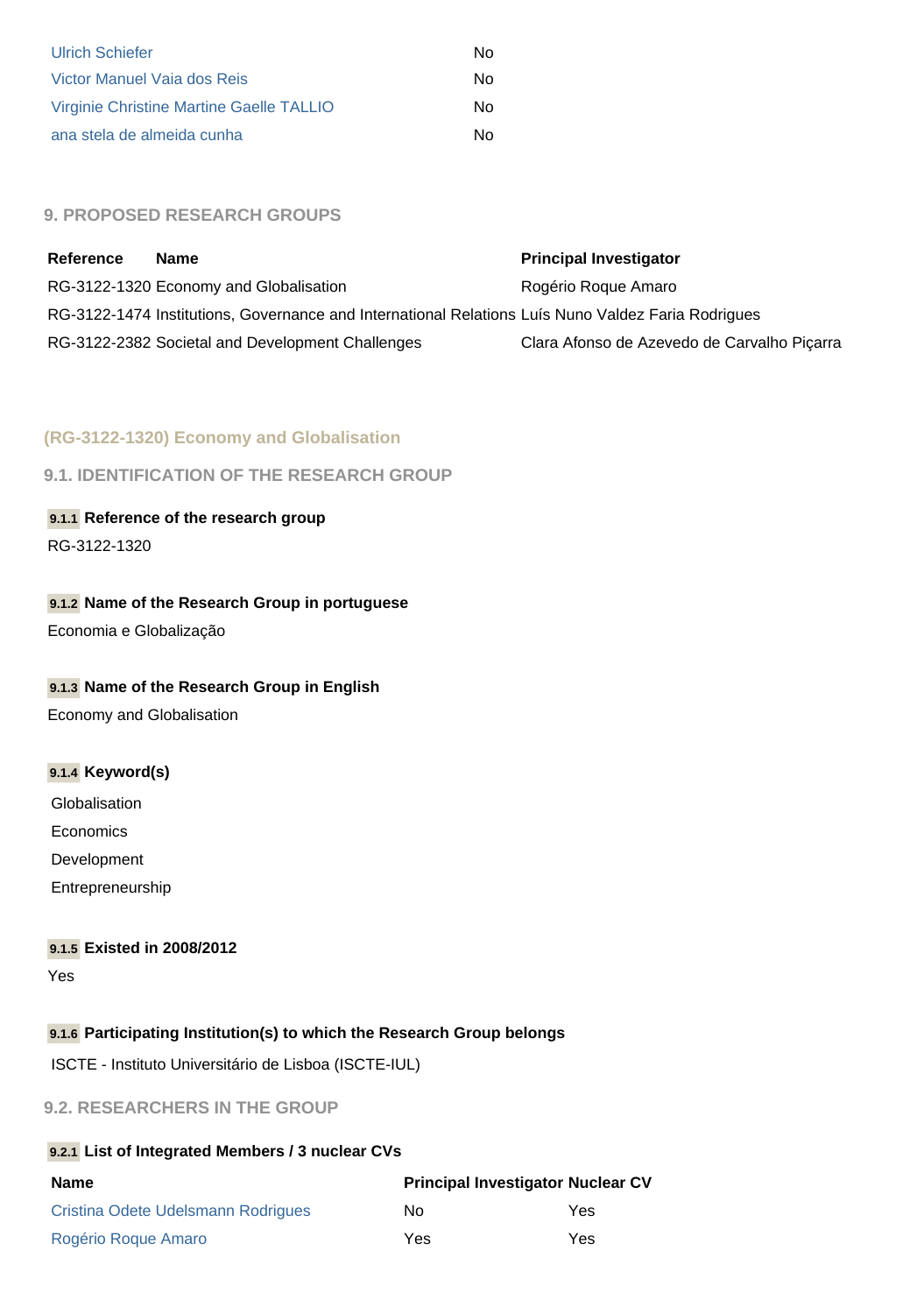| | |
|---|---|
| Ulrich Schiefer | No |
| Victor Manuel Vaia dos Reis | No |
| Virginie Christine Martine Gaelle TALLIO | No |
| ana stela de almeida cunha | No |

## 9. PROPOSED RESEARCH GROUPS

| Reference | Name | Principal Investigator |
|---|---|---|
| RG-3122-1320 | Economy and Globalisation | Rogério Roque Amaro |
| RG-3122-1474 | Institutions, Governance and International Relations | Luís Nuno Valdez Faria Rodrigues |
| RG-3122-2382 | Societal and Development Challenges | Clara Afonso de Azevedo de Carvalho Piçarra |

## (RG-3122-1320) Economy and Globalisation

### 9.1. IDENTIFICATION OF THE RESEARCH GROUP

**9.1.1 Reference of the research group**

RG-3122-1320

**9.1.2 Name of the Research Group in portuguese**

Economia e Globalização

**9.1.3 Name of the Research Group in English**

Economy and Globalisation

**9.1.4 Keyword(s)**

Globalisation
Economics
Development
Entrepreneurship

**9.1.5 Existed in 2008/2012**

Yes

**9.1.6 Participating Institution(s) to which the Research Group belongs**

ISCTE - Instituto Universitário de Lisboa (ISCTE-IUL)

### 9.2. RESEARCHERS IN THE GROUP

**9.2.1 List of Integrated Members / 3 nuclear CVs**

| Name | Principal Investigator | Nuclear CV |
|---|---|---|
| Cristina Odete Udelsmann Rodrigues | No | Yes |
| Rogério Roque Amaro | Yes | Yes |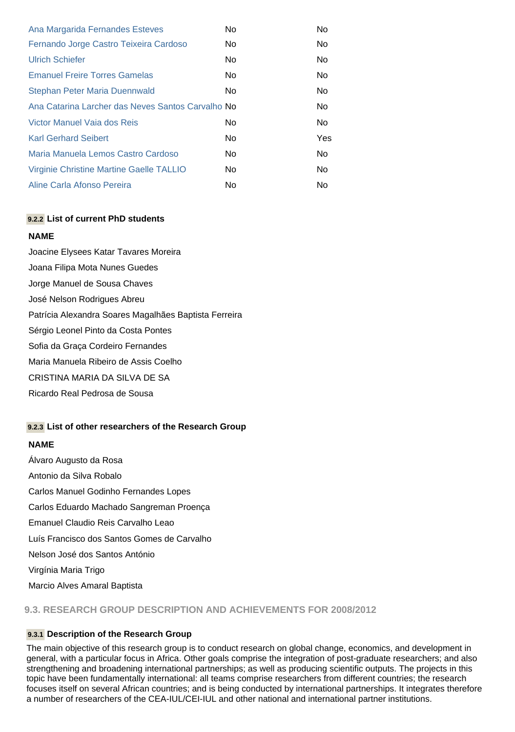| | | |
|---|---|---|
| Ana Margarida Fernandes Esteves | No | No |
| Fernando Jorge Castro Teixeira Cardoso | No | No |
| Ulrich Schiefer | No | No |
| Emanuel Freire Torres Gamelas | No | No |
| Stephan Peter Maria Duennwald | No | No |
| Ana Catarina Larcher das Neves Santos Carvalho | No | No |
| Victor Manuel Vaia dos Reis | No | No |
| Karl Gerhard Seibert | No | Yes |
| Maria Manuela Lemos Castro Cardoso | No | No |
| Virginie Christine Martine Gaelle TALLIO | No | No |
| Aline Carla Afonso Pereira | No | No |

### 9.2.2 List of current PhD students

**NAME**

Joacine Elysees Katar Tavares Moreira

Joana Filipa Mota Nunes Guedes

Jorge Manuel de Sousa Chaves

José Nelson Rodrigues Abreu

Patrícia Alexandra Soares Magalhães Baptista Ferreira

Sérgio Leonel Pinto da Costa Pontes

Sofia da Graça Cordeiro Fernandes

Maria Manuela Ribeiro de Assis Coelho

CRISTINA MARIA DA SILVA DE SA

Ricardo Real Pedrosa de Sousa

### 9.2.3 List of other researchers of the Research Group

**NAME**

Álvaro Augusto da Rosa

Antonio da Silva Robalo

Carlos Manuel Godinho Fernandes Lopes

Carlos Eduardo Machado Sangreman Proença

Emanuel Claudio Reis Carvalho Leao

Luís Francisco dos Santos Gomes de Carvalho

Nelson José dos Santos António

Virgínia Maria Trigo

Marcio Alves Amaral Baptista

## 9.3. RESEARCH GROUP DESCRIPTION AND ACHIEVEMENTS FOR 2008/2012

### 9.3.1 Description of the Research Group

The main objective of this research group is to conduct research on global change, economics, and development in general, with a particular focus in Africa. Other goals comprise the integration of post-graduate researchers; and also strengthening and broadening international partnerships; as well as producing scientific outputs. The projects in this topic have been fundamentally international: all teams comprise researchers from different countries; the research focuses itself on several African countries; and is being conducted by international partnerships. It integrates therefore a number of researchers of the CEA-IUL/CEI-IUL and other national and international partner institutions.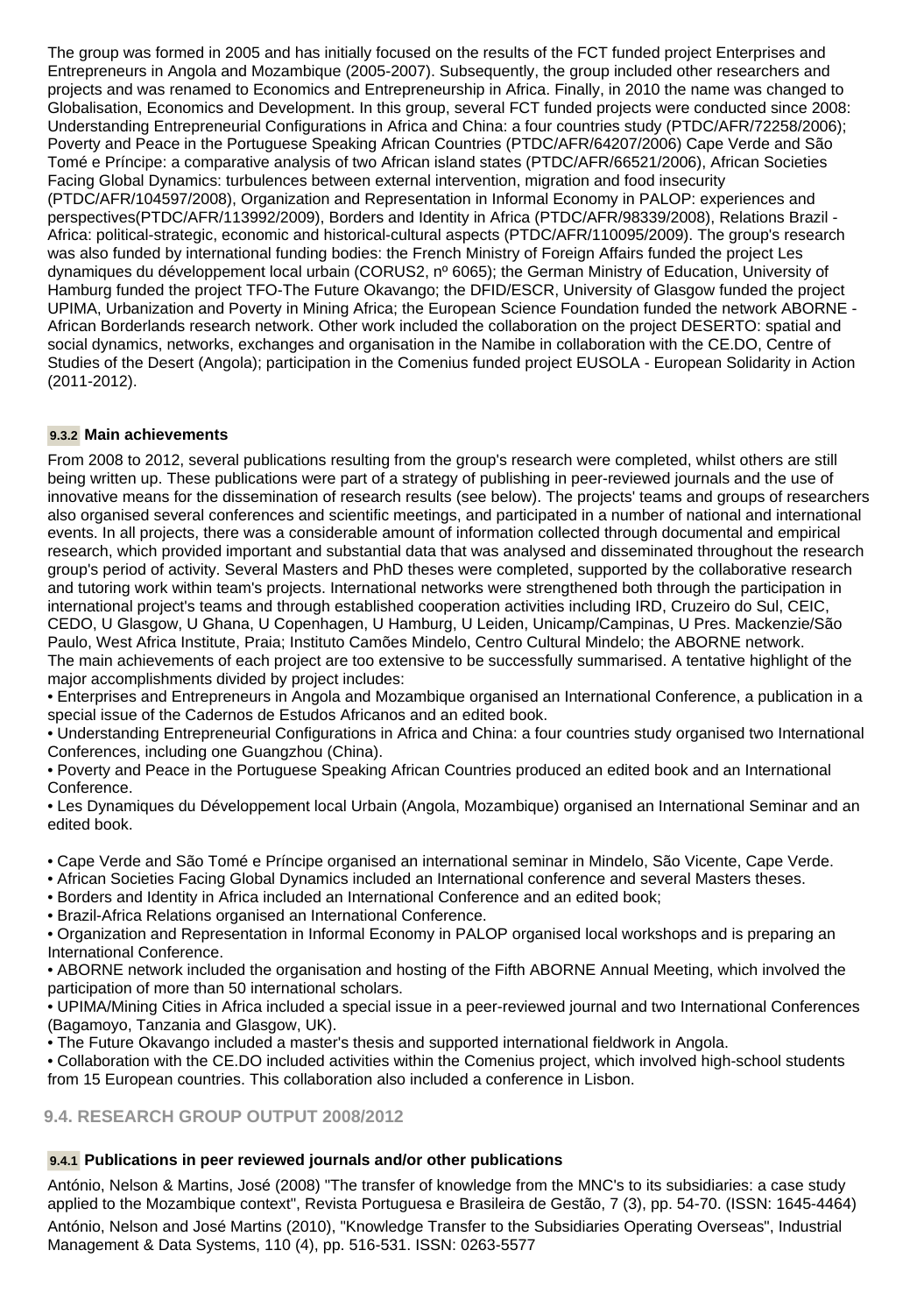The group was formed in 2005 and has initially focused on the results of the FCT funded project Enterprises and Entrepreneurs in Angola and Mozambique (2005-2007). Subsequently, the group included other researchers and projects and was renamed to Economics and Entrepreneurship in Africa. Finally, in 2010 the name was changed to Globalisation, Economics and Development. In this group, several FCT funded projects were conducted since 2008: Understanding Entrepreneurial Configurations in Africa and China: a four countries study (PTDC/AFR/72258/2006); Poverty and Peace in the Portuguese Speaking African Countries (PTDC/AFR/64207/2006) Cape Verde and São Tomé e Príncipe: a comparative analysis of two African island states (PTDC/AFR/66521/2006), African Societies Facing Global Dynamics: turbulences between external intervention, migration and food insecurity (PTDC/AFR/104597/2008), Organization and Representation in Informal Economy in PALOP: experiences and perspectives(PTDC/AFR/113992/2009), Borders and Identity in Africa (PTDC/AFR/98339/2008), Relations Brazil - Africa: political-strategic, economic and historical-cultural aspects (PTDC/AFR/110095/2009). The group's research was also funded by international funding bodies: the French Ministry of Foreign Affairs funded the project Les dynamiques du développement local urbain (CORUS2, nº 6065); the German Ministry of Education, University of Hamburg funded the project TFO-The Future Okavango; the DFID/ESCR, University of Glasgow funded the project UPIMA, Urbanization and Poverty in Mining Africa; the European Science Foundation funded the network ABORNE - African Borderlands research network. Other work included the collaboration on the project DESERTO: spatial and social dynamics, networks, exchanges and organisation in the Namibe in collaboration with the CE.DO, Centre of Studies of the Desert (Angola); participation in the Comenius funded project EUSOLA - European Solidarity in Action (2011-2012).

### 9.3.2 Main achievements

From 2008 to 2012, several publications resulting from the group's research were completed, whilst others are still being written up. These publications were part of a strategy of publishing in peer-reviewed journals and the use of innovative means for the dissemination of research results (see below). The projects' teams and groups of researchers also organised several conferences and scientific meetings, and participated in a number of national and international events. In all projects, there was a considerable amount of information collected through documental and empirical research, which provided important and substantial data that was analysed and disseminated throughout the research group's period of activity. Several Masters and PhD theses were completed, supported by the collaborative research and tutoring work within team's projects. International networks were strengthened both through the participation in international project's teams and through established cooperation activities including IRD, Cruzeiro do Sul, CEIC, CEDO, U Glasgow, U Ghana, U Copenhagen, U Hamburg, U Leiden, Unicamp/Campinas, U Pres. Mackenzie/São Paulo, West Africa Institute, Praia; Instituto Camões Mindelo, Centro Cultural Mindelo; the ABORNE network.
The main achievements of each project are too extensive to be successfully summarised. A tentative highlight of the major accomplishments divided by project includes:
• Enterprises and Entrepreneurs in Angola and Mozambique organised an International Conference, a publication in a special issue of the Cadernos de Estudos Africanos and an edited book.
• Understanding Entrepreneurial Configurations in Africa and China: a four countries study organised two International Conferences, including one Guangzhou (China).
• Poverty and Peace in the Portuguese Speaking African Countries produced an edited book and an International Conference.
• Les Dynamiques du Développement local Urbain (Angola, Mozambique) organised an International Seminar and an edited book.

• Cape Verde and São Tomé e Príncipe organised an international seminar in Mindelo, São Vicente, Cape Verde.
• African Societies Facing Global Dynamics included an International conference and several Masters theses.
• Borders and Identity in Africa included an International Conference and an edited book;
• Brazil-Africa Relations organised an International Conference.
• Organization and Representation in Informal Economy in PALOP organised local workshops and is preparing an International Conference.
• ABORNE network included the organisation and hosting of the Fifth ABORNE Annual Meeting, which involved the participation of more than 50 international scholars.
• UPIMA/Mining Cities in Africa included a special issue in a peer-reviewed journal and two International Conferences (Bagamoyo, Tanzania and Glasgow, UK).
• The Future Okavango included a master's thesis and supported international fieldwork in Angola.
• Collaboration with the CE.DO included activities within the Comenius project, which involved high-school students from 15 European countries. This collaboration also included a conference in Lisbon.

## 9.4. RESEARCH GROUP OUTPUT 2008/2012

### 9.4.1 Publications in peer reviewed journals and/or other publications

António, Nelson & Martins, José (2008) "The transfer of knowledge from the MNC's to its subsidiaries: a case study applied to the Mozambique context", Revista Portuguesa e Brasileira de Gestão, 7 (3), pp. 54-70. (ISSN: 1645-4464)

António, Nelson and José Martins (2010), "Knowledge Transfer to the Subsidiaries Operating Overseas", Industrial Management & Data Systems, 110 (4), pp. 516-531. ISSN: 0263-5577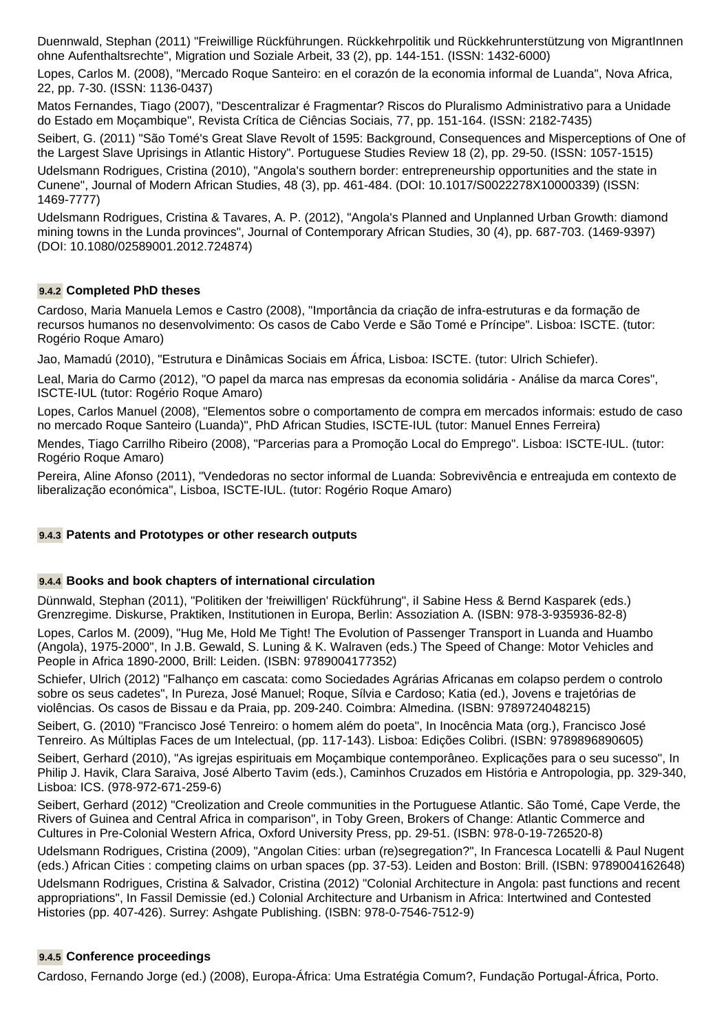Duennwald, Stephan (2011) "Freiwillige Rückführungen. Rückkehrpolitik und Rückkehrunterstützung von MigrantInnen ohne Aufenthaltsrechte", Migration und Soziale Arbeit, 33 (2), pp. 144-151. (ISSN: 1432-6000)

Lopes, Carlos M. (2008), "Mercado Roque Santeiro: en el corazón de la economia informal de Luanda", Nova Africa, 22, pp. 7-30. (ISSN: 1136-0437)

Matos Fernandes, Tiago (2007), "Descentralizar é Fragmentar? Riscos do Pluralismo Administrativo para a Unidade do Estado em Moçambique", Revista Crítica de Ciências Sociais, 77, pp. 151-164. (ISSN: 2182-7435)

Seibert, G. (2011) "São Tomé's Great Slave Revolt of 1595: Background, Consequences and Misperceptions of One of the Largest Slave Uprisings in Atlantic History". Portuguese Studies Review 18 (2), pp. 29-50. (ISSN: 1057-1515)

Udelsmann Rodrigues, Cristina (2010), "Angola's southern border: entrepreneurship opportunities and the state in Cunene", Journal of Modern African Studies, 48 (3), pp. 461-484. (DOI: 10.1017/S0022278X10000339) (ISSN: 1469-7777)

Udelsmann Rodrigues, Cristina & Tavares, A. P. (2012), "Angola's Planned and Unplanned Urban Growth: diamond mining towns in the Lunda provinces", Journal of Contemporary African Studies, 30 (4), pp. 687-703. (1469-9397) (DOI: 10.1080/02589001.2012.724874)

### 9.4.2 Completed PhD theses

Cardoso, Maria Manuela Lemos e Castro (2008), "Importância da criação de infra-estruturas e da formação de recursos humanos no desenvolvimento: Os casos de Cabo Verde e São Tomé e Príncipe". Lisboa: ISCTE. (tutor: Rogério Roque Amaro)

Jao, Mamadú (2010), "Estrutura e Dinâmicas Sociais em África, Lisboa: ISCTE. (tutor: Ulrich Schiefer).

Leal, Maria do Carmo (2012), "O papel da marca nas empresas da economia solidária - Análise da marca Cores", ISCTE-IUL (tutor: Rogério Roque Amaro)

Lopes, Carlos Manuel (2008), "Elementos sobre o comportamento de compra em mercados informais: estudo de caso no mercado Roque Santeiro (Luanda)", PhD African Studies, ISCTE-IUL (tutor: Manuel Ennes Ferreira)

Mendes, Tiago Carrilho Ribeiro (2008), "Parcerias para a Promoção Local do Emprego". Lisboa: ISCTE-IUL. (tutor: Rogério Roque Amaro)

Pereira, Aline Afonso (2011), "Vendedoras no sector informal de Luanda: Sobrevivência e entreajuda em contexto de liberalização económica", Lisboa, ISCTE-IUL. (tutor: Rogério Roque Amaro)

### 9.4.3 Patents and Prototypes or other research outputs

### 9.4.4 Books and book chapters of international circulation

Dünnwald, Stephan (2011), "Politiken der 'freiwilligen' Rückführung", iI Sabine Hess & Bernd Kasparek (eds.) Grenzregime. Diskurse, Praktiken, Institutionen in Europa, Berlin: Assoziation A. (ISBN: 978-3-935936-82-8)

Lopes, Carlos M. (2009), "Hug Me, Hold Me Tight! The Evolution of Passenger Transport in Luanda and Huambo (Angola), 1975-2000", In J.B. Gewald, S. Luning & K. Walraven (eds.) The Speed of Change: Motor Vehicles and People in Africa 1890-2000, Brill: Leiden. (ISBN: 9789004177352)

Schiefer, Ulrich (2012) "Falhanço em cascata: como Sociedades Agrárias Africanas em colapso perdem o controlo sobre os seus cadetes", In Pureza, José Manuel; Roque, Sílvia e Cardoso; Katia (ed.), Jovens e trajetórias de violências. Os casos de Bissau e da Praia, pp. 209-240. Coimbra: Almedina. (ISBN: 9789724048215)

Seibert, G. (2010) "Francisco José Tenreiro: o homem além do poeta", In Inocência Mata (org.), Francisco José Tenreiro. As Múltiplas Faces de um Intelectual, (pp. 117-143). Lisboa: Edições Colibri. (ISBN: 9789896890605)

Seibert, Gerhard (2010), "As igrejas espirituais em Moçambique contemporâneo. Explicações para o seu sucesso", In Philip J. Havik, Clara Saraiva, José Alberto Tavim (eds.), Caminhos Cruzados em História e Antropologia, pp. 329-340, Lisboa: ICS. (978-972-671-259-6)

Seibert, Gerhard (2012) "Creolization and Creole communities in the Portuguese Atlantic. São Tomé, Cape Verde, the Rivers of Guinea and Central Africa in comparison", in Toby Green, Brokers of Change: Atlantic Commerce and Cultures in Pre-Colonial Western Africa, Oxford University Press, pp. 29-51. (ISBN: 978-0-19-726520-8)

Udelsmann Rodrigues, Cristina (2009), "Angolan Cities: urban (re)segregation?", In Francesca Locatelli & Paul Nugent (eds.) African Cities : competing claims on urban spaces (pp. 37-53). Leiden and Boston: Brill. (ISBN: 9789004162648)

Udelsmann Rodrigues, Cristina & Salvador, Cristina (2012) "Colonial Architecture in Angola: past functions and recent appropriations", In Fassil Demissie (ed.) Colonial Architecture and Urbanism in Africa: Intertwined and Contested Histories (pp. 407-426). Surrey: Ashgate Publishing. (ISBN: 978-0-7546-7512-9)

### 9.4.5 Conference proceedings

Cardoso, Fernando Jorge (ed.) (2008), Europa-África: Uma Estratégia Comum?, Fundação Portugal-África, Porto.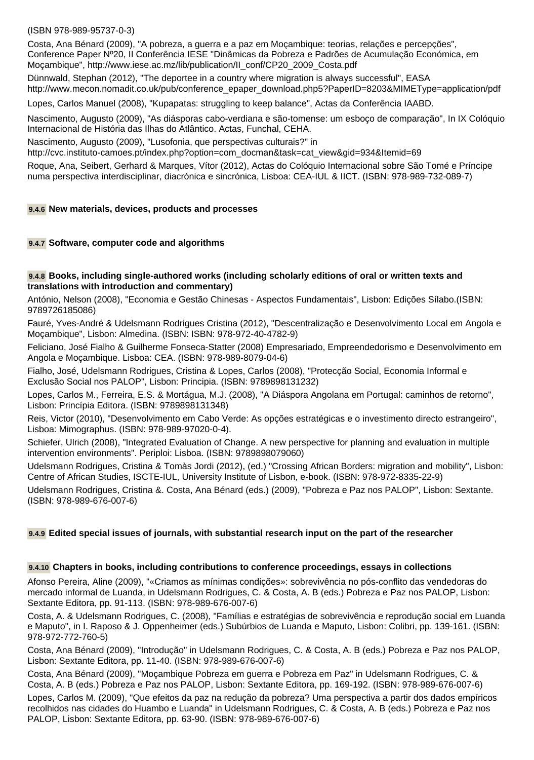(ISBN 978-989-95737-0-3)

Costa, Ana Bénard (2009), "A pobreza, a guerra e a paz em Moçambique: teorias, relações e percepções", Conference Paper Nº20, II Conferência IESE "Dinâmicas da Pobreza e Padrões de Acumulação Económica, em Moçambique", http://www.iese.ac.mz/lib/publication/II_conf/CP20_2009_Costa.pdf

Dünnwald, Stephan (2012), "The deportee in a country where migration is always successful", EASA http://www.mecon.nomadit.co.uk/pub/conference_epaper_download.php5?PaperID=8203&MIMEType=application/pdf

Lopes, Carlos Manuel (2008), "Kupapatas: struggling to keep balance", Actas da Conferência IAABD.

Nascimento, Augusto (2009), "As diásporas cabo-verdiana e são-tomense: um esboço de comparação", In IX Colóquio Internacional de História das Ilhas do Atlântico. Actas, Funchal, CEHA.

Nascimento, Augusto (2009), "Lusofonia, que perspectivas culturais?" in http://cvc.instituto-camoes.pt/index.php?option=com_docman&task=cat_view&gid=934&Itemid=69

Roque, Ana, Seibert, Gerhard & Marques, Vítor (2012), Actas do Colóquio Internacional sobre São Tomé e Príncipe numa perspectiva interdisciplinar, diacrónica e sincrónica, Lisboa: CEA-IUL & IICT. (ISBN: 978-989-732-089-7)

#### 9.4.6 New materials, devices, products and processes

#### 9.4.7 Software, computer code and algorithms

#### 9.4.8 Books, including single-authored works (including scholarly editions of oral or written texts and translations with introduction and commentary)

António, Nelson (2008), "Economia e Gestão Chinesas - Aspectos Fundamentais", Lisbon: Edições Sílabo.(ISBN: 9789726185086)

Fauré, Yves-André & Udelsmann Rodrigues Cristina (2012), "Descentralização e Desenvolvimento Local em Angola e Moçambique", Lisbon: Almedina. (ISBN: ISBN: 978-972-40-4782-9)

Feliciano, José Fialho & Guilherme Fonseca-Statter (2008) Empresariado, Empreendedorismo e Desenvolvimento em Angola e Moçambique. Lisboa: CEA. (ISBN: 978-989-8079-04-6)

Fialho, José, Udelsmann Rodrigues, Cristina & Lopes, Carlos (2008), "Protecção Social, Economia Informal e Exclusão Social nos PALOP", Lisbon: Principia. (ISBN: 9789898131232)

Lopes, Carlos M., Ferreira, E.S. & Mortágua, M.J. (2008), "A Diáspora Angolana em Portugal: caminhos de retorno", Lisbon: Princípia Editora. (ISBN: 9789898131348)

Reis, Victor (2010), "Desenvolvimento em Cabo Verde: As opções estratégicas e o investimento directo estrangeiro", Lisboa: Mimographus. (ISBN: 978-989-97020-0-4).

Schiefer, Ulrich (2008), "Integrated Evaluation of Change. A new perspective for planning and evaluation in multiple intervention environments". Periploi: Lisboa. (ISBN: 9789898079060)

Udelsmann Rodrigues, Cristina & Tomàs Jordi (2012), (ed.) "Crossing African Borders: migration and mobility", Lisbon: Centre of African Studies, ISCTE-IUL, University Institute of Lisbon, e-book. (ISBN: 978-972-8335-22-9)

Udelsmann Rodrigues, Cristina &. Costa, Ana Bénard (eds.) (2009), "Pobreza e Paz nos PALOP", Lisbon: Sextante. (ISBN: 978-989-676-007-6)

#### 9.4.9 Edited special issues of journals, with substantial research input on the part of the researcher

#### 9.4.10 Chapters in books, including contributions to conference proceedings, essays in collections

Afonso Pereira, Aline (2009), "«Criamos as mínimas condições»: sobrevivência no pós-conflito das vendedoras do mercado informal de Luanda, in Udelsmann Rodrigues, C. & Costa, A. B (eds.) Pobreza e Paz nos PALOP, Lisbon: Sextante Editora, pp. 91-113. (ISBN: 978-989-676-007-6)

Costa, A. & Udelsmann Rodrigues, C. (2008), "Famílias e estratégias de sobrevivência e reprodução social em Luanda e Maputo", in I. Raposo & J. Oppenheimer (eds.) Subúrbios de Luanda e Maputo, Lisbon: Colibri, pp. 139-161. (ISBN: 978-972-772-760-5)

Costa, Ana Bénard (2009), "Introdução" in Udelsmann Rodrigues, C. & Costa, A. B (eds.) Pobreza e Paz nos PALOP, Lisbon: Sextante Editora, pp. 11-40. (ISBN: 978-989-676-007-6)

Costa, Ana Bénard (2009), "Moçambique Pobreza em guerra e Pobreza em Paz" in Udelsmann Rodrigues, C. & Costa, A. B (eds.) Pobreza e Paz nos PALOP, Lisbon: Sextante Editora, pp. 169-192. (ISBN: 978-989-676-007-6)

Lopes, Carlos M. (2009), "Que efeitos da paz na redução da pobreza? Uma perspectiva a partir dos dados empíricos recolhidos nas cidades do Huambo e Luanda" in Udelsmann Rodrigues, C. & Costa, A. B (eds.) Pobreza e Paz nos PALOP, Lisbon: Sextante Editora, pp. 63-90. (ISBN: 978-989-676-007-6)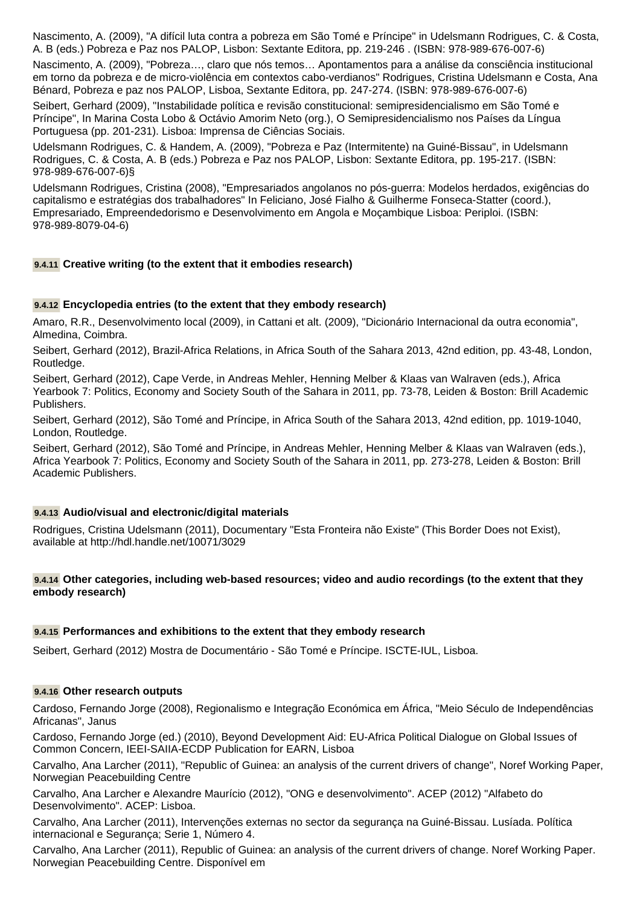Nascimento, A. (2009), "A difícil luta contra a pobreza em São Tomé e Príncipe" in Udelsmann Rodrigues, C. & Costa, A. B (eds.) Pobreza e Paz nos PALOP, Lisbon: Sextante Editora, pp. 219-246 . (ISBN: 978-989-676-007-6)

Nascimento, A. (2009), "Pobreza…, claro que nós temos… Apontamentos para a análise da consciência institucional em torno da pobreza e de micro-violência em contextos cabo-verdianos" Rodrigues, Cristina Udelsmann e Costa, Ana Bénard, Pobreza e paz nos PALOP, Lisboa, Sextante Editora, pp. 247-274. (ISBN: 978-989-676-007-6)

Seibert, Gerhard (2009), "Instabilidade política e revisão constitucional: semipresidencialismo em São Tomé e Príncipe", In Marina Costa Lobo & Octávio Amorim Neto (org.), O Semipresidencialismo nos Países da Língua Portuguesa (pp. 201-231). Lisboa: Imprensa de Ciências Sociais.

Udelsmann Rodrigues, C. & Handem, A. (2009), "Pobreza e Paz (Intermitente) na Guiné-Bissau", in Udelsmann Rodrigues, C. & Costa, A. B (eds.) Pobreza e Paz nos PALOP, Lisbon: Sextante Editora, pp. 195-217. (ISBN: 978-989-676-007-6)§

Udelsmann Rodrigues, Cristina (2008), "Empresariados angolanos no pós-guerra: Modelos herdados, exigências do capitalismo e estratégias dos trabalhadores" In Feliciano, José Fialho & Guilherme Fonseca-Statter (coord.), Empresariado, Empreendedorismo e Desenvolvimento em Angola e Moçambique Lisboa: Periploi. (ISBN: 978-989-8079-04-6)

#### 9.4.11 Creative writing (to the extent that it embodies research)

#### 9.4.12 Encyclopedia entries (to the extent that they embody research)

Amaro, R.R., Desenvolvimento local (2009), in Cattani et alt. (2009), "Dicionário Internacional da outra economia", Almedina, Coimbra.

Seibert, Gerhard (2012), Brazil-Africa Relations, in Africa South of the Sahara 2013, 42nd edition, pp. 43-48, London, Routledge.

Seibert, Gerhard (2012), Cape Verde, in Andreas Mehler, Henning Melber & Klaas van Walraven (eds.), Africa Yearbook 7: Politics, Economy and Society South of the Sahara in 2011, pp. 73-78, Leiden & Boston: Brill Academic Publishers.

Seibert, Gerhard (2012), São Tomé and Príncipe, in Africa South of the Sahara 2013, 42nd edition, pp. 1019-1040, London, Routledge.

Seibert, Gerhard (2012), São Tomé and Príncipe, in Andreas Mehler, Henning Melber & Klaas van Walraven (eds.), Africa Yearbook 7: Politics, Economy and Society South of the Sahara in 2011, pp. 273-278, Leiden & Boston: Brill Academic Publishers.

#### 9.4.13 Audio/visual and electronic/digital materials

Rodrigues, Cristina Udelsmann (2011), Documentary "Esta Fronteira não Existe" (This Border Does not Exist), available at http://hdl.handle.net/10071/3029

#### 9.4.14 Other categories, including web-based resources; video and audio recordings (to the extent that they embody research)

#### 9.4.15 Performances and exhibitions to the extent that they embody research

Seibert, Gerhard (2012) Mostra de Documentário - São Tomé e Príncipe. ISCTE-IUL, Lisboa.

#### 9.4.16 Other research outputs

Cardoso, Fernando Jorge (2008), Regionalismo e Integração Económica em África, "Meio Século de Independências Africanas", Janus

Cardoso, Fernando Jorge (ed.) (2010), Beyond Development Aid: EU-Africa Political Dialogue on Global Issues of Common Concern, IEEI-SAIIA-ECDP Publication for EARN, Lisboa

Carvalho, Ana Larcher (2011), "Republic of Guinea: an analysis of the current drivers of change", Noref Working Paper, Norwegian Peacebuilding Centre

Carvalho, Ana Larcher e Alexandre Maurício (2012), "ONG e desenvolvimento". ACEP (2012) "Alfabeto do Desenvolvimento". ACEP: Lisboa.

Carvalho, Ana Larcher (2011), Intervenções externas no sector da segurança na Guiné-Bissau. Lusíada. Política internacional e Segurança; Serie 1, Número 4.

Carvalho, Ana Larcher (2011), Republic of Guinea: an analysis of the current drivers of change. Noref Working Paper. Norwegian Peacebuilding Centre. Disponível em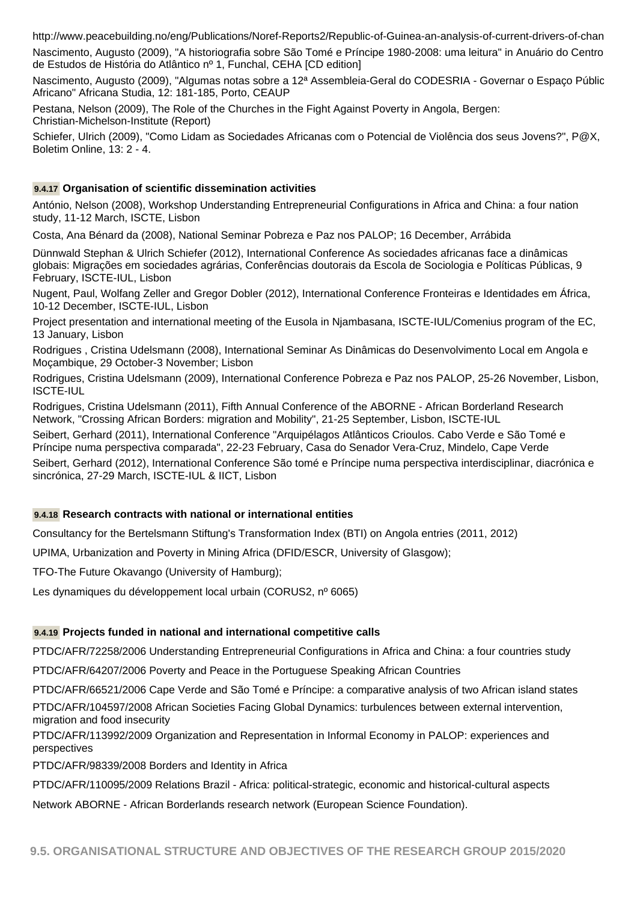http://www.peacebuilding.no/eng/Publications/Noref-Reports2/Republic-of-Guinea-an-analysis-of-current-drivers-of-chan

Nascimento, Augusto (2009), "A historiografia sobre São Tomé e Príncipe 1980-2008: uma leitura" in Anuário do Centro de Estudos de História do Atlântico nº 1, Funchal, CEHA [CD edition]

Nascimento, Augusto (2009), "Algumas notas sobre a 12ª Assembleia-Geral do CODESRIA - Governar o Espaço Públic Africano" Africana Studia, 12: 181-185, Porto, CEAUP

Pestana, Nelson (2009), The Role of the Churches in the Fight Against Poverty in Angola, Bergen: Christian-Michelson-Institute (Report)

Schiefer, Ulrich (2009), "Como Lidam as Sociedades Africanas com o Potencial de Violência dos seus Jovens?", P@X, Boletim Online, 13: 2 - 4.

### 9.4.17 Organisation of scientific dissemination activities

António, Nelson (2008), Workshop Understanding Entrepreneurial Configurations in Africa and China: a four nation study, 11-12 March, ISCTE, Lisbon

Costa, Ana Bénard da (2008), National Seminar Pobreza e Paz nos PALOP; 16 December, Arrábida

Dünnwald Stephan & Ulrich Schiefer (2012), International Conference As sociedades africanas face a dinâmicas globais: Migrações em sociedades agrárias, Conferências doutorais da Escola de Sociologia e Políticas Públicas, 9 February, ISCTE-IUL, Lisbon

Nugent, Paul, Wolfang Zeller and Gregor Dobler (2012), International Conference Fronteiras e Identidades em África, 10-12 December, ISCTE-IUL, Lisbon

Project presentation and international meeting of the Eusola in Njambasana, ISCTE-IUL/Comenius program of the EC, 13 January, Lisbon

Rodrigues , Cristina Udelsmann (2008), International Seminar As Dinâmicas do Desenvolvimento Local em Angola e Moçambique, 29 October-3 November; Lisbon

Rodrigues, Cristina Udelsmann (2009), International Conference Pobreza e Paz nos PALOP, 25-26 November, Lisbon, ISCTE-IUL

Rodrigues, Cristina Udelsmann (2011), Fifth Annual Conference of the ABORNE - African Borderland Research Network, "Crossing African Borders: migration and Mobility", 21-25 September, Lisbon, ISCTE-IUL

Seibert, Gerhard (2011), International Conference "Arquipélagos Atlânticos Crioulos. Cabo Verde e São Tomé e Príncipe numa perspectiva comparada", 22-23 February, Casa do Senador Vera-Cruz, Mindelo, Cape Verde

Seibert, Gerhard (2012), International Conference São tomé e Príncipe numa perspectiva interdisciplinar, diacrónica e sincrónica, 27-29 March, ISCTE-IUL & IICT, Lisbon

### 9.4.18 Research contracts with national or international entities

Consultancy for the Bertelsmann Stiftung's Transformation Index (BTI) on Angola entries (2011, 2012)

UPIMA, Urbanization and Poverty in Mining Africa (DFID/ESCR, University of Glasgow);

TFO-The Future Okavango (University of Hamburg);

Les dynamiques du développement local urbain (CORUS2, nº 6065)

### 9.4.19 Projects funded in national and international competitive calls

PTDC/AFR/72258/2006 Understanding Entrepreneurial Configurations in Africa and China: a four countries study

PTDC/AFR/64207/2006 Poverty and Peace in the Portuguese Speaking African Countries

PTDC/AFR/66521/2006 Cape Verde and São Tomé e Príncipe: a comparative analysis of two African island states

PTDC/AFR/104597/2008 African Societies Facing Global Dynamics: turbulences between external intervention, migration and food insecurity

PTDC/AFR/113992/2009 Organization and Representation in Informal Economy in PALOP: experiences and perspectives

PTDC/AFR/98339/2008 Borders and Identity in Africa

PTDC/AFR/110095/2009 Relations Brazil - Africa: political-strategic, economic and historical-cultural aspects

Network ABORNE - African Borderlands research network (European Science Foundation).

## 9.5. ORGANISATIONAL STRUCTURE AND OBJECTIVES OF THE RESEARCH GROUP 2015/2020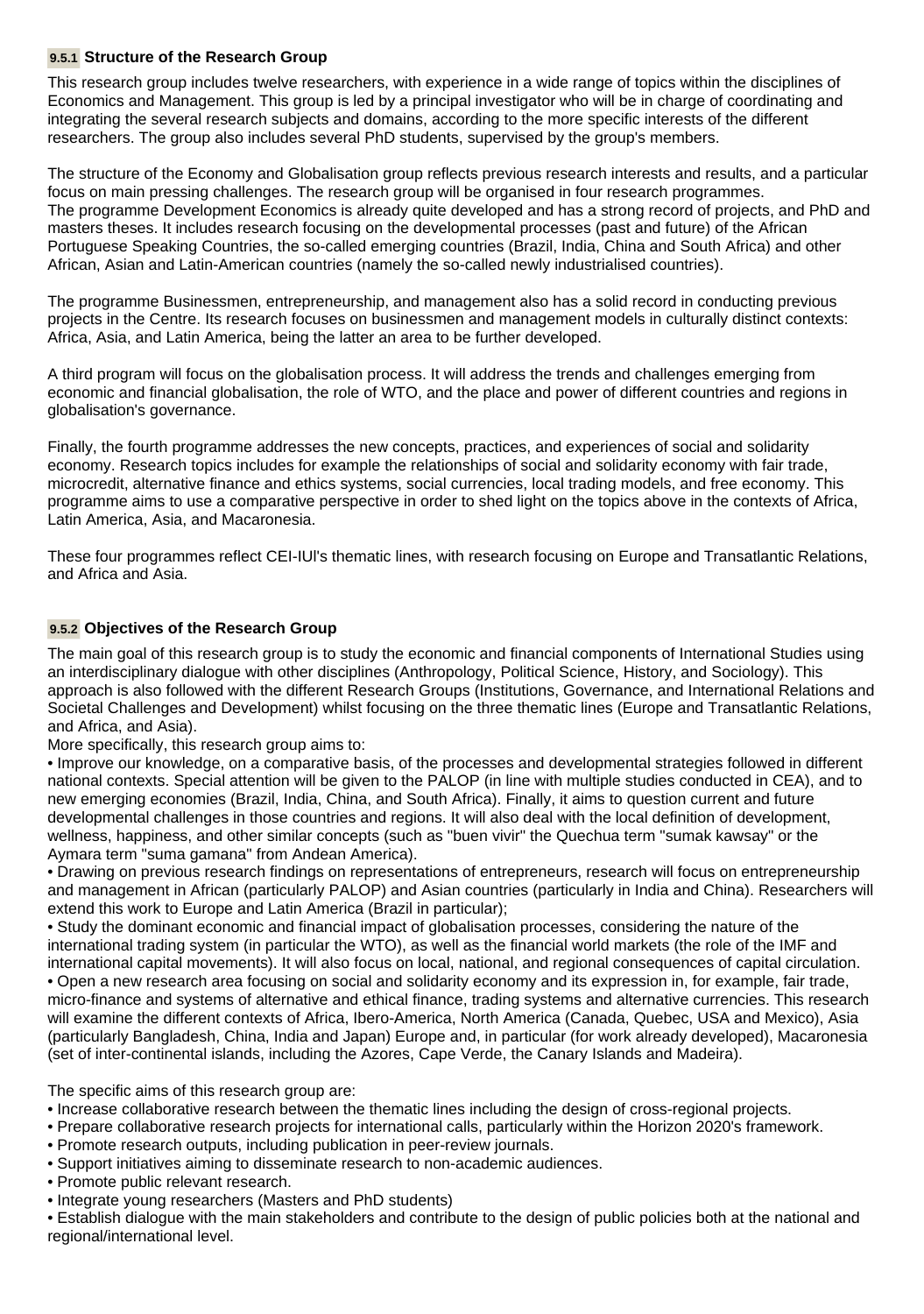### 9.5.1 Structure of the Research Group

This research group includes twelve researchers, with experience in a wide range of topics within the disciplines of Economics and Management. This group is led by a principal investigator who will be in charge of coordinating and integrating the several research subjects and domains, according to the more specific interests of the different researchers. The group also includes several PhD students, supervised by the group's members.

The structure of the Economy and Globalisation group reflects previous research interests and results, and a particular focus on main pressing challenges. The research group will be organised in four research programmes.
The programme Development Economics is already quite developed and has a strong record of projects, and PhD and masters theses. It includes research focusing on the developmental processes (past and future) of the African Portuguese Speaking Countries, the so-called emerging countries (Brazil, India, China and South Africa) and other African, Asian and Latin-American countries (namely the so-called newly industrialised countries).

The programme Businessmen, entrepreneurship, and management also has a solid record in conducting previous projects in the Centre. Its research focuses on businessmen and management models in culturally distinct contexts: Africa, Asia, and Latin America, being the latter an area to be further developed.

A third program will focus on the globalisation process. It will address the trends and challenges emerging from economic and financial globalisation, the role of WTO, and the place and power of different countries and regions in globalisation's governance.

Finally, the fourth programme addresses the new concepts, practices, and experiences of social and solidarity economy. Research topics includes for example the relationships of social and solidarity economy with fair trade, microcredit, alternative finance and ethics systems, social currencies, local trading models, and free economy. This programme aims to use a comparative perspective in order to shed light on the topics above in the contexts of Africa, Latin America, Asia, and Macaronesia.

These four programmes reflect CEI-IUl's thematic lines, with research focusing on Europe and Transatlantic Relations, and Africa and Asia.

### 9.5.2 Objectives of the Research Group

The main goal of this research group is to study the economic and financial components of International Studies using an interdisciplinary dialogue with other disciplines (Anthropology, Political Science, History, and Sociology). This approach is also followed with the different Research Groups (Institutions, Governance, and International Relations and Societal Challenges and Development) whilst focusing on the three thematic lines (Europe and Transatlantic Relations, and Africa, and Asia).
More specifically, this research group aims to:

- Improve our knowledge, on a comparative basis, of the processes and developmental strategies followed in different national contexts. Special attention will be given to the PALOP (in line with multiple studies conducted in CEA), and to new emerging economies (Brazil, India, China, and South Africa). Finally, it aims to question current and future developmental challenges in those countries and regions. It will also deal with the local definition of development, wellness, happiness, and other similar concepts (such as "buen vivir" the Quechua term "sumak kawsay" or the Aymara term "suma gamana" from Andean America).
- Drawing on previous research findings on representations of entrepreneurs, research will focus on entrepreneurship and management in African (particularly PALOP) and Asian countries (particularly in India and China). Researchers will extend this work to Europe and Latin America (Brazil in particular);
- Study the dominant economic and financial impact of globalisation processes, considering the nature of the international trading system (in particular the WTO), as well as the financial world markets (the role of the IMF and international capital movements). It will also focus on local, national, and regional consequences of capital circulation.
- Open a new research area focusing on social and solidarity economy and its expression in, for example, fair trade, micro-finance and systems of alternative and ethical finance, trading systems and alternative currencies. This research will examine the different contexts of Africa, Ibero-America, North America (Canada, Quebec, USA and Mexico), Asia (particularly Bangladesh, China, India and Japan) Europe and, in particular (for work already developed), Macaronesia (set of inter-continental islands, including the Azores, Cape Verde, the Canary Islands and Madeira).

The specific aims of this research group are:

- Increase collaborative research between the thematic lines including the design of cross-regional projects.
- Prepare collaborative research projects for international calls, particularly within the Horizon 2020's framework.
- Promote research outputs, including publication in peer-review journals.
- Support initiatives aiming to disseminate research to non-academic audiences.
- Promote public relevant research.
- Integrate young researchers (Masters and PhD students)
- Establish dialogue with the main stakeholders and contribute to the design of public policies both at the national and regional/international level.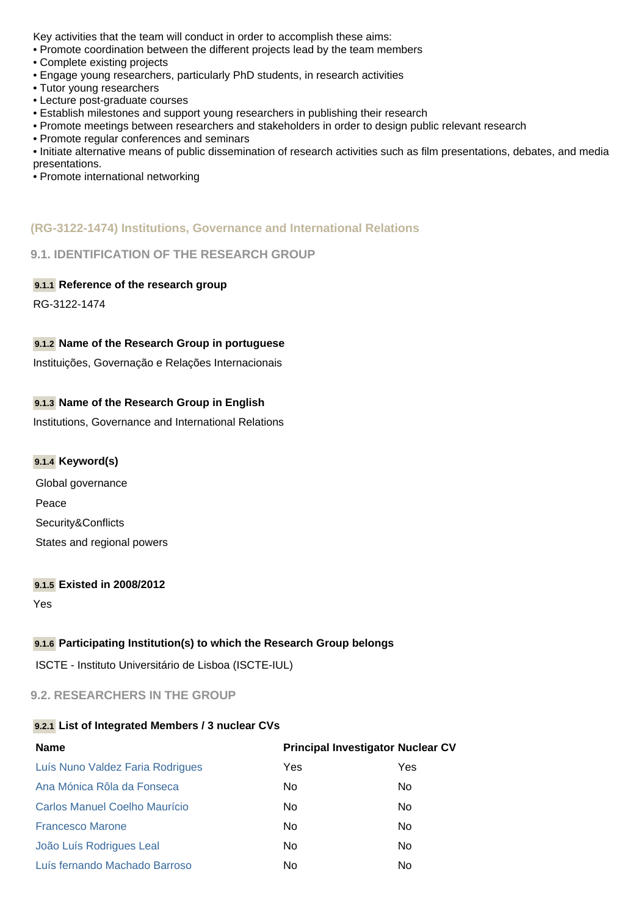Key activities that the team will conduct in order to accomplish these aims:

- Promote coordination between the different projects lead by the team members
- Complete existing projects
- Engage young researchers, particularly PhD students, in research activities
- Tutor young researchers
- Lecture post-graduate courses
- Establish milestones and support young researchers in publishing their research
- Promote meetings between researchers and stakeholders in order to design public relevant research
- Promote regular conferences and seminars
- Initiate alternative means of public dissemination of research activities such as film presentations, debates, and media presentations.
- Promote international networking

## (RG-3122-1474) Institutions, Governance and International Relations

### 9.1. IDENTIFICATION OF THE RESEARCH GROUP

**9.1.1 Reference of the research group**

RG-3122-1474

**9.1.2 Name of the Research Group in portuguese**

Instituições, Governação e Relações Internacionais

**9.1.3 Name of the Research Group in English**

Institutions, Governance and International Relations

**9.1.4 Keyword(s)**

Global governance

Peace

Security&Conflicts

States and regional powers

**9.1.5 Existed in 2008/2012**

Yes

**9.1.6 Participating Institution(s) to which the Research Group belongs**

ISCTE - Instituto Universitário de Lisboa (ISCTE-IUL)

### 9.2. RESEARCHERS IN THE GROUP

**9.2.1 List of Integrated Members / 3 nuclear CVs**

| Name | Principal Investigator | Nuclear CV |
|---|---|---|
| Luís Nuno Valdez Faria Rodrigues | Yes | Yes |
| Ana Mónica Rôla da Fonseca | No | No |
| Carlos Manuel Coelho Maurício | No | No |
| Francesco Marone | No | No |
| João Luís Rodrigues Leal | No | No |
| Luís fernando Machado Barroso | No | No |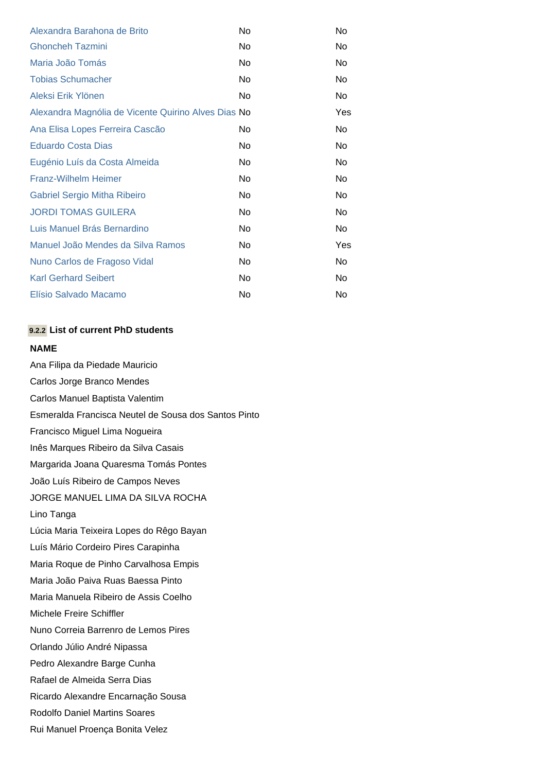| | | |
|---|---|---|
| Alexandra Barahona de Brito | No | No |
| Ghoncheh Tazmini | No | No |
| Maria João Tomás | No | No |
| Tobias Schumacher | No | No |
| Aleksi Erik Ylönen | No | No |
| Alexandra Magnólia de Vicente Quirino Alves Dias | No | Yes |
| Ana Elisa Lopes Ferreira Cascão | No | No |
| Eduardo Costa Dias | No | No |
| Eugénio Luís da Costa Almeida | No | No |
| Franz-Wilhelm Heimer | No | No |
| Gabriel Sergio Mitha Ribeiro | No | No |
| JORDI TOMAS GUILERA | No | No |
| Luis Manuel Brás Bernardino | No | No |
| Manuel João Mendes da Silva Ramos | No | Yes |
| Nuno Carlos de Fragoso Vidal | No | No |
| Karl Gerhard Seibert | No | No |
| Elísio Salvado Macamo | No | No |

### 9.2.2 List of current PhD students

**NAME**

Ana Filipa da Piedade Mauricio
Carlos Jorge Branco Mendes
Carlos Manuel Baptista Valentim
Esmeralda Francisca Neutel de Sousa dos Santos Pinto
Francisco Miguel Lima Nogueira
Inês Marques Ribeiro da Silva Casais
Margarida Joana Quaresma Tomás Pontes
João Luís Ribeiro de Campos Neves
JORGE MANUEL LIMA DA SILVA ROCHA
Lino Tanga
Lúcia Maria Teixeira Lopes do Rêgo Bayan
Luís Mário Cordeiro Pires Carapinha
Maria Roque de Pinho Carvalhosa Empis
Maria João Paiva Ruas Baessa Pinto
Maria Manuela Ribeiro de Assis Coelho
Michele Freire Schiffler
Nuno Correia Barrenro de Lemos Pires
Orlando Júlio André Nipassa
Pedro Alexandre Barge Cunha
Rafael de Almeida Serra Dias
Ricardo Alexandre Encarnação Sousa
Rodolfo Daniel Martins Soares
Rui Manuel Proença Bonita Velez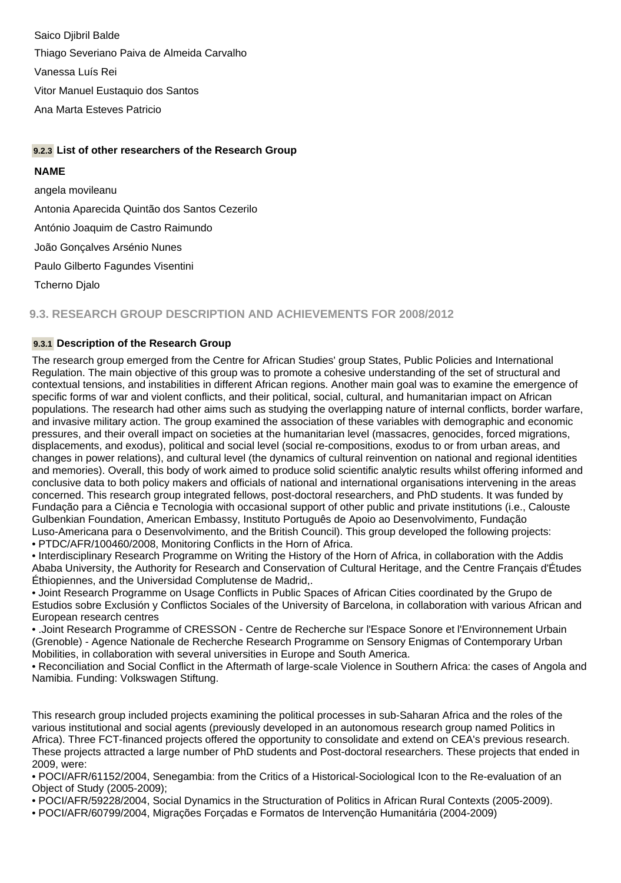Saico Djibril Balde

Thiago Severiano Paiva de Almeida Carvalho

Vanessa Luís Rei

Vitor Manuel Eustaquio dos Santos

Ana Marta Esteves Patricio

#### 9.2.3 List of other researchers of the Research Group

**NAME**

angela movileanu

Antonia Aparecida Quintão dos Santos Cezerilo

António Joaquim de Castro Raimundo

João Gonçalves Arsénio Nunes

Paulo Gilberto Fagundes Visentini

Tcherno Djalo

### 9.3. RESEARCH GROUP DESCRIPTION AND ACHIEVEMENTS FOR 2008/2012

#### 9.3.1 Description of the Research Group

The research group emerged from the Centre for African Studies' group States, Public Policies and International Regulation. The main objective of this group was to promote a cohesive understanding of the set of structural and contextual tensions, and instabilities in different African regions. Another main goal was to examine the emergence of specific forms of war and violent conflicts, and their political, social, cultural, and humanitarian impact on African populations. The research had other aims such as studying the overlapping nature of internal conflicts, border warfare, and invasive military action. The group examined the association of these variables with demographic and economic pressures, and their overall impact on societies at the humanitarian level (massacres, genocides, forced migrations, displacements, and exodus), political and social level (social re-compositions, exodus to or from urban areas, and changes in power relations), and cultural level (the dynamics of cultural reinvention on national and regional identities and memories). Overall, this body of work aimed to produce solid scientific analytic results whilst offering informed and conclusive data to both policy makers and officials of national and international organisations intervening in the areas concerned. This research group integrated fellows, post-doctoral researchers, and PhD students. It was funded by Fundação para a Ciência e Tecnologia with occasional support of other public and private institutions (i.e., Calouste Gulbenkian Foundation, American Embassy, Instituto Português de Apoio ao Desenvolvimento, Fundação Luso-Americana para o Desenvolvimento, and the British Council). This group developed the following projects:
• PTDC/AFR/100460/2008, Monitoring Conflicts in the Horn of Africa.
• Interdisciplinary Research Programme on Writing the History of the Horn of Africa, in collaboration with the Addis Ababa University, the Authority for Research and Conservation of Cultural Heritage, and the Centre Français d'Études Éthiopiennes, and the Universidad Complutense de Madrid,.
• Joint Research Programme on Usage Conflicts in Public Spaces of African Cities coordinated by the Grupo de Estudios sobre Exclusión y Conflictos Sociales of the University of Barcelona, in collaboration with various African and European research centres
• .Joint Research Programme of CRESSON - Centre de Recherche sur l'Espace Sonore et l'Environnement Urbain (Grenoble) - Agence Nationale de Recherche Research Programme on Sensory Enigmas of Contemporary Urban Mobilities, in collaboration with several universities in Europe and South America.
• Reconciliation and Social Conflict in the Aftermath of large-scale Violence in Southern Africa: the cases of Angola and Namibia. Funding: Volkswagen Stiftung.

This research group included projects examining the political processes in sub-Saharan Africa and the roles of the various institutional and social agents (previously developed in an autonomous research group named Politics in Africa). Three FCT-financed projects offered the opportunity to consolidate and extend on CEA's previous research. These projects attracted a large number of PhD students and Post-doctoral researchers. These projects that ended in 2009, were:
• POCI/AFR/61152/2004, Senegambia: from the Critics of a Historical-Sociological Icon to the Re-evaluation of an Object of Study (2005-2009);
• POCI/AFR/59228/2004, Social Dynamics in the Structuration of Politics in African Rural Contexts (2005-2009).
• POCI/AFR/60799/2004, Migrações Forçadas e Formatos de Intervenção Humanitária (2004-2009)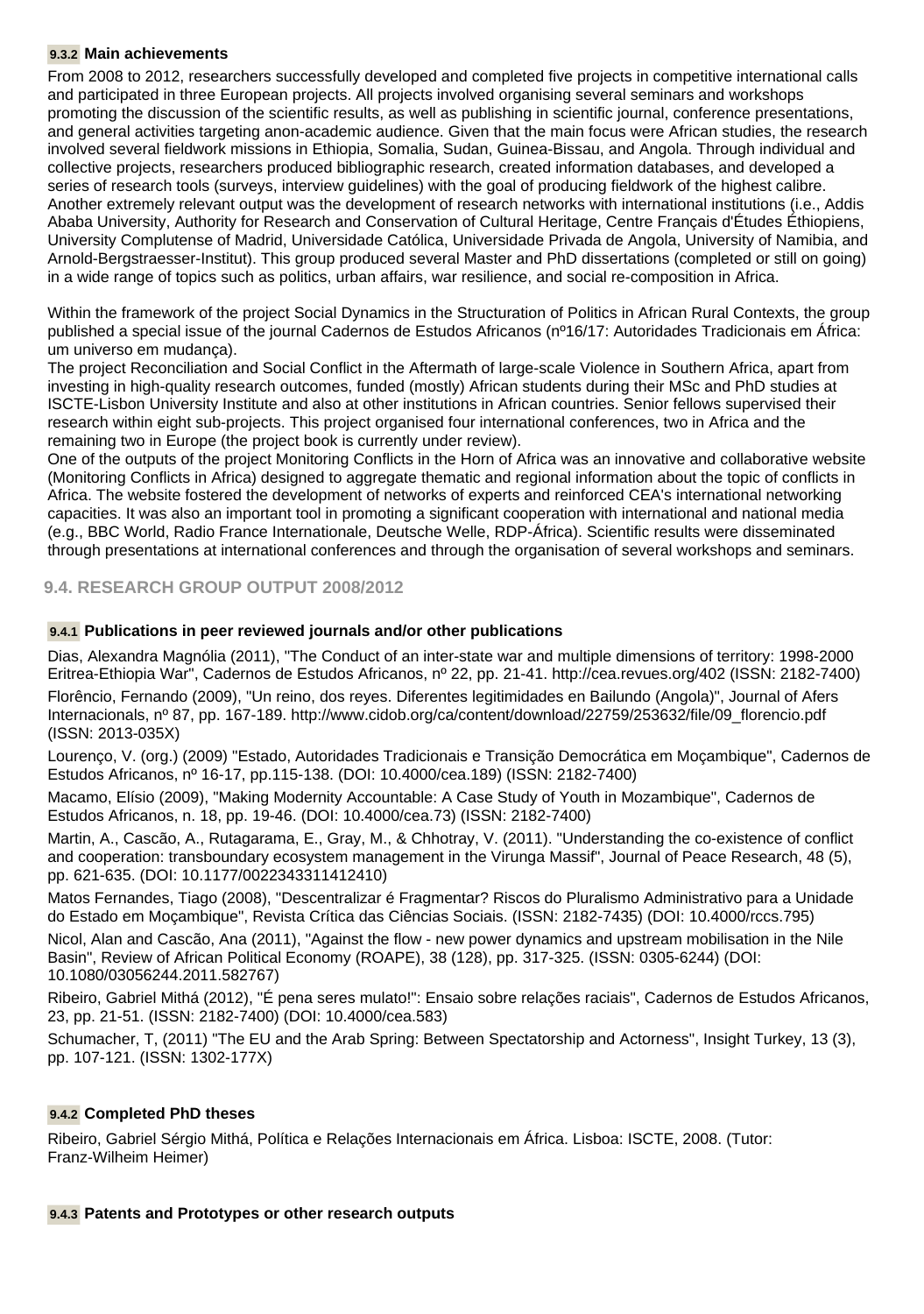#### 9.3.2 Main achievements

From 2008 to 2012, researchers successfully developed and completed five projects in competitive international calls and participated in three European projects. All projects involved organising several seminars and workshops promoting the discussion of the scientific results, as well as publishing in scientific journal, conference presentations, and general activities targeting anon-academic audience. Given that the main focus were African studies, the research involved several fieldwork missions in Ethiopia, Somalia, Sudan, Guinea-Bissau, and Angola. Through individual and collective projects, researchers produced bibliographic research, created information databases, and developed a series of research tools (surveys, interview guidelines) with the goal of producing fieldwork of the highest calibre. Another extremely relevant output was the development of research networks with international institutions (i.e., Addis Ababa University, Authority for Research and Conservation of Cultural Heritage, Centre Français d'Études Éthiopiens, University Complutense of Madrid, Universidade Católica, Universidade Privada de Angola, University of Namibia, and Arnold-Bergstraesser-Institut). This group produced several Master and PhD dissertations (completed or still on going) in a wide range of topics such as politics, urban affairs, war resilience, and social re-composition in Africa.

Within the framework of the project Social Dynamics in the Structuration of Politics in African Rural Contexts, the group published a special issue of the journal Cadernos de Estudos Africanos (nº16/17: Autoridades Tradicionais em África: um universo em mudança).
The project Reconciliation and Social Conflict in the Aftermath of large-scale Violence in Southern Africa, apart from investing in high-quality research outcomes, funded (mostly) African students during their MSc and PhD studies at ISCTE-Lisbon University Institute and also at other institutions in African countries. Senior fellows supervised their research within eight sub-projects. This project organised four international conferences, two in Africa and the remaining two in Europe (the project book is currently under review).
One of the outputs of the project Monitoring Conflicts in the Horn of Africa was an innovative and collaborative website (Monitoring Conflicts in Africa) designed to aggregate thematic and regional information about the topic of conflicts in Africa. The website fostered the development of networks of experts and reinforced CEA's international networking capacities. It was also an important tool in promoting a significant cooperation with international and national media (e.g., BBC World, Radio France Internationale, Deutsche Welle, RDP-África). Scientific results were disseminated through presentations at international conferences and through the organisation of several workshops and seminars.

### 9.4. RESEARCH GROUP OUTPUT 2008/2012

#### 9.4.1 Publications in peer reviewed journals and/or other publications

Dias, Alexandra Magnólia (2011), "The Conduct of an inter-state war and multiple dimensions of territory: 1998-2000 Eritrea-Ethiopia War", Cadernos de Estudos Africanos, nº 22, pp. 21-41. http://cea.revues.org/402 (ISSN: 2182-7400)

Florêncio, Fernando (2009), "Un reino, dos reyes. Diferentes legitimidades en Bailundo (Angola)", Journal of Afers Internacionals, nº 87, pp. 167-189. http://www.cidob.org/ca/content/download/22759/253632/file/09_florencio.pdf (ISSN: 2013-035X)

Lourenço, V. (org.) (2009) "Estado, Autoridades Tradicionais e Transição Democrática em Moçambique", Cadernos de Estudos Africanos, nº 16-17, pp.115-138. (DOI: 10.4000/cea.189) (ISSN: 2182-7400)

Macamo, Elísio (2009), "Making Modernity Accountable: A Case Study of Youth in Mozambique", Cadernos de Estudos Africanos, n. 18, pp. 19-46. (DOI: 10.4000/cea.73) (ISSN: 2182-7400)

Martin, A., Cascão, A., Rutagarama, E., Gray, M., & Chhotray, V. (2011). "Understanding the co-existence of conflict and cooperation: transboundary ecosystem management in the Virunga Massif", Journal of Peace Research, 48 (5), pp. 621-635. (DOI: 10.1177/0022343311412410)

Matos Fernandes, Tiago (2008), "Descentralizar é Fragmentar? Riscos do Pluralismo Administrativo para a Unidade do Estado em Moçambique", Revista Crítica das Ciências Sociais. (ISSN: 2182-7435) (DOI: 10.4000/rccs.795)

Nicol, Alan and Cascão, Ana (2011), "Against the flow - new power dynamics and upstream mobilisation in the Nile Basin", Review of African Political Economy (ROAPE), 38 (128), pp. 317-325. (ISSN: 0305-6244) (DOI: 10.1080/03056244.2011.582767)

Ribeiro, Gabriel Mithá (2012), "É pena seres mulato!": Ensaio sobre relações raciais", Cadernos de Estudos Africanos, 23, pp. 21-51. (ISSN: 2182-7400) (DOI: 10.4000/cea.583)

Schumacher, T, (2011) "The EU and the Arab Spring: Between Spectatorship and Actorness", Insight Turkey, 13 (3), pp. 107-121. (ISSN: 1302-177X)

#### 9.4.2 Completed PhD theses

Ribeiro, Gabriel Sérgio Mithá, Política e Relações Internacionais em África. Lisboa: ISCTE, 2008. (Tutor: Franz-Wilheim Heimer)

#### 9.4.3 Patents and Prototypes or other research outputs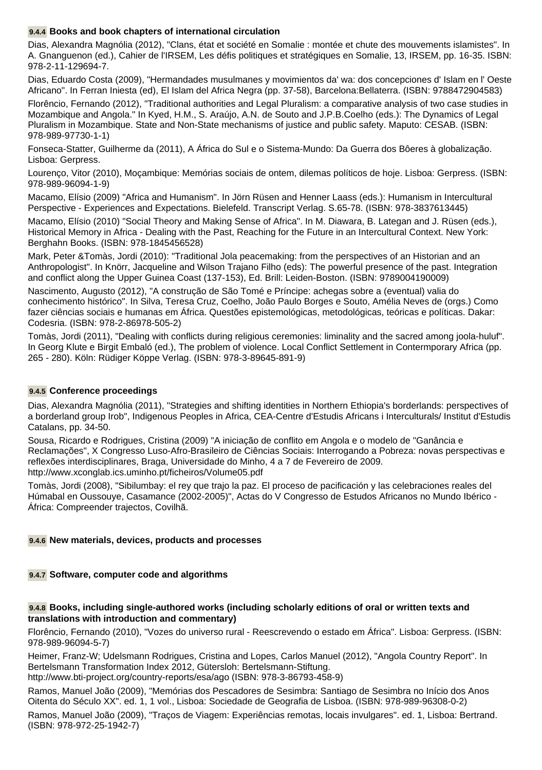### 9.4.4 Books and book chapters of international circulation

Dias, Alexandra Magnólia (2012), "Clans, état et société en Somalie : montée et chute des mouvements islamistes". In A. Gnanguenon (ed.), Cahier de l'IRSEM, Les défis politiques et stratégiques en Somalie, 13, IRSEM, pp. 16-35. ISBN: 978-2-11-129694-7.

Dias, Eduardo Costa (2009), "Hermandades musulmanes y movimientos da' wa: dos concepciones d' Islam en l' Oeste Africano". In Ferran Iniesta (ed), El Islam del Africa Negra (pp. 37-58), Barcelona:Bellaterra. (ISBN: 9788472904583)

Florêncio, Fernando (2012), "Traditional authorities and Legal Pluralism: a comparative analysis of two case studies in Mozambique and Angola." In Kyed, H.M., S. Araújo, A.N. de Souto and J.P.B.Coelho (eds.): The Dynamics of Legal Pluralism in Mozambique. State and Non-State mechanisms of justice and public safety. Maputo: CESAB. (ISBN: 978-989-97730-1-1)

Fonseca-Statter, Guilherme da (2011), A África do Sul e o Sistema-Mundo: Da Guerra dos Bôeres à globalização. Lisboa: Gerpress.

Lourenço, Vitor (2010), Moçambique: Memórias sociais de ontem, dilemas políticos de hoje. Lisboa: Gerpress. (ISBN: 978-989-96094-1-9)

Macamo, Elísio (2009) "Africa and Humanism". In Jörn Rüsen and Henner Laass (eds.): Humanism in Intercultural Perspective - Experiences and Expectations. Bielefeld. Transcript Verlag. S.65-78. (ISBN: 978-3837613445)

Macamo, Elísio (2010) "Social Theory and Making Sense of Africa". In M. Diawara, B. Lategan and J. Rüsen (eds.), Historical Memory in Africa - Dealing with the Past, Reaching for the Future in an Intercultural Context. New York: Berghahn Books. (ISBN: 978-1845456528)

Mark, Peter &Tomàs, Jordi (2010): "Traditional Jola peacemaking: from the perspectives of an Historian and an Anthropologist". In Knörr, Jacqueline and Wilson Trajano Filho (eds): The powerful presence of the past. Integration and conflict along the Upper Guinea Coast (137-153), Ed. Brill: Leiden-Boston. (ISBN: 9789004190009)

Nascimento, Augusto (2012), "A construção de São Tomé e Príncipe: achegas sobre a (eventual) valia do conhecimento histórico". In Silva, Teresa Cruz, Coelho, João Paulo Borges e Souto, Amélia Neves de (orgs.) Como fazer ciências sociais e humanas em África. Questões epistemológicas, metodológicas, teóricas e políticas. Dakar: Codesria. (ISBN: 978-2-86978-505-2)

Tomàs, Jordi (2011), "Dealing with conflicts during religious ceremonies: liminality and the sacred among joola-huluf". In Georg Klute e Birgit Embaló (ed.), The problem of violence. Local Conflict Settlement in Contermporary Africa (pp. 265 - 280). Köln: Rüdiger Köppe Verlag. (ISBN: 978-3-89645-891-9)

### 9.4.5 Conference proceedings

Dias, Alexandra Magnólia (2011), "Strategies and shifting identities in Northern Ethiopia's borderlands: perspectives of a borderland group Irob", Indigenous Peoples in Africa, CEA-Centre d'Estudis Africans i Interculturals/ Institut d'Estudis Catalans, pp. 34-50.

Sousa, Ricardo e Rodrigues, Cristina (2009) "A iniciação de conflito em Angola e o modelo de "Ganância e Reclamações", X Congresso Luso-Afro-Brasileiro de Ciências Sociais: Interrogando a Pobreza: novas perspectivas e reflexões interdisciplinares, Braga, Universidade do Minho, 4 a 7 de Fevereiro de 2009. http://www.xconglab.ics.uminho.pt/ficheiros/Volume05.pdf

Tomàs, Jordi (2008), "Sibilumbay: el rey que trajo la paz. El proceso de pacificación y las celebraciones reales del Húmabal en Oussouye, Casamance (2002-2005)", Actas do V Congresso de Estudos Africanos no Mundo Ibérico - África: Compreender trajectos, Covilhã.

### 9.4.6 New materials, devices, products and processes

### 9.4.7 Software, computer code and algorithms

### 9.4.8 Books, including single-authored works (including scholarly editions of oral or written texts and translations with introduction and commentary)

Florêncio, Fernando (2010), "Vozes do universo rural - Reescrevendo o estado em África". Lisboa: Gerpress. (ISBN: 978-989-96094-5-7)

Heimer, Franz-W; Udelsmann Rodrigues, Cristina and Lopes, Carlos Manuel (2012), "Angola Country Report". In Bertelsmann Transformation Index 2012, Gütersloh: Bertelsmann-Stiftung. http://www.bti-project.org/country-reports/esa/ago (ISBN: 978-3-86793-458-9)

Ramos, Manuel João (2009), "Memórias dos Pescadores de Sesimbra: Santiago de Sesimbra no Início dos Anos Oitenta do Século XX". ed. 1, 1 vol., Lisboa: Sociedade de Geografia de Lisboa. (ISBN: 978-989-96308-0-2)

Ramos, Manuel João (2009), "Traços de Viagem: Experiências remotas, locais invulgares". ed. 1, Lisboa: Bertrand. (ISBN: 978-972-25-1942-7)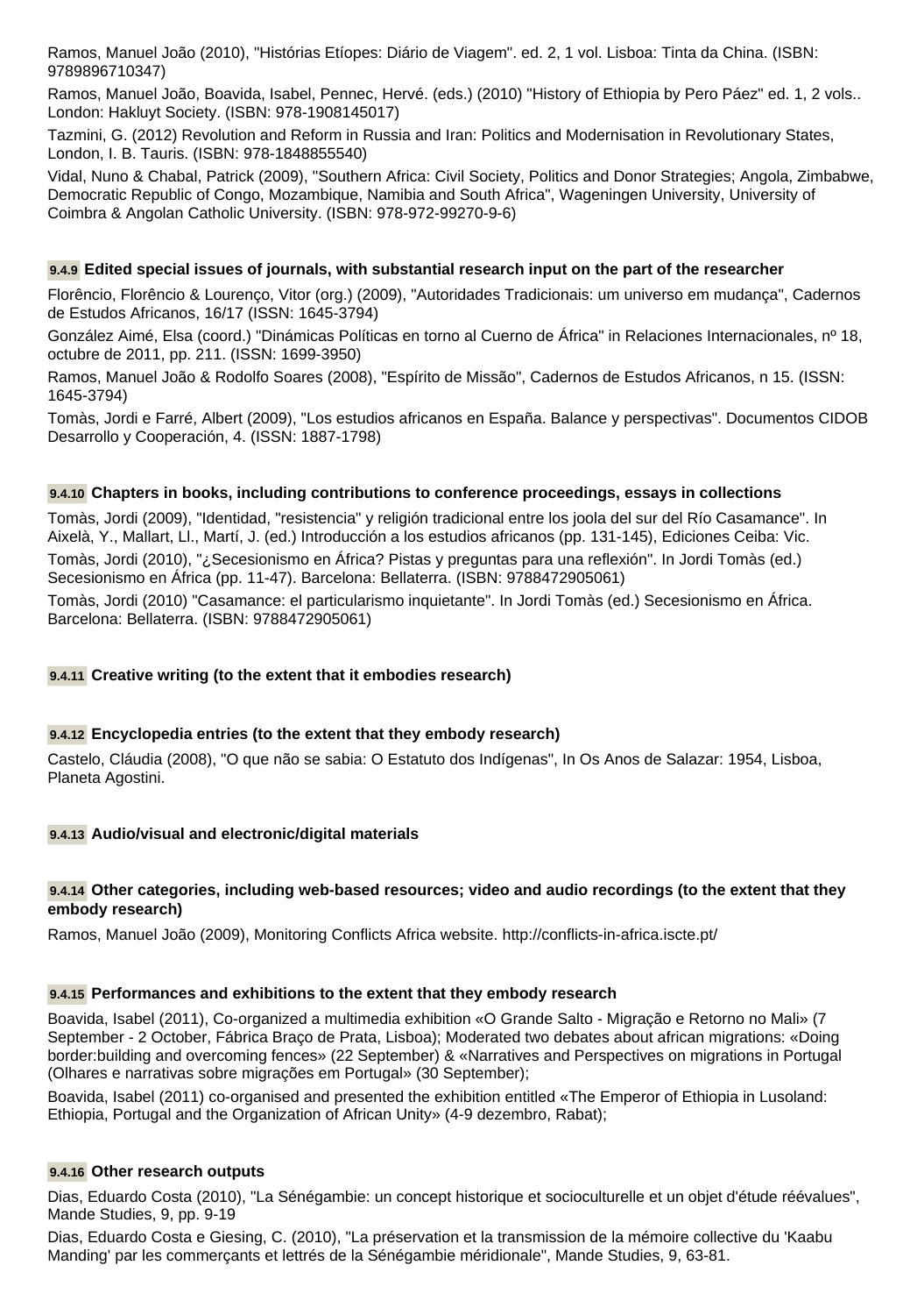Ramos, Manuel João (2010), "Histórias Etíopes: Diário de Viagem". ed. 2, 1 vol. Lisboa: Tinta da China. (ISBN: 9789896710347)

Ramos, Manuel João, Boavida, Isabel, Pennec, Hervé. (eds.) (2010) "History of Ethiopia by Pero Páez" ed. 1, 2 vols.. London: Hakluyt Society. (ISBN: 978-1908145017)

Tazmini, G. (2012) Revolution and Reform in Russia and Iran: Politics and Modernisation in Revolutionary States, London, I. B. Tauris. (ISBN: 978-1848855540)

Vidal, Nuno & Chabal, Patrick (2009), "Southern Africa: Civil Society, Politics and Donor Strategies; Angola, Zimbabwe, Democratic Republic of Congo, Mozambique, Namibia and South Africa", Wageningen University, University of Coimbra & Angolan Catholic University. (ISBN: 978-972-99270-9-6)

#### 9.4.9 Edited special issues of journals, with substantial research input on the part of the researcher

Florêncio, Florêncio & Lourenço, Vitor (org.) (2009), "Autoridades Tradicionais: um universo em mudança", Cadernos de Estudos Africanos, 16/17 (ISSN: 1645-3794)

González Aimé, Elsa (coord.) "Dinámicas Políticas en torno al Cuerno de África" in Relaciones Internacionales, nº 18, octubre de 2011, pp. 211. (ISSN: 1699-3950)

Ramos, Manuel João & Rodolfo Soares (2008), "Espírito de Missão", Cadernos de Estudos Africanos, n 15. (ISSN: 1645-3794)

Tomàs, Jordi e Farré, Albert (2009), "Los estudios africanos en España. Balance y perspectivas". Documentos CIDOB Desarrollo y Cooperación, 4. (ISSN: 1887-1798)

#### 9.4.10 Chapters in books, including contributions to conference proceedings, essays in collections

Tomàs, Jordi (2009), "Identidad, "resistencia" y religión tradicional entre los joola del sur del Río Casamance". In Aixelà, Y., Mallart, Ll., Martí, J. (ed.) Introducción a los estudios africanos (pp. 131-145), Ediciones Ceiba: Vic.

Tomàs, Jordi (2010), "¿Secesionismo en África? Pistas y preguntas para una reflexión". In Jordi Tomàs (ed.) Secesionismo en África (pp. 11-47). Barcelona: Bellaterra. (ISBN: 9788472905061)

Tomàs, Jordi (2010) "Casamance: el particularismo inquietante". In Jordi Tomàs (ed.) Secesionismo en África. Barcelona: Bellaterra. (ISBN: 9788472905061)

#### 9.4.11 Creative writing (to the extent that it embodies research)

#### 9.4.12 Encyclopedia entries (to the extent that they embody research)

Castelo, Cláudia (2008), "O que não se sabia: O Estatuto dos Indígenas", In Os Anos de Salazar: 1954, Lisboa, Planeta Agostini.

#### 9.4.13 Audio/visual and electronic/digital materials

#### 9.4.14 Other categories, including web-based resources; video and audio recordings (to the extent that they embody research)

Ramos, Manuel João (2009), Monitoring Conflicts Africa website. http://conflicts-in-africa.iscte.pt/

#### 9.4.15 Performances and exhibitions to the extent that they embody research

Boavida, Isabel (2011), Co-organized a multimedia exhibition «O Grande Salto - Migração e Retorno no Mali» (7 September - 2 October, Fábrica Braço de Prata, Lisboa); Moderated two debates about african migrations: «Doing border:building and overcoming fences» (22 September) & «Narratives and Perspectives on migrations in Portugal (Olhares e narrativas sobre migrações em Portugal» (30 September);

Boavida, Isabel (2011) co-organised and presented the exhibition entitled «The Emperor of Ethiopia in Lusoland: Ethiopia, Portugal and the Organization of African Unity» (4-9 dezembro, Rabat);

#### 9.4.16 Other research outputs

Dias, Eduardo Costa (2010), "La Sénégambie: un concept historique et socioculturelle et un objet d'étude réévalues", Mande Studies, 9, pp. 9-19

Dias, Eduardo Costa e Giesing, C. (2010), "La préservation et la transmission de la mémoire collective du 'Kaabu Manding' par les commerçants et lettrés de la Sénégambie méridionale", Mande Studies, 9, 63-81.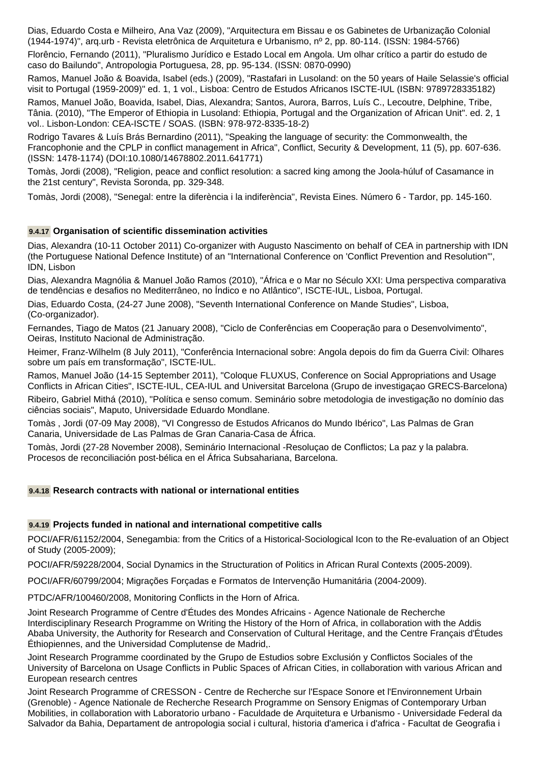Dias, Eduardo Costa e Milheiro, Ana Vaz (2009), "Arquitectura em Bissau e os Gabinetes de Urbanização Colonial (1944-1974)", arq.urb - Revista eletrônica de Arquitetura e Urbanismo, nº 2, pp. 80-114. (ISSN: 1984-5766)

Florêncio, Fernando (2011), "Pluralismo Jurídico e Estado Local em Angola. Um olhar crítico a partir do estudo de caso do Bailundo", Antropologia Portuguesa, 28, pp. 95-134. (ISSN: 0870-0990)

Ramos, Manuel João & Boavida, Isabel (eds.) (2009), "Rastafari in Lusoland: on the 50 years of Haile Selassie's official visit to Portugal (1959-2009)" ed. 1, 1 vol., Lisboa: Centro de Estudos Africanos ISCTE-IUL (ISBN: 9789728335182)

Ramos, Manuel João, Boavida, Isabel, Dias, Alexandra; Santos, Aurora, Barros, Luís C., Lecoutre, Delphine, Tribe, Tânia. (2010), "The Emperor of Ethiopia in Lusoland: Ethiopia, Portugal and the Organization of African Unit". ed. 2, 1 vol.. Lisbon-London: CEA-ISCTE / SOAS. (ISBN: 978-972-8335-18-2)

Rodrigo Tavares & Luís Brás Bernardino (2011), "Speaking the language of security: the Commonwealth, the Francophonie and the CPLP in conflict management in Africa", Conflict, Security & Development, 11 (5), pp. 607-636. (ISSN: 1478-1174) (DOI:10.1080/14678802.2011.641771)

Tomàs, Jordi (2008), "Religion, peace and conflict resolution: a sacred king among the Joola-húluf of Casamance in the 21st century", Revista Soronda, pp. 329-348.

Tomàs, Jordi (2008), "Senegal: entre la diferència i la indiferència", Revista Eines. Número 6 - Tardor, pp. 145-160.

### 9.4.17 Organisation of scientific dissemination activities

Dias, Alexandra (10-11 October 2011) Co-organizer with Augusto Nascimento on behalf of CEA in partnership with IDN (the Portuguese National Defence Institute) of an "International Conference on 'Conflict Prevention and Resolution'", IDN, Lisbon

Dias, Alexandra Magnólia & Manuel João Ramos (2010), "África e o Mar no Século XXI: Uma perspectiva comparativa de tendências e desafios no Mediterrâneo, no Índico e no Atlântico", ISCTE-IUL, Lisboa, Portugal.

Dias, Eduardo Costa, (24-27 June 2008), "Seventh International Conference on Mande Studies", Lisboa, (Co-organizador).

Fernandes, Tiago de Matos (21 January 2008), "Ciclo de Conferências em Cooperação para o Desenvolvimento", Oeiras, Instituto Nacional de Administração.

Heimer, Franz-Wilhelm (8 July 2011), "Conferência Internacional sobre: Angola depois do fim da Guerra Civil: Olhares sobre um país em transformação", ISCTE-IUL.

Ramos, Manuel João (14-15 September 2011), "Coloque FLUXUS, Conference on Social Appropriations and Usage Conflicts in African Cities", ISCTE-IUL, CEA-IUL and Universitat Barcelona (Grupo de investigaçao GRECS-Barcelona)

Ribeiro, Gabriel Mithá (2010), "Política e senso comum. Seminário sobre metodologia de investigação no domínio das ciências sociais", Maputo, Universidade Eduardo Mondlane.

Tomàs , Jordi (07-09 May 2008), "VI Congresso de Estudos Africanos do Mundo Ibérico", Las Palmas de Gran Canaria, Universidade de Las Palmas de Gran Canaria-Casa de África.

Tomàs, Jordi (27-28 November 2008), Seminário Internacional -Resoluçao de Conflictos; La paz y la palabra. Procesos de reconciliación post-bélica en el África Subsahariana, Barcelona.

### 9.4.18 Research contracts with national or international entities

### 9.4.19 Projects funded in national and international competitive calls

POCI/AFR/61152/2004, Senegambia: from the Critics of a Historical-Sociological Icon to the Re-evaluation of an Object of Study (2005-2009);

POCI/AFR/59228/2004, Social Dynamics in the Structuration of Politics in African Rural Contexts (2005-2009).

POCI/AFR/60799/2004; Migrações Forçadas e Formatos de Intervenção Humanitária (2004-2009).

PTDC/AFR/100460/2008, Monitoring Conflicts in the Horn of Africa.

Joint Research Programme of Centre d'Études des Mondes Africains - Agence Nationale de Recherche Interdisciplinary Research Programme on Writing the History of the Horn of Africa, in collaboration with the Addis Ababa University, the Authority for Research and Conservation of Cultural Heritage, and the Centre Français d'Études Éthiopiennes, and the Universidad Complutense de Madrid,.

Joint Research Programme coordinated by the Grupo de Estudios sobre Exclusión y Conflictos Sociales of the University of Barcelona on Usage Conflicts in Public Spaces of African Cities, in collaboration with various African and European research centres

Joint Research Programme of CRESSON - Centre de Recherche sur l'Espace Sonore et l'Environnement Urbain (Grenoble) - Agence Nationale de Recherche Research Programme on Sensory Enigmas of Contemporary Urban Mobilities, in collaboration with Laboratorio urbano - Faculdade de Arquitetura e Urbanismo - Universidade Federal da Salvador da Bahia, Departament de antropologia social i cultural, historia d'america i d'africa - Facultat de Geografia i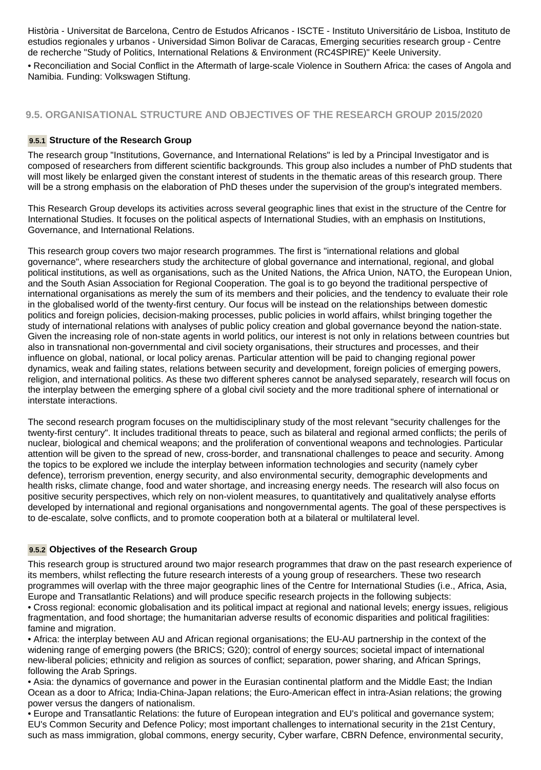Història - Universitat de Barcelona, Centro de Estudos Africanos - ISCTE - Instituto Universitário de Lisboa, Instituto de estudios regionales y urbanos - Universidad Simon Bolivar de Caracas, Emerging securities research group - Centre de recherche "Study of Politics, International Relations & Environment (RC4SPIRE)" Keele University.

• Reconciliation and Social Conflict in the Aftermath of large-scale Violence in Southern Africa: the cases of Angola and Namibia. Funding: Volkswagen Stiftung.

## 9.5. ORGANISATIONAL STRUCTURE AND OBJECTIVES OF THE RESEARCH GROUP 2015/2020

### 9.5.1 Structure of the Research Group

The research group "Institutions, Governance, and International Relations" is led by a Principal Investigator and is composed of researchers from different scientific backgrounds. This group also includes a number of PhD students that will most likely be enlarged given the constant interest of students in the thematic areas of this research group. There will be a strong emphasis on the elaboration of PhD theses under the supervision of the group's integrated members.

This Research Group develops its activities across several geographic lines that exist in the structure of the Centre for International Studies. It focuses on the political aspects of International Studies, with an emphasis on Institutions, Governance, and International Relations.

This research group covers two major research programmes. The first is "international relations and global governance", where researchers study the architecture of global governance and international, regional, and global political institutions, as well as organisations, such as the United Nations, the Africa Union, NATO, the European Union, and the South Asian Association for Regional Cooperation. The goal is to go beyond the traditional perspective of international organisations as merely the sum of its members and their policies, and the tendency to evaluate their role in the globalised world of the twenty-first century. Our focus will be instead on the relationships between domestic politics and foreign policies, decision-making processes, public policies in world affairs, whilst bringing together the study of international relations with analyses of public policy creation and global governance beyond the nation-state. Given the increasing role of non-state agents in world politics, our interest is not only in relations between countries but also in transnational non-governmental and civil society organisations, their structures and processes, and their influence on global, national, or local policy arenas. Particular attention will be paid to changing regional power dynamics, weak and failing states, relations between security and development, foreign policies of emerging powers, religion, and international politics. As these two different spheres cannot be analysed separately, research will focus on the interplay between the emerging sphere of a global civil society and the more traditional sphere of international or interstate interactions.

The second research program focuses on the multidisciplinary study of the most relevant "security challenges for the twenty-first century". It includes traditional threats to peace, such as bilateral and regional armed conflicts; the perils of nuclear, biological and chemical weapons; and the proliferation of conventional weapons and technologies. Particular attention will be given to the spread of new, cross-border, and transnational challenges to peace and security. Among the topics to be explored we include the interplay between information technologies and security (namely cyber defence), terrorism prevention, energy security, and also environmental security, demographic developments and health risks, climate change, food and water shortage, and increasing energy needs. The research will also focus on positive security perspectives, which rely on non-violent measures, to quantitatively and qualitatively analyse efforts developed by international and regional organisations and nongovernmental agents. The goal of these perspectives is to de-escalate, solve conflicts, and to promote cooperation both at a bilateral or multilateral level.

### 9.5.2 Objectives of the Research Group

This research group is structured around two major research programmes that draw on the past research experience of its members, whilst reflecting the future research interests of a young group of researchers. These two research programmes will overlap with the three major geographic lines of the Centre for International Studies (i.e., Africa, Asia, Europe and Transatlantic Relations) and will produce specific research projects in the following subjects:

• Cross regional: economic globalisation and its political impact at regional and national levels; energy issues, religious fragmentation, and food shortage; the humanitarian adverse results of economic disparities and political fragilities: famine and migration.

• Africa: the interplay between AU and African regional organisations; the EU-AU partnership in the context of the widening range of emerging powers (the BRICS; G20); control of energy sources; societal impact of international new-liberal policies; ethnicity and religion as sources of conflict; separation, power sharing, and African Springs, following the Arab Springs.

• Asia: the dynamics of governance and power in the Eurasian continental platform and the Middle East; the Indian Ocean as a door to Africa; India-China-Japan relations; the Euro-American effect in intra-Asian relations; the growing power versus the dangers of nationalism.

• Europe and Transatlantic Relations: the future of European integration and EU's political and governance system; EU's Common Security and Defence Policy; most important challenges to international security in the 21st Century, such as mass immigration, global commons, energy security, Cyber warfare, CBRN Defence, environmental security,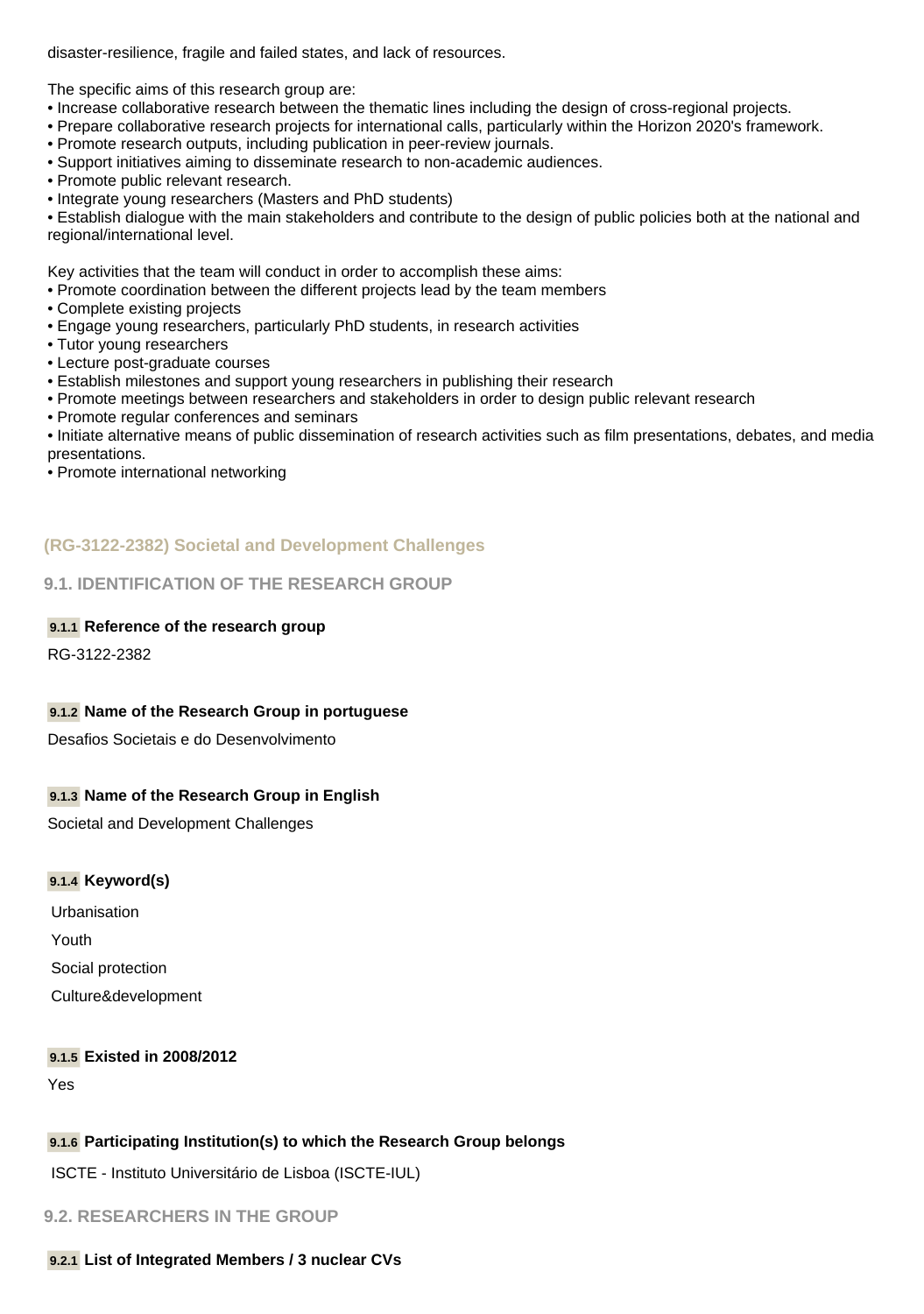disaster-resilience, fragile and failed states, and lack of resources.

The specific aims of this research group are:

- Increase collaborative research between the thematic lines including the design of cross-regional projects.
- Prepare collaborative research projects for international calls, particularly within the Horizon 2020's framework.
- Promote research outputs, including publication in peer-review journals.
- Support initiatives aiming to disseminate research to non-academic audiences.
- Promote public relevant research.
- Integrate young researchers (Masters and PhD students)
- Establish dialogue with the main stakeholders and contribute to the design of public policies both at the national and regional/international level.

Key activities that the team will conduct in order to accomplish these aims:

- Promote coordination between the different projects lead by the team members
- Complete existing projects
- Engage young researchers, particularly PhD students, in research activities
- Tutor young researchers
- Lecture post-graduate courses
- Establish milestones and support young researchers in publishing their research
- Promote meetings between researchers and stakeholders in order to design public relevant research
- Promote regular conferences and seminars
- Initiate alternative means of public dissemination of research activities such as film presentations, debates, and media presentations.
- Promote international networking

## (RG-3122-2382) Societal and Development Challenges

### 9.1. IDENTIFICATION OF THE RESEARCH GROUP

**9.1.1 Reference of the research group**

RG-3122-2382

**9.1.2 Name of the Research Group in portuguese**

Desafios Societais e do Desenvolvimento

**9.1.3 Name of the Research Group in English**

Societal and Development Challenges

**9.1.4 Keyword(s)**

Urbanisation

Youth

Social protection

Culture&development

**9.1.5 Existed in 2008/2012**

Yes

**9.1.6 Participating Institution(s) to which the Research Group belongs**

ISCTE - Instituto Universitário de Lisboa (ISCTE-IUL)

### 9.2. RESEARCHERS IN THE GROUP

**9.2.1 List of Integrated Members / 3 nuclear CVs**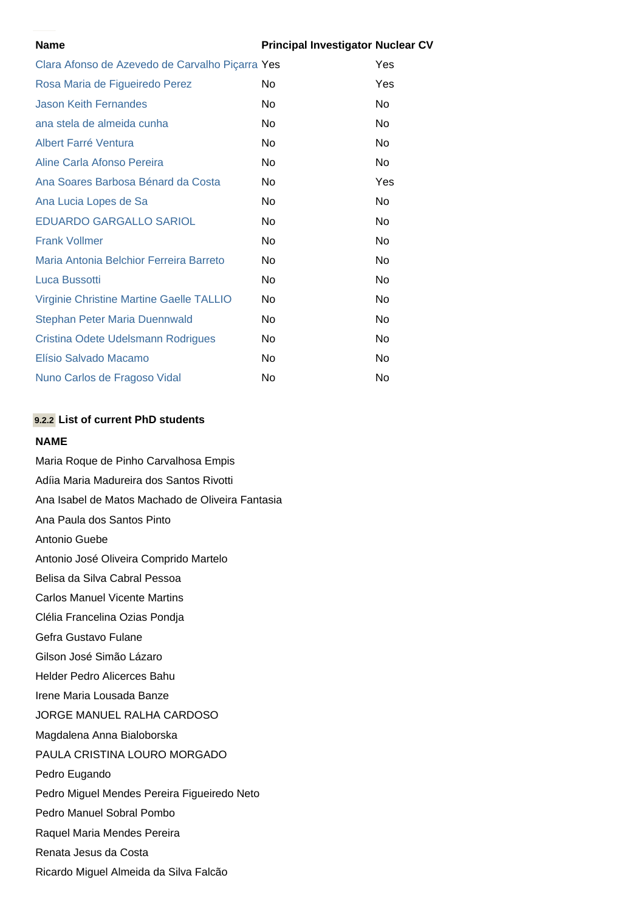| Name | Principal Investigator | Nuclear CV |
| --- | --- | --- |
| Clara Afonso de Azevedo de Carvalho Piçarra | Yes | Yes |
| Rosa Maria de Figueiredo Perez | No | Yes |
| Jason Keith Fernandes | No | No |
| ana stela de almeida cunha | No | No |
| Albert Farré Ventura | No | No |
| Aline Carla Afonso Pereira | No | No |
| Ana Soares Barbosa Bénard da Costa | No | Yes |
| Ana Lucia Lopes de Sa | No | No |
| EDUARDO GARGALLO SARIOL | No | No |
| Frank Vollmer | No | No |
| Maria Antonia Belchior Ferreira Barreto | No | No |
| Luca Bussotti | No | No |
| Virginie Christine Martine Gaelle TALLIO | No | No |
| Stephan Peter Maria Duennwald | No | No |
| Cristina Odete Udelsmann Rodrigues | No | No |
| Elísio Salvado Macamo | No | No |
| Nuno Carlos de Fragoso Vidal | No | No |

### 9.2.2 List of current PhD students

**NAME**

Maria Roque de Pinho Carvalhosa Empis

Adíia Maria Madureira dos Santos Rivotti

Ana Isabel de Matos Machado de Oliveira Fantasia

Ana Paula dos Santos Pinto

Antonio Guebe

Antonio José Oliveira Comprido Martelo

Belisa da Silva Cabral Pessoa

Carlos Manuel Vicente Martins

Clélia Francelina Ozias Pondja

Gefra Gustavo Fulane

Gilson José Simão Lázaro

Helder Pedro Alicerces Bahu

Irene Maria Lousada Banze

JORGE MANUEL RALHA CARDOSO

Magdalena Anna Bialoborska

PAULA CRISTINA LOURO MORGADO

Pedro Eugando

Pedro Miguel Mendes Pereira Figueiredo Neto

Pedro Manuel Sobral Pombo

Raquel Maria Mendes Pereira

Renata Jesus da Costa

Ricardo Miguel Almeida da Silva Falcão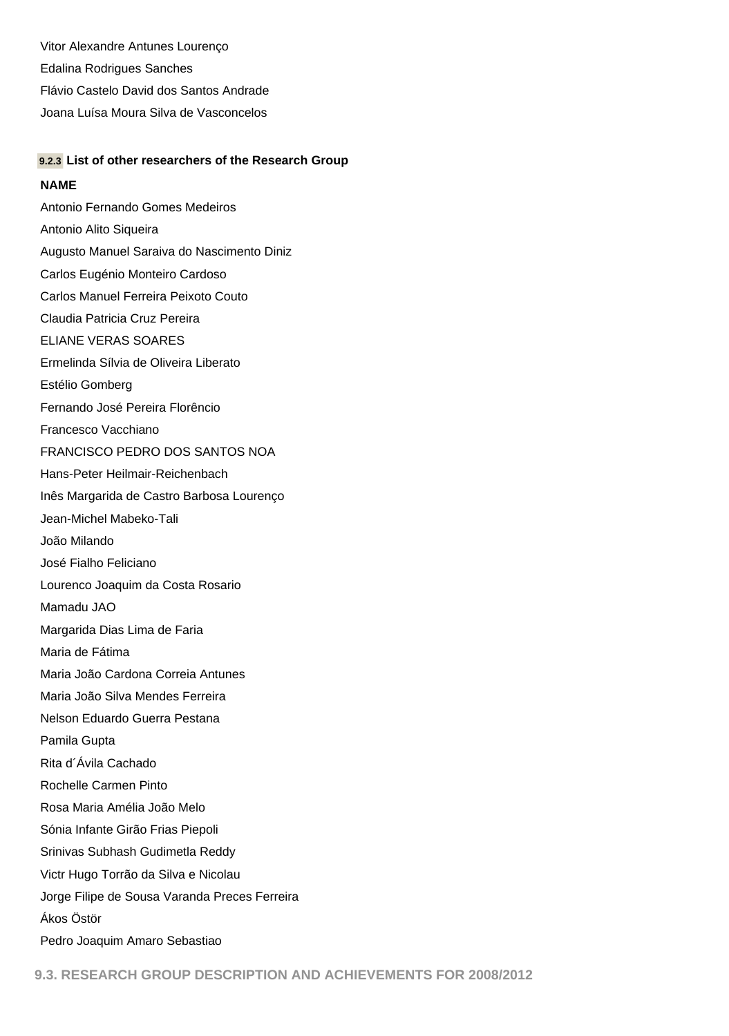Vitor Alexandre Antunes Lourenço

Edalina Rodrigues Sanches

Flávio Castelo David dos Santos Andrade

Joana Luísa Moura Silva de Vasconcelos

### 9.2.3 List of other researchers of the Research Group

**NAME**

Antonio Fernando Gomes Medeiros

Antonio Alito Siqueira

Augusto Manuel Saraiva do Nascimento Diniz

Carlos Eugénio Monteiro Cardoso

Carlos Manuel Ferreira Peixoto Couto

Claudia Patricia Cruz Pereira

ELIANE VERAS SOARES

Ermelinda Sílvia de Oliveira Liberato

Estélio Gomberg

Fernando José Pereira Florêncio

Francesco Vacchiano

FRANCISCO PEDRO DOS SANTOS NOA

Hans-Peter Heilmair-Reichenbach

Inês Margarida de Castro Barbosa Lourenço

Jean-Michel Mabeko-Tali

João Milando

José Fialho Feliciano

Lourenco Joaquim da Costa Rosario

Mamadu JAO

Margarida Dias Lima de Faria

Maria de Fátima

Maria João Cardona Correia Antunes

Maria João Silva Mendes Ferreira

Nelson Eduardo Guerra Pestana

Pamila Gupta

Rita d´Ávila Cachado

Rochelle Carmen Pinto

Rosa Maria Amélia João Melo

Sónia Infante Girão Frias Piepoli

Srinivas Subhash Gudimetla Reddy

Victr Hugo Torrão da Silva e Nicolau

Jorge Filipe de Sousa Varanda Preces Ferreira

Ákos Östör

Pedro Joaquim Amaro Sebastiao

## 9.3. RESEARCH GROUP DESCRIPTION AND ACHIEVEMENTS FOR 2008/2012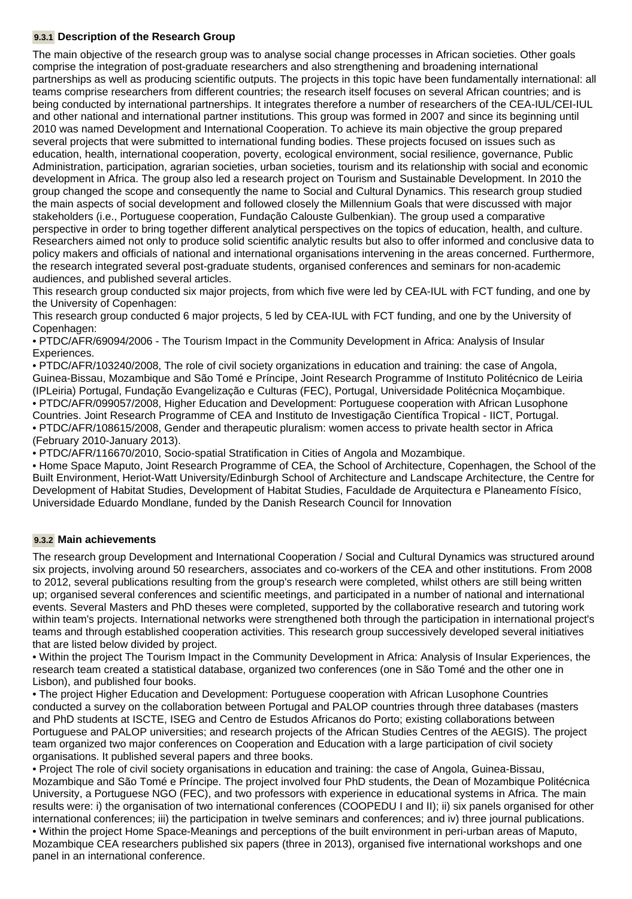### 9.3.1 Description of the Research Group

The main objective of the research group was to analyse social change processes in African societies. Other goals comprise the integration of post-graduate researchers and also strengthening and broadening international partnerships as well as producing scientific outputs. The projects in this topic have been fundamentally international: all teams comprise researchers from different countries; the research itself focuses on several African countries; and is being conducted by international partnerships. It integrates therefore a number of researchers of the CEA-IUL/CEI-IUL and other national and international partner institutions. This group was formed in 2007 and since its beginning until 2010 was named Development and International Cooperation. To achieve its main objective the group prepared several projects that were submitted to international funding bodies. These projects focused on issues such as education, health, international cooperation, poverty, ecological environment, social resilience, governance, Public Administration, participation, agrarian societies, urban societies, tourism and its relationship with social and economic development in Africa. The group also led a research project on Tourism and Sustainable Development. In 2010 the group changed the scope and consequently the name to Social and Cultural Dynamics. This research group studied the main aspects of social development and followed closely the Millennium Goals that were discussed with major stakeholders (i.e., Portuguese cooperation, Fundação Calouste Gulbenkian). The group used a comparative perspective in order to bring together different analytical perspectives on the topics of education, health, and culture. Researchers aimed not only to produce solid scientific analytic results but also to offer informed and conclusive data to policy makers and officials of national and international organisations intervening in the areas concerned. Furthermore, the research integrated several post-graduate students, organised conferences and seminars for non-academic audiences, and published several articles.

This research group conducted six major projects, from which five were led by CEA-IUL with FCT funding, and one by the University of Copenhagen:

This research group conducted 6 major projects, 5 led by CEA-IUL with FCT funding, and one by the University of Copenhagen:

• PTDC/AFR/69094/2006 - The Tourism Impact in the Community Development in Africa: Analysis of Insular Experiences.

• PTDC/AFR/103240/2008, The role of civil society organizations in education and training: the case of Angola, Guinea-Bissau, Mozambique and São Tomé e Príncipe, Joint Research Programme of Instituto Politécnico de Leiria (IPLeiria) Portugal, Fundação Evangelização e Culturas (FEC), Portugal, Universidade Politécnica Moçambique.

• PTDC/AFR/099057/2008, Higher Education and Development: Portuguese cooperation with African Lusophone Countries. Joint Research Programme of CEA and Instituto de Investigação Científica Tropical - IICT, Portugal.

• PTDC/AFR/108615/2008, Gender and therapeutic pluralism: women access to private health sector in Africa (February 2010-January 2013).

• PTDC/AFR/116670/2010, Socio-spatial Stratification in Cities of Angola and Mozambique.

• Home Space Maputo, Joint Research Programme of CEA, the School of Architecture, Copenhagen, the School of the Built Environment, Heriot-Watt University/Edinburgh School of Architecture and Landscape Architecture, the Centre for Development of Habitat Studies, Development of Habitat Studies, Faculdade de Arquitectura e Planeamento Físico, Universidade Eduardo Mondlane, funded by the Danish Research Council for Innovation

### 9.3.2 Main achievements

The research group Development and International Cooperation / Social and Cultural Dynamics was structured around six projects, involving around 50 researchers, associates and co-workers of the CEA and other institutions. From 2008 to 2012, several publications resulting from the group's research were completed, whilst others are still being written up; organised several conferences and scientific meetings, and participated in a number of national and international events. Several Masters and PhD theses were completed, supported by the collaborative research and tutoring work within team's projects. International networks were strengthened both through the participation in international project's teams and through established cooperation activities. This research group successively developed several initiatives that are listed below divided by project.

• Within the project The Tourism Impact in the Community Development in Africa: Analysis of Insular Experiences, the research team created a statistical database, organized two conferences (one in São Tomé and the other one in Lisbon), and published four books.

• The project Higher Education and Development: Portuguese cooperation with African Lusophone Countries conducted a survey on the collaboration between Portugal and PALOP countries through three databases (masters and PhD students at ISCTE, ISEG and Centro de Estudos Africanos do Porto; existing collaborations between Portuguese and PALOP universities; and research projects of the African Studies Centres of the AEGIS). The project team organized two major conferences on Cooperation and Education with a large participation of civil society organisations. It published several papers and three books.

• Project The role of civil society organisations in education and training: the case of Angola, Guinea-Bissau, Mozambique and São Tomé e Príncipe. The project involved four PhD students, the Dean of Mozambique Politécnica University, a Portuguese NGO (FEC), and two professors with experience in educational systems in Africa. The main results were: i) the organisation of two international conferences (COOPEDU I and II); ii) six panels organised for other international conferences; iii) the participation in twelve seminars and conferences; and iv) three journal publications.

• Within the project Home Space-Meanings and perceptions of the built environment in peri-urban areas of Maputo, Mozambique CEA researchers published six papers (three in 2013), organised five international workshops and one panel in an international conference.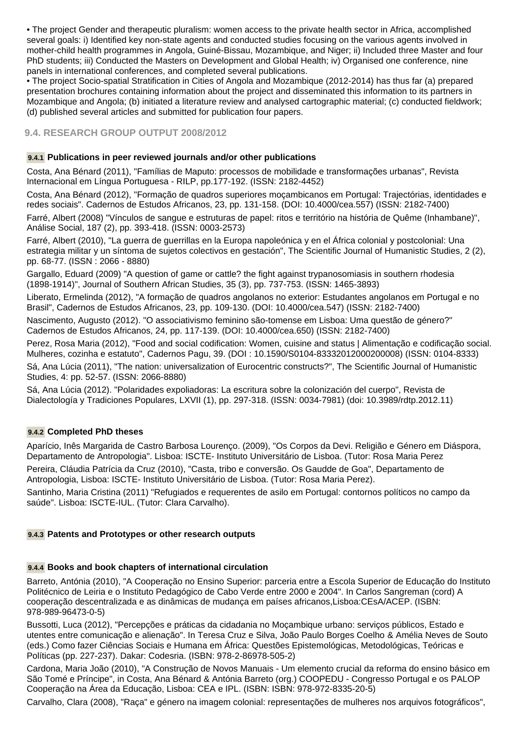• The project Gender and therapeutic pluralism: women access to the private health sector in Africa, accomplished several goals: i) Identified key non-state agents and conducted studies focusing on the various agents involved in mother-child health programmes in Angola, Guiné-Bissau, Mozambique, and Niger; ii) Included three Master and four PhD students; iii) Conducted the Masters on Development and Global Health; iv) Organised one conference, nine panels in international conferences, and completed several publications.
• The project Socio-spatial Stratification in Cities of Angola and Mozambique (2012-2014) has thus far (a) prepared presentation brochures containing information about the project and disseminated this information to its partners in Mozambique and Angola; (b) initiated a literature review and analysed cartographic material; (c) conducted fieldwork; (d) published several articles and submitted for publication four papers.

## 9.4. RESEARCH GROUP OUTPUT 2008/2012

### 9.4.1 Publications in peer reviewed journals and/or other publications

Costa, Ana Bénard (2011), "Famílias de Maputo: processos de mobilidade e transformações urbanas", Revista Internacional em Língua Portuguesa - RILP, pp.177-192. (ISSN: 2182-4452)

Costa, Ana Bénard (2012), "Formação de quadros superiores moçambicanos em Portugal: Trajectórias, identidades e redes sociais". Cadernos de Estudos Africanos, 23, pp. 131-158. (DOI: 10.4000/cea.557) (ISSN: 2182-7400)

Farré, Albert (2008) "Vínculos de sangue e estruturas de papel: ritos e território na história de Quême (Inhambane)", Análise Social, 187 (2), pp. 393-418. (ISSN: 0003-2573)

Farré, Albert (2010), "La guerra de guerrillas en la Europa napoleónica y en el África colonial y postcolonial: Una estrategia militar y un síntoma de sujetos colectivos en gestación", The Scientific Journal of Humanistic Studies, 2 (2), pp. 68-77. (ISSN : 2066 - 8880)

Gargallo, Eduard (2009) "A question of game or cattle? the fight against trypanosomiasis in southern rhodesia (1898-1914)", Journal of Southern African Studies, 35 (3), pp. 737-753. (ISSN: 1465-3893)

Liberato, Ermelinda (2012), "A formação de quadros angolanos no exterior: Estudantes angolanos em Portugal e no Brasil", Cadernos de Estudos Africanos, 23, pp. 109-130. (DOI: 10.4000/cea.547) (ISSN: 2182-7400)

Nascimento, Augusto (2012). "O associativismo feminino são-tomense em Lisboa: Uma questão de género?" Cadernos de Estudos Africanos, 24, pp. 117-139. (DOI: 10.4000/cea.650) (ISSN: 2182-7400)

Perez, Rosa Maria (2012), "Food and social codification: Women, cuisine and status | Alimentação e codificação social. Mulheres, cozinha e estatuto", Cadernos Pagu, 39. (DOI : 10.1590/S0104-83332012000200008) (ISSN: 0104-8333)

Sá, Ana Lúcia (2011), "The nation: universalization of Eurocentric constructs?", The Scientific Journal of Humanistic Studies, 4: pp. 52-57. (ISSN: 2066-8880)

Sá, Ana Lúcia (2012). "Polaridades expoliadoras: La escritura sobre la colonización del cuerpo", Revista de Dialectología y Tradiciones Populares, LXVII (1), pp. 297-318. (ISSN: 0034-7981) (doi: 10.3989/rdtp.2012.11)

### 9.4.2 Completed PhD theses

Aparício, Inês Margarida de Castro Barbosa Lourenço. (2009), "Os Corpos da Devi. Religião e Género em Diáspora, Departamento de Antropologia". Lisboa: ISCTE- Instituto Universitário de Lisboa. (Tutor: Rosa Maria Perez

Pereira, Cláudia Patrícia da Cruz (2010), "Casta, tribo e conversão. Os Gaudde de Goa", Departamento de Antropologia, Lisboa: ISCTE- Instituto Universitário de Lisboa. (Tutor: Rosa Maria Perez).

Santinho, Maria Cristina (2011) "Refugiados e requerentes de asilo em Portugal: contornos políticos no campo da saúde". Lisboa: ISCTE-IUL. (Tutor: Clara Carvalho).

### 9.4.3 Patents and Prototypes or other research outputs

### 9.4.4 Books and book chapters of international circulation

Barreto, Antónia (2010), "A Cooperação no Ensino Superior: parceria entre a Escola Superior de Educação do Instituto Politécnico de Leiria e o Instituto Pedagógico de Cabo Verde entre 2000 e 2004". In Carlos Sangreman (cord) A cooperação descentralizada e as dinâmicas de mudança em países africanos,Lisboa:CEsA/ACEP. (ISBN: 978-989-96473-0-5)

Bussotti, Luca (2012), "Percepções e práticas da cidadania no Moçambique urbano: serviços públicos, Estado e utentes entre comunicação e alienação". In Teresa Cruz e Silva, João Paulo Borges Coelho & Amélia Neves de Souto (eds.) Como fazer Ciências Sociais e Humana em África: Questões Epistemológicas, Metodológicas, Teóricas e Políticas (pp. 227-237). Dakar: Codesria. (ISBN: 978-2-86978-505-2)

Cardona, Maria João (2010), "A Construção de Novos Manuais - Um elemento crucial da reforma do ensino básico em São Tomé e Príncipe", in Costa, Ana Bénard & Antónia Barreto (org.) COOPEDU - Congresso Portugal e os PALOP Cooperação na Área da Educação, Lisboa: CEA e IPL. (ISBN: ISBN: 978-972-8335-20-5)

Carvalho, Clara (2008), "Raça" e género na imagem colonial: representações de mulheres nos arquivos fotográficos",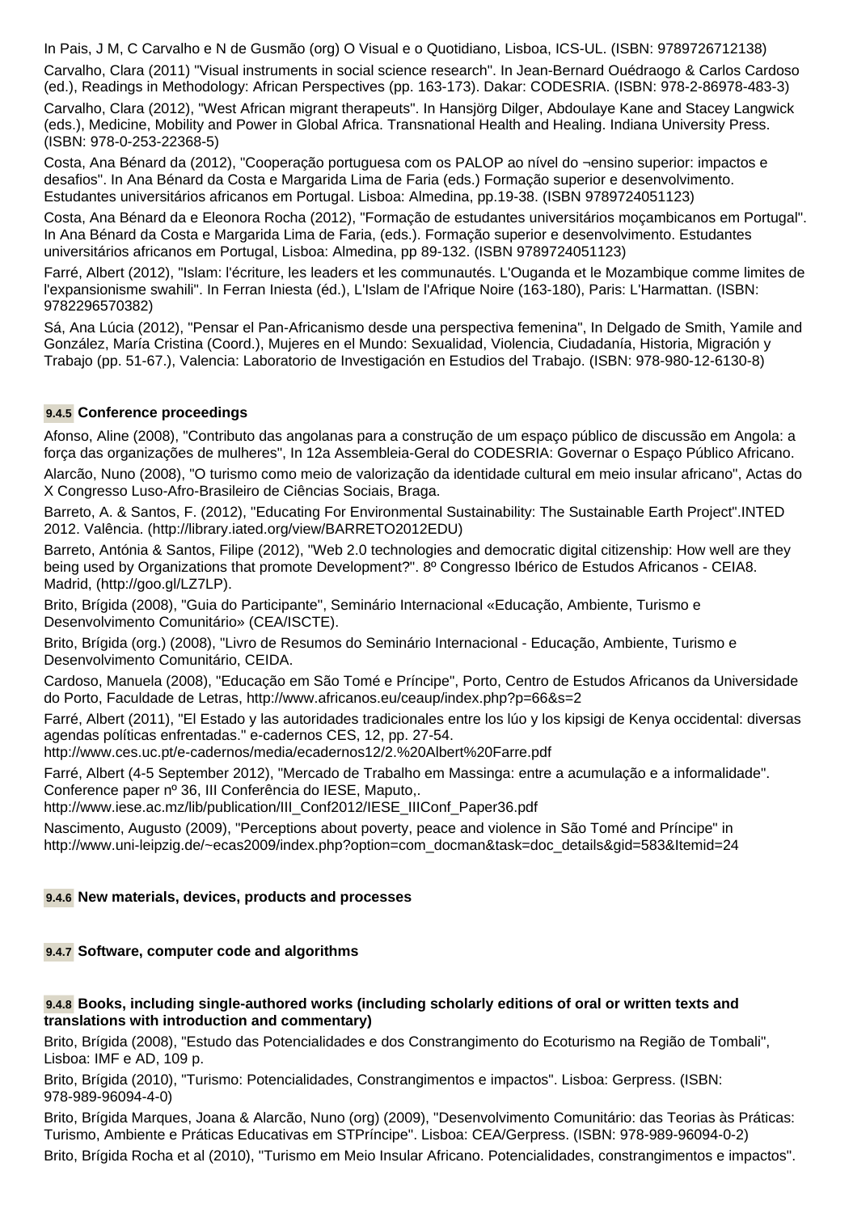In Pais, J M, C Carvalho e N de Gusmão (org) O Visual e o Quotidiano, Lisboa, ICS-UL. (ISBN: 9789726712138)

Carvalho, Clara (2011) "Visual instruments in social science research". In Jean-Bernard Ouédraogo & Carlos Cardoso (ed.), Readings in Methodology: African Perspectives (pp. 163-173). Dakar: CODESRIA. (ISBN: 978-2-86978-483-3)

Carvalho, Clara (2012), "West African migrant therapeuts". In Hansjörg Dilger, Abdoulaye Kane and Stacey Langwick (eds.), Medicine, Mobility and Power in Global Africa. Transnational Health and Healing. Indiana University Press. (ISBN: 978-0-253-22368-5)

Costa, Ana Bénard da (2012), "Cooperação portuguesa com os PALOP ao nível do ¬ensino superior: impactos e desafios". In Ana Bénard da Costa e Margarida Lima de Faria (eds.) Formação superior e desenvolvimento. Estudantes universitários africanos em Portugal. Lisboa: Almedina, pp.19-38. (ISBN 9789724051123)

Costa, Ana Bénard da e Eleonora Rocha (2012), "Formação de estudantes universitários moçambicanos em Portugal". In Ana Bénard da Costa e Margarida Lima de Faria, (eds.). Formação superior e desenvolvimento. Estudantes universitários africanos em Portugal, Lisboa: Almedina, pp 89-132. (ISBN 9789724051123)

Farré, Albert (2012), "Islam: l'écriture, les leaders et les communautés. L'Ouganda et le Mozambique comme limites de l'expansionisme swahili". In Ferran Iniesta (éd.), L'Islam de l'Afrique Noire (163-180), Paris: L'Harmattan. (ISBN: 9782296570382)

Sá, Ana Lúcia (2012), "Pensar el Pan-Africanismo desde una perspectiva femenina", In Delgado de Smith, Yamile and González, María Cristina (Coord.), Mujeres en el Mundo: Sexualidad, Violencia, Ciudadanía, Historia, Migración y Trabajo (pp. 51-67.), Valencia: Laboratorio de Investigación en Estudios del Trabajo. (ISBN: 978-980-12-6130-8)

### 9.4.5 Conference proceedings

Afonso, Aline (2008), "Contributo das angolanas para a construção de um espaço público de discussão em Angola: a força das organizações de mulheres", In 12a Assembleia-Geral do CODESRIA: Governar o Espaço Público Africano.

Alarcão, Nuno (2008), "O turismo como meio de valorização da identidade cultural em meio insular africano", Actas do X Congresso Luso-Afro-Brasileiro de Ciências Sociais, Braga.

Barreto, A. & Santos, F. (2012), "Educating For Environmental Sustainability: The Sustainable Earth Project".INTED 2012. Valência. (http://library.iated.org/view/BARRETO2012EDU)

Barreto, Antónia & Santos, Filipe (2012), "Web 2.0 technologies and democratic digital citizenship: How well are they being used by Organizations that promote Development?". 8º Congresso Ibérico de Estudos Africanos - CEIA8. Madrid, (http://goo.gl/LZ7LP).

Brito, Brígida (2008), "Guia do Participante", Seminário Internacional «Educação, Ambiente, Turismo e Desenvolvimento Comunitário» (CEA/ISCTE).

Brito, Brígida (org.) (2008), "Livro de Resumos do Seminário Internacional - Educação, Ambiente, Turismo e Desenvolvimento Comunitário, CEIDA.

Cardoso, Manuela (2008), "Educação em São Tomé e Príncipe", Porto, Centro de Estudos Africanos da Universidade do Porto, Faculdade de Letras, http://www.africanos.eu/ceaup/index.php?p=66&s=2

Farré, Albert (2011), "El Estado y las autoridades tradicionales entre los lúo y los kipsigi de Kenya occidental: diversas agendas políticas enfrentadas." e-cadernos CES, 12, pp. 27-54. http://www.ces.uc.pt/e-cadernos/media/ecadernos12/2.%20Albert%20Farre.pdf

Farré, Albert (4-5 September 2012), "Mercado de Trabalho em Massinga: entre a acumulação e a informalidade". Conference paper nº 36, III Conferência do IESE, Maputo,. http://www.iese.ac.mz/lib/publication/III_Conf2012/IESE_IIIConf_Paper36.pdf

Nascimento, Augusto (2009), "Perceptions about poverty, peace and violence in São Tomé and Príncipe" in http://www.uni-leipzig.de/~ecas2009/index.php?option=com_docman&task=doc_details&gid=583&Itemid=24

### 9.4.6 New materials, devices, products and processes

### 9.4.7 Software, computer code and algorithms

### 9.4.8 Books, including single-authored works (including scholarly editions of oral or written texts and translations with introduction and commentary)

Brito, Brígida (2008), "Estudo das Potencialidades e dos Constrangimento do Ecoturismo na Região de Tombali", Lisboa: IMF e AD, 109 p.

Brito, Brígida (2010), "Turismo: Potencialidades, Constrangimentos e impactos". Lisboa: Gerpress. (ISBN: 978-989-96094-4-0)

Brito, Brígida Marques, Joana & Alarcão, Nuno (org) (2009), "Desenvolvimento Comunitário: das Teorias às Práticas: Turismo, Ambiente e Práticas Educativas em STPríncipe". Lisboa: CEA/Gerpress. (ISBN: 978-989-96094-0-2)

Brito, Brígida Rocha et al (2010), "Turismo em Meio Insular Africano. Potencialidades, constrangimentos e impactos".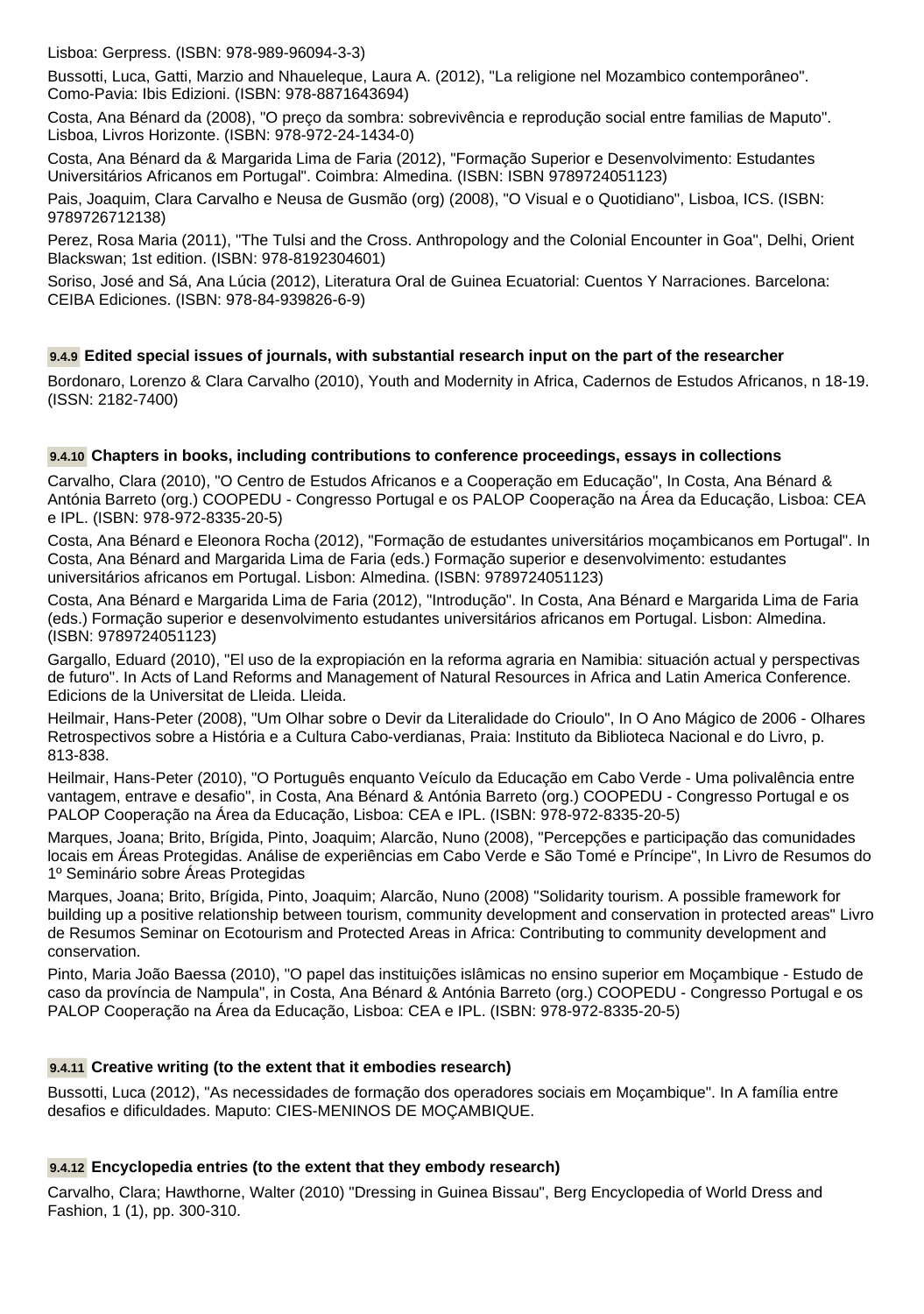Lisboa: Gerpress. (ISBN: 978-989-96094-3-3)

Bussotti, Luca, Gatti, Marzio and Nhaueleque, Laura A. (2012), "La religione nel Mozambico contemporâneo". Como-Pavia: Ibis Edizioni. (ISBN: 978-8871643694)

Costa, Ana Bénard da (2008), "O preço da sombra: sobrevivência e reprodução social entre familias de Maputo". Lisboa, Livros Horizonte. (ISBN: 978-972-24-1434-0)

Costa, Ana Bénard da & Margarida Lima de Faria (2012), "Formação Superior e Desenvolvimento: Estudantes Universitários Africanos em Portugal". Coimbra: Almedina. (ISBN: ISBN 9789724051123)

Pais, Joaquim, Clara Carvalho e Neusa de Gusmão (org) (2008), "O Visual e o Quotidiano", Lisboa, ICS. (ISBN: 9789726712138)

Perez, Rosa Maria (2011), "The Tulsi and the Cross. Anthropology and the Colonial Encounter in Goa", Delhi, Orient Blackswan; 1st edition. (ISBN: 978-8192304601)

Soriso, José and Sá, Ana Lúcia (2012), Literatura Oral de Guinea Ecuatorial: Cuentos Y Narraciones. Barcelona: CEIBA Ediciones. (ISBN: 978-84-939826-6-9)

### 9.4.9 Edited special issues of journals, with substantial research input on the part of the researcher

Bordonaro, Lorenzo & Clara Carvalho (2010), Youth and Modernity in Africa, Cadernos de Estudos Africanos, n 18-19. (ISSN: 2182-7400)

### 9.4.10 Chapters in books, including contributions to conference proceedings, essays in collections

Carvalho, Clara (2010), "O Centro de Estudos Africanos e a Cooperação em Educação", In Costa, Ana Bénard & Antónia Barreto (org.) COOPEDU - Congresso Portugal e os PALOP Cooperação na Área da Educação, Lisboa: CEA e IPL. (ISBN: 978-972-8335-20-5)

Costa, Ana Bénard e Eleonora Rocha (2012), "Formação de estudantes universitários moçambicanos em Portugal". In Costa, Ana Bénard and Margarida Lima de Faria (eds.) Formação superior e desenvolvimento: estudantes universitários africanos em Portugal. Lisbon: Almedina. (ISBN: 9789724051123)

Costa, Ana Bénard e Margarida Lima de Faria (2012), "Introdução". In Costa, Ana Bénard e Margarida Lima de Faria (eds.) Formação superior e desenvolvimento estudantes universitários africanos em Portugal. Lisbon: Almedina. (ISBN: 9789724051123)

Gargallo, Eduard (2010), "El uso de la expropiación en la reforma agraria en Namibia: situación actual y perspectivas de futuro". In Acts of Land Reforms and Management of Natural Resources in Africa and Latin America Conference. Edicions de la Universitat de Lleida. Lleida.

Heilmair, Hans-Peter (2008), "Um Olhar sobre o Devir da Literalidade do Crioulo", In O Ano Mágico de 2006 - Olhares Retrospectivos sobre a História e a Cultura Cabo-verdianas, Praia: Instituto da Biblioteca Nacional e do Livro, p. 813-838.

Heilmair, Hans-Peter (2010), "O Português enquanto Veículo da Educação em Cabo Verde - Uma polivalência entre vantagem, entrave e desafio", in Costa, Ana Bénard & Antónia Barreto (org.) COOPEDU - Congresso Portugal e os PALOP Cooperação na Área da Educação, Lisboa: CEA e IPL. (ISBN: 978-972-8335-20-5)

Marques, Joana; Brito, Brígida, Pinto, Joaquim; Alarcão, Nuno (2008), "Percepções e participação das comunidades locais em Áreas Protegidas. Análise de experiências em Cabo Verde e São Tomé e Príncipe", In Livro de Resumos do 1º Seminário sobre Áreas Protegidas

Marques, Joana; Brito, Brígida, Pinto, Joaquim; Alarcão, Nuno (2008) "Solidarity tourism. A possible framework for building up a positive relationship between tourism, community development and conservation in protected areas" Livro de Resumos Seminar on Ecotourism and Protected Areas in Africa: Contributing to community development and conservation.

Pinto, Maria João Baessa (2010), "O papel das instituições islâmicas no ensino superior em Moçambique - Estudo de caso da província de Nampula", in Costa, Ana Bénard & Antónia Barreto (org.) COOPEDU - Congresso Portugal e os PALOP Cooperação na Área da Educação, Lisboa: CEA e IPL. (ISBN: 978-972-8335-20-5)

### 9.4.11 Creative writing (to the extent that it embodies research)

Bussotti, Luca (2012), "As necessidades de formação dos operadores sociais em Moçambique". In A família entre desafios e dificuldades. Maputo: CIES-MENINOS DE MOÇAMBIQUE.

### 9.4.12 Encyclopedia entries (to the extent that they embody research)

Carvalho, Clara; Hawthorne, Walter (2010) "Dressing in Guinea Bissau", Berg Encyclopedia of World Dress and Fashion, 1 (1), pp. 300-310.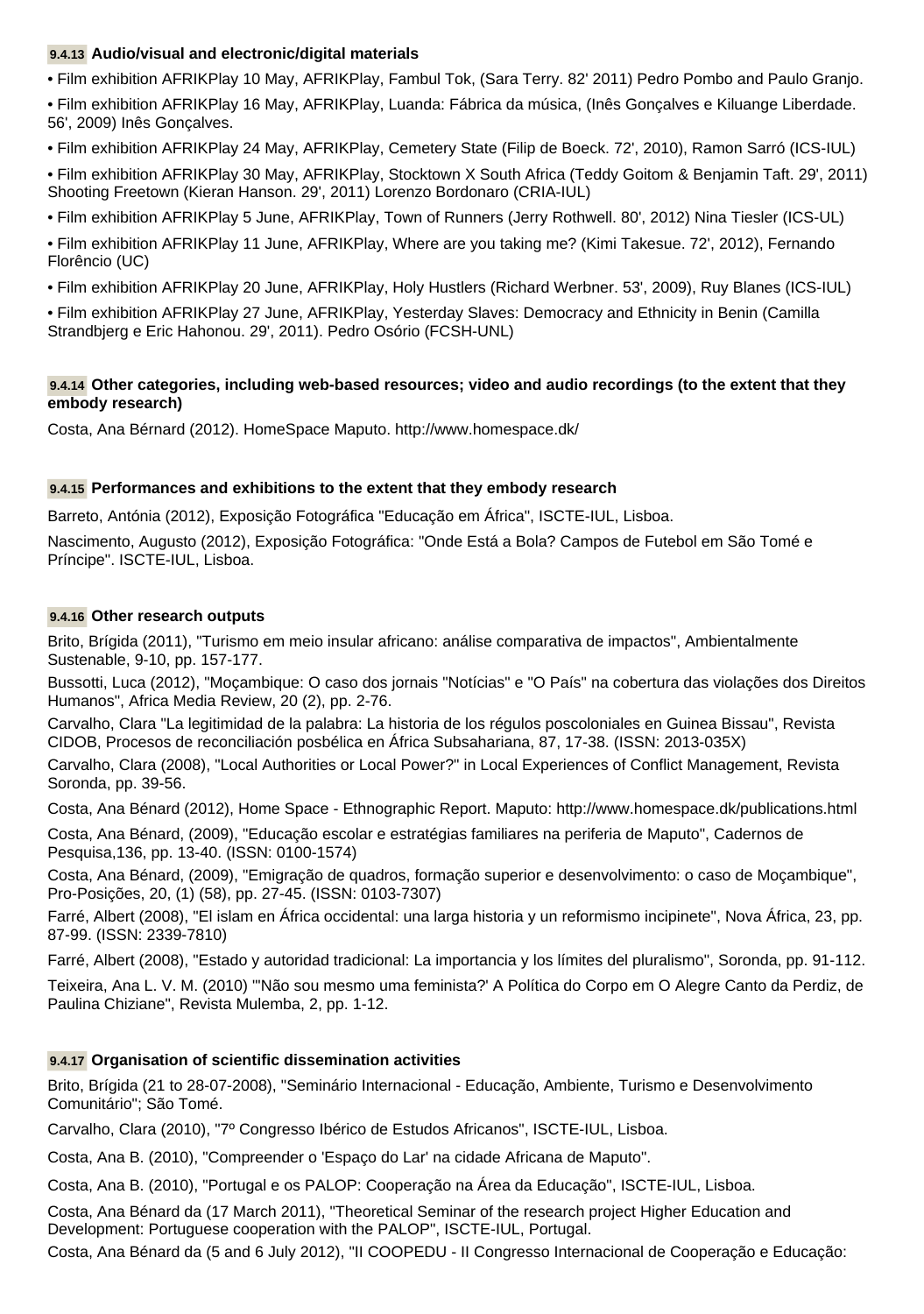#### 9.4.13 Audio/visual and electronic/digital materials

- Film exhibition AFRIKPlay 10 May, AFRIKPlay, Fambul Tok, (Sara Terry. 82' 2011) Pedro Pombo and Paulo Granjo.
- Film exhibition AFRIKPlay 16 May, AFRIKPlay, Luanda: Fábrica da música, (Inês Gonçalves e Kiluange Liberdade. 56', 2009) Inês Gonçalves.
- Film exhibition AFRIKPlay 24 May, AFRIKPlay, Cemetery State (Filip de Boeck. 72', 2010), Ramon Sarró (ICS-IUL)
- Film exhibition AFRIKPlay 30 May, AFRIKPlay, Stocktown X South Africa (Teddy Goitom & Benjamin Taft. 29', 2011) Shooting Freetown (Kieran Hanson. 29', 2011) Lorenzo Bordonaro (CRIA-IUL)
- Film exhibition AFRIKPlay 5 June, AFRIKPlay, Town of Runners (Jerry Rothwell. 80', 2012) Nina Tiesler (ICS-UL)
- Film exhibition AFRIKPlay 11 June, AFRIKPlay, Where are you taking me? (Kimi Takesue. 72', 2012), Fernando Florêncio (UC)
- Film exhibition AFRIKPlay 20 June, AFRIKPlay, Holy Hustlers (Richard Werbner. 53', 2009), Ruy Blanes (ICS-IUL)
- Film exhibition AFRIKPlay 27 June, AFRIKPlay, Yesterday Slaves: Democracy and Ethnicity in Benin (Camilla Strandbjerg e Eric Hahonou. 29', 2011). Pedro Osório (FCSH-UNL)

#### 9.4.14 Other categories, including web-based resources; video and audio recordings (to the extent that they embody research)

Costa, Ana Bérnard (2012). HomeSpace Maputo. http://www.homespace.dk/

#### 9.4.15 Performances and exhibitions to the extent that they embody research

Barreto, Antónia (2012), Exposição Fotográfica "Educação em África", ISCTE-IUL, Lisboa.

Nascimento, Augusto (2012), Exposição Fotográfica: "Onde Está a Bola? Campos de Futebol em São Tomé e Príncipe". ISCTE-IUL, Lisboa.

#### 9.4.16 Other research outputs

Brito, Brígida (2011), "Turismo em meio insular africano: análise comparativa de impactos", Ambientalmente Sustenable, 9-10, pp. 157-177.

Bussotti, Luca (2012), "Moçambique: O caso dos jornais "Notícias" e "O País" na cobertura das violações dos Direitos Humanos", Africa Media Review, 20 (2), pp. 2-76.

Carvalho, Clara "La legitimidad de la palabra: La historia de los régulos poscoloniales en Guinea Bissau", Revista CIDOB, Procesos de reconciliación posbélica en África Subsahariana, 87, 17-38. (ISSN: 2013-035X)

Carvalho, Clara (2008), "Local Authorities or Local Power?" in Local Experiences of Conflict Management, Revista Soronda, pp. 39-56.

Costa, Ana Bénard (2012), Home Space - Ethnographic Report. Maputo: http://www.homespace.dk/publications.html

Costa, Ana Bénard, (2009), "Educação escolar e estratégias familiares na periferia de Maputo", Cadernos de Pesquisa,136, pp. 13-40. (ISSN: 0100-1574)

Costa, Ana Bénard, (2009), "Emigração de quadros, formação superior e desenvolvimento: o caso de Moçambique", Pro-Posições, 20, (1) (58), pp. 27-45. (ISSN: 0103-7307)

Farré, Albert (2008), "El islam en África occidental: una larga historia y un reformismo incipinete", Nova África, 23, pp. 87-99. (ISSN: 2339-7810)

Farré, Albert (2008), "Estado y autoridad tradicional: La importancia y los límites del pluralismo", Soronda, pp. 91-112.

Teixeira, Ana L. V. M. (2010) "'Não sou mesmo uma feminista?' A Política do Corpo em O Alegre Canto da Perdiz, de Paulina Chiziane", Revista Mulemba, 2, pp. 1-12.

#### 9.4.17 Organisation of scientific dissemination activities

Brito, Brígida (21 to 28-07-2008), "Seminário Internacional - Educação, Ambiente, Turismo e Desenvolvimento Comunitário"; São Tomé.

Carvalho, Clara (2010), "7º Congresso Ibérico de Estudos Africanos", ISCTE-IUL, Lisboa.

Costa, Ana B. (2010), "Compreender o 'Espaço do Lar' na cidade Africana de Maputo".

Costa, Ana B. (2010), "Portugal e os PALOP: Cooperação na Área da Educação", ISCTE-IUL, Lisboa.

Costa, Ana Bénard da (17 March 2011), "Theoretical Seminar of the research project Higher Education and Development: Portuguese cooperation with the PALOP", ISCTE-IUL, Portugal.

Costa, Ana Bénard da (5 and 6 July 2012), "II COOPEDU - II Congresso Internacional de Cooperação e Educação: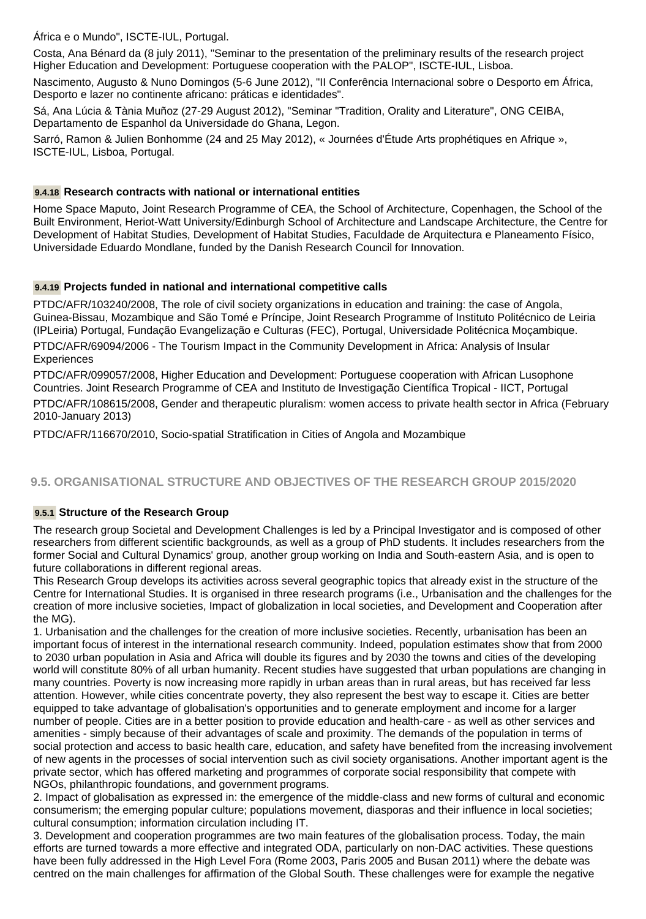África e o Mundo", ISCTE-IUL, Portugal.

Costa, Ana Bénard da (8 july 2011), "Seminar to the presentation of the preliminary results of the research project Higher Education and Development: Portuguese cooperation with the PALOP", ISCTE-IUL, Lisboa.

Nascimento, Augusto & Nuno Domingos (5-6 June 2012), "II Conferência Internacional sobre o Desporto em África, Desporto e lazer no continente africano: práticas e identidades".

Sá, Ana Lúcia & Tània Muñoz (27-29 August 2012), "Seminar "Tradition, Orality and Literature", ONG CEIBA, Departamento de Espanhol da Universidade do Ghana, Legon.

Sarró, Ramon & Julien Bonhomme (24 and 25 May 2012), « Journées d'Étude Arts prophétiques en Afrique », ISCTE-IUL, Lisboa, Portugal.

#### 9.4.18 Research contracts with national or international entities

Home Space Maputo, Joint Research Programme of CEA, the School of Architecture, Copenhagen, the School of the Built Environment, Heriot-Watt University/Edinburgh School of Architecture and Landscape Architecture, the Centre for Development of Habitat Studies, Development of Habitat Studies, Faculdade de Arquitectura e Planeamento Físico, Universidade Eduardo Mondlane, funded by the Danish Research Council for Innovation.

#### 9.4.19 Projects funded in national and international competitive calls

PTDC/AFR/103240/2008, The role of civil society organizations in education and training: the case of Angola, Guinea-Bissau, Mozambique and São Tomé e Príncipe, Joint Research Programme of Instituto Politécnico de Leiria (IPLeiria) Portugal, Fundação Evangelização e Culturas (FEC), Portugal, Universidade Politécnica Moçambique.

PTDC/AFR/69094/2006 - The Tourism Impact in the Community Development in Africa: Analysis of Insular Experiences

PTDC/AFR/099057/2008, Higher Education and Development: Portuguese cooperation with African Lusophone Countries. Joint Research Programme of CEA and Instituto de Investigação Científica Tropical - IICT, Portugal

PTDC/AFR/108615/2008, Gender and therapeutic pluralism: women access to private health sector in Africa (February 2010-January 2013)

PTDC/AFR/116670/2010, Socio-spatial Stratification in Cities of Angola and Mozambique

### 9.5. ORGANISATIONAL STRUCTURE AND OBJECTIVES OF THE RESEARCH GROUP 2015/2020

#### 9.5.1 Structure of the Research Group

The research group Societal and Development Challenges is led by a Principal Investigator and is composed of other researchers from different scientific backgrounds, as well as a group of PhD students. It includes researchers from the former Social and Cultural Dynamics' group, another group working on India and South-eastern Asia, and is open to future collaborations in different regional areas.
This Research Group develops its activities across several geographic topics that already exist in the structure of the Centre for International Studies. It is organised in three research programs (i.e., Urbanisation and the challenges for the creation of more inclusive societies, Impact of globalization in local societies, and Development and Cooperation after the MG).
1. Urbanisation and the challenges for the creation of more inclusive societies. Recently, urbanisation has been an important focus of interest in the international research community. Indeed, population estimates show that from 2000 to 2030 urban population in Asia and Africa will double its figures and by 2030 the towns and cities of the developing world will constitute 80% of all urban humanity. Recent studies have suggested that urban populations are changing in many countries. Poverty is now increasing more rapidly in urban areas than in rural areas, but has received far less attention. However, while cities concentrate poverty, they also represent the best way to escape it. Cities are better equipped to take advantage of globalisation's opportunities and to generate employment and income for a larger number of people. Cities are in a better position to provide education and health-care - as well as other services and amenities - simply because of their advantages of scale and proximity. The demands of the population in terms of social protection and access to basic health care, education, and safety have benefited from the increasing involvement of new agents in the processes of social intervention such as civil society organisations. Another important agent is the private sector, which has offered marketing and programmes of corporate social responsibility that compete with NGOs, philanthropic foundations, and government programs.
2. Impact of globalisation as expressed in: the emergence of the middle-class and new forms of cultural and economic consumerism; the emerging popular culture; populations movement, diasporas and their influence in local societies; cultural consumption; information circulation including IT.
3. Development and cooperation programmes are two main features of the globalisation process. Today, the main efforts are turned towards a more effective and integrated ODA, particularly on non-DAC activities. These questions have been fully addressed in the High Level Fora (Rome 2003, Paris 2005 and Busan 2011) where the debate was centred on the main challenges for affirmation of the Global South. These challenges were for example the negative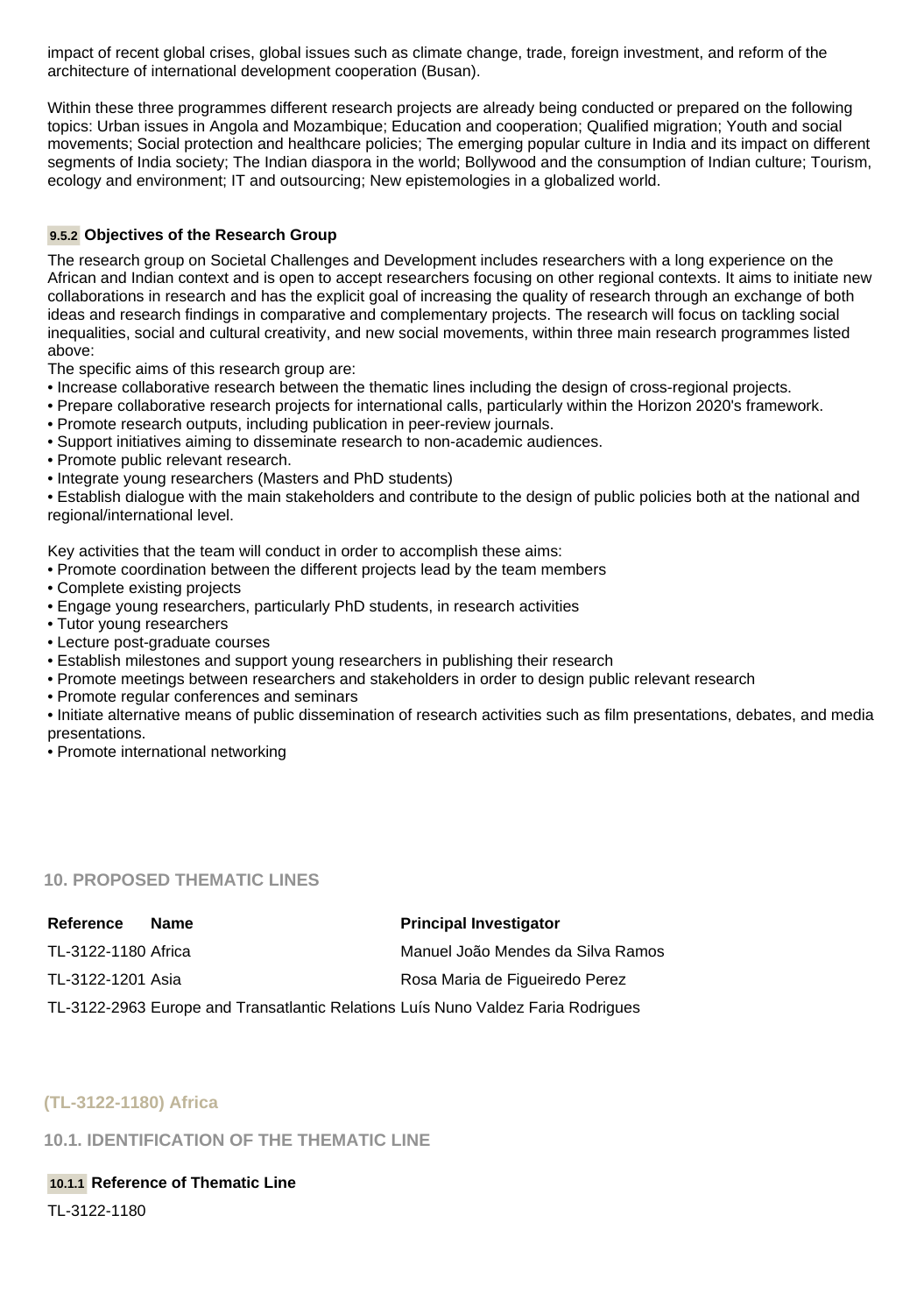impact of recent global crises, global issues such as climate change, trade, foreign investment, and reform of the architecture of international development cooperation (Busan).

Within these three programmes different research projects are already being conducted or prepared on the following topics: Urban issues in Angola and Mozambique; Education and cooperation; Qualified migration; Youth and social movements; Social protection and healthcare policies; The emerging popular culture in India and its impact on different segments of India society; The Indian diaspora in the world; Bollywood and the consumption of Indian culture; Tourism, ecology and environment; IT and outsourcing; New epistemologies in a globalized world.

#### 9.5.2 Objectives of the Research Group

The research group on Societal Challenges and Development includes researchers with a long experience on the African and Indian context and is open to accept researchers focusing on other regional contexts. It aims to initiate new collaborations in research and has the explicit goal of increasing the quality of research through an exchange of both ideas and research findings in comparative and complementary projects. The research will focus on tackling social inequalities, social and cultural creativity, and new social movements, within three main research programmes listed above:

The specific aims of this research group are:

- Increase collaborative research between the thematic lines including the design of cross-regional projects.
- Prepare collaborative research projects for international calls, particularly within the Horizon 2020's framework.
- Promote research outputs, including publication in peer-review journals.
- Support initiatives aiming to disseminate research to non-academic audiences.
- Promote public relevant research.
- Integrate young researchers (Masters and PhD students)
- Establish dialogue with the main stakeholders and contribute to the design of public policies both at the national and regional/international level.

Key activities that the team will conduct in order to accomplish these aims:

- Promote coordination between the different projects lead by the team members
- Complete existing projects
- Engage young researchers, particularly PhD students, in research activities
- Tutor young researchers
- Lecture post-graduate courses
- Establish milestones and support young researchers in publishing their research
- Promote meetings between researchers and stakeholders in order to design public relevant research
- Promote regular conferences and seminars
- Initiate alternative means of public dissemination of research activities such as film presentations, debates, and media presentations.
- Promote international networking

## 10. PROPOSED THEMATIC LINES

| Reference | Name | Principal Investigator |
|---|---|---|
| TL-3122-1180 | Africa | Manuel João Mendes da Silva Ramos |
| TL-3122-1201 | Asia | Rosa Maria de Figueiredo Perez |
| TL-3122-2963 | Europe and Transatlantic Relations | Luís Nuno Valdez Faria Rodrigues |

## (TL-3122-1180) Africa

### 10.1. IDENTIFICATION OF THE THEMATIC LINE

#### 10.1.1 Reference of Thematic Line

TL-3122-1180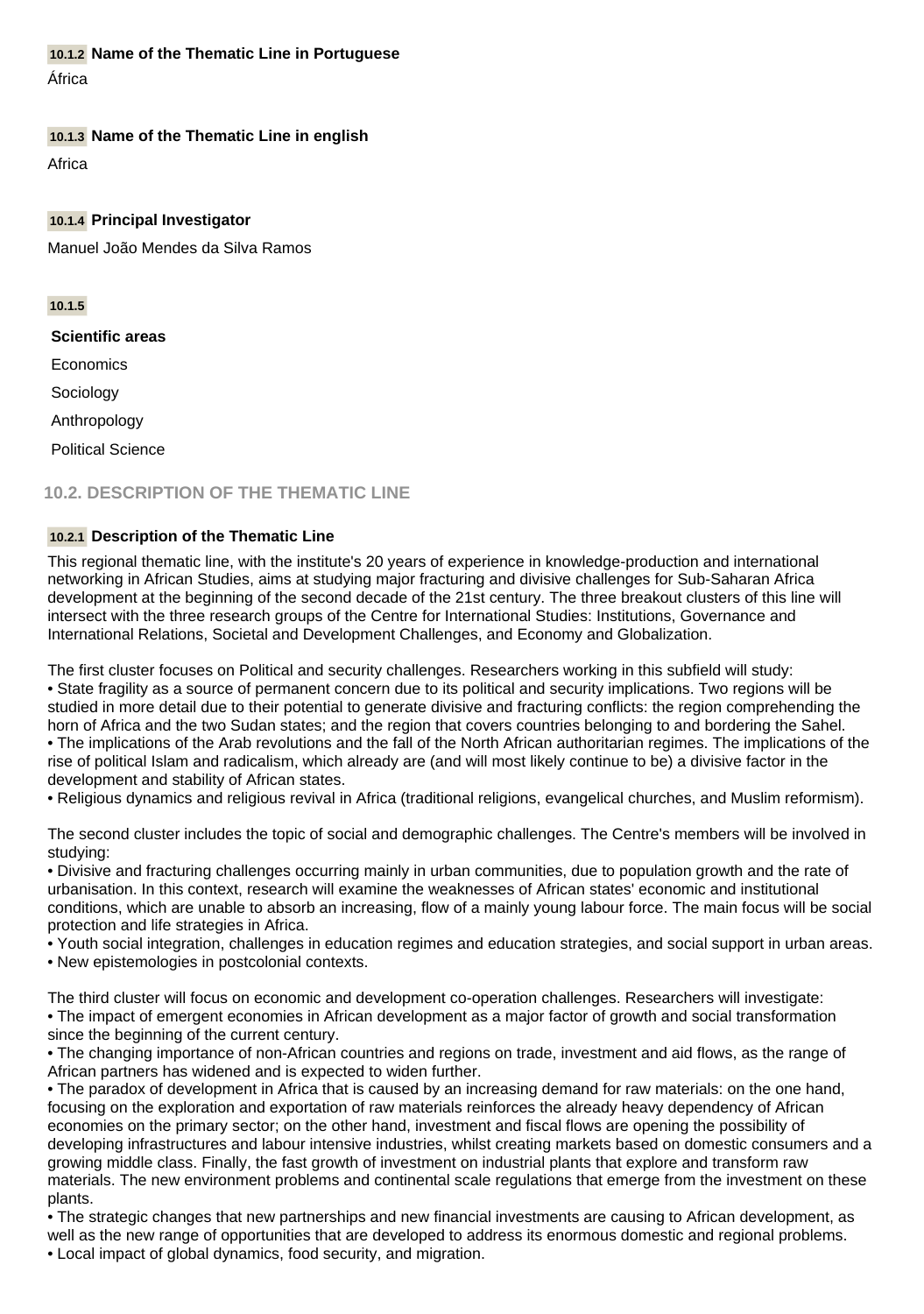#### 10.1.2 Name of the Thematic Line in Portuguese

África

#### 10.1.3 Name of the Thematic Line in english

Africa

#### 10.1.4 Principal Investigator

Manuel João Mendes da Silva Ramos

#### 10.1.5

**Scientific areas**

Economics

Sociology

Anthropology

Political Science

## 10.2. DESCRIPTION OF THE THEMATIC LINE

#### 10.2.1 Description of the Thematic Line

This regional thematic line, with the institute's 20 years of experience in knowledge-production and international networking in African Studies, aims at studying major fracturing and divisive challenges for Sub-Saharan Africa development at the beginning of the second decade of the 21st century. The three breakout clusters of this line will intersect with the three research groups of the Centre for International Studies: Institutions, Governance and International Relations, Societal and Development Challenges, and Economy and Globalization.

The first cluster focuses on Political and security challenges. Researchers working in this subfield will study:
• State fragility as a source of permanent concern due to its political and security implications. Two regions will be studied in more detail due to their potential to generate divisive and fracturing conflicts: the region comprehending the horn of Africa and the two Sudan states; and the region that covers countries belonging to and bordering the Sahel.
• The implications of the Arab revolutions and the fall of the North African authoritarian regimes. The implications of the rise of political Islam and radicalism, which already are (and will most likely continue to be) a divisive factor in the development and stability of African states.
• Religious dynamics and religious revival in Africa (traditional religions, evangelical churches, and Muslim reformism).

The second cluster includes the topic of social and demographic challenges. The Centre's members will be involved in studying:
• Divisive and fracturing challenges occurring mainly in urban communities, due to population growth and the rate of urbanisation. In this context, research will examine the weaknesses of African states' economic and institutional conditions, which are unable to absorb an increasing, flow of a mainly young labour force. The main focus will be social protection and life strategies in Africa.
• Youth social integration, challenges in education regimes and education strategies, and social support in urban areas.
• New epistemologies in postcolonial contexts.

The third cluster will focus on economic and development co-operation challenges. Researchers will investigate:
• The impact of emergent economies in African development as a major factor of growth and social transformation since the beginning of the current century.
• The changing importance of non-African countries and regions on trade, investment and aid flows, as the range of African partners has widened and is expected to widen further.
• The paradox of development in Africa that is caused by an increasing demand for raw materials: on the one hand, focusing on the exploration and exportation of raw materials reinforces the already heavy dependency of African economies on the primary sector; on the other hand, investment and fiscal flows are opening the possibility of developing infrastructures and labour intensive industries, whilst creating markets based on domestic consumers and a growing middle class. Finally, the fast growth of investment on industrial plants that explore and transform raw materials. The new environment problems and continental scale regulations that emerge from the investment on these plants.
• The strategic changes that new partnerships and new financial investments are causing to African development, as well as the new range of opportunities that are developed to address its enormous domestic and regional problems.
• Local impact of global dynamics, food security, and migration.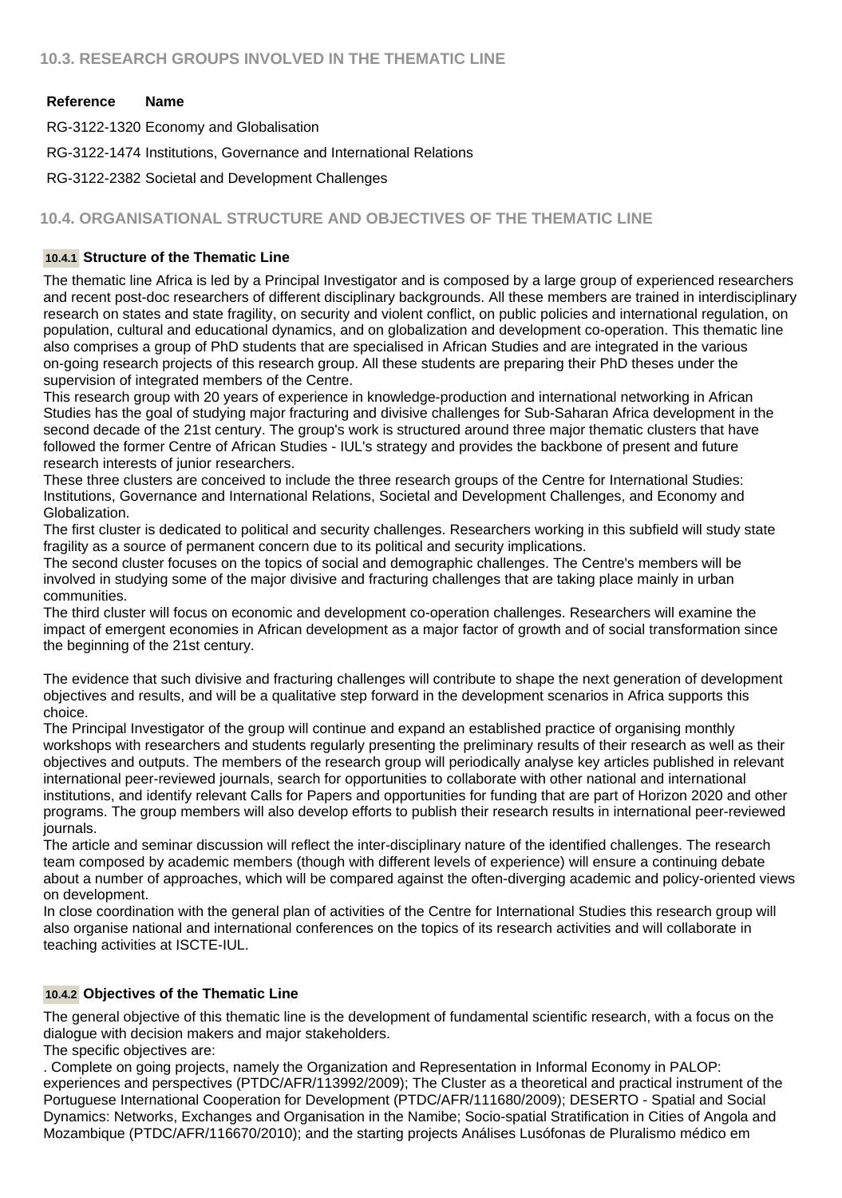### 10.3. RESEARCH GROUPS INVOLVED IN THE THEMATIC LINE

| Reference | Name |
|---|---|
| RG-3122-1320 | Economy and Globalisation |
| RG-3122-1474 | Institutions, Governance and International Relations |
| RG-3122-2382 | Societal and Development Challenges |

### 10.4. ORGANISATIONAL STRUCTURE AND OBJECTIVES OF THE THEMATIC LINE

#### 10.4.1 Structure of the Thematic Line

The thematic line Africa is led by a Principal Investigator and is composed by a large group of experienced researchers and recent post-doc researchers of different disciplinary backgrounds. All these members are trained in interdisciplinary research on states and state fragility, on security and violent conflict, on public policies and international regulation, on population, cultural and educational dynamics, and on globalization and development co-operation. This thematic line also comprises a group of PhD students that are specialised in African Studies and are integrated in the various on-going research projects of this research group. All these students are preparing their PhD theses under the supervision of integrated members of the Centre.
This research group with 20 years of experience in knowledge-production and international networking in African Studies has the goal of studying major fracturing and divisive challenges for Sub-Saharan Africa development in the second decade of the 21st century. The group's work is structured around three major thematic clusters that have followed the former Centre of African Studies - IUL's strategy and provides the backbone of present and future research interests of junior researchers.
These three clusters are conceived to include the three research groups of the Centre for International Studies: Institutions, Governance and International Relations, Societal and Development Challenges, and Economy and Globalization.
The first cluster is dedicated to political and security challenges. Researchers working in this subfield will study state fragility as a source of permanent concern due to its political and security implications.
The second cluster focuses on the topics of social and demographic challenges. The Centre's members will be involved in studying some of the major divisive and fracturing challenges that are taking place mainly in urban communities.
The third cluster will focus on economic and development co-operation challenges. Researchers will examine the impact of emergent economies in African development as a major factor of growth and of social transformation since the beginning of the 21st century.

The evidence that such divisive and fracturing challenges will contribute to shape the next generation of development objectives and results, and will be a qualitative step forward in the development scenarios in Africa supports this choice.
The Principal Investigator of the group will continue and expand an established practice of organising monthly workshops with researchers and students regularly presenting the preliminary results of their research as well as their objectives and outputs. The members of the research group will periodically analyse key articles published in relevant international peer-reviewed journals, search for opportunities to collaborate with other national and international institutions, and identify relevant Calls for Papers and opportunities for funding that are part of Horizon 2020 and other programs. The group members will also develop efforts to publish their research results in international peer-reviewed journals.
The article and seminar discussion will reflect the inter-disciplinary nature of the identified challenges. The research team composed by academic members (though with different levels of experience) will ensure a continuing debate about a number of approaches, which will be compared against the often-diverging academic and policy-oriented views on development.
In close coordination with the general plan of activities of the Centre for International Studies this research group will also organise national and international conferences on the topics of its research activities and will collaborate in teaching activities at ISCTE-IUL.

#### 10.4.2 Objectives of the Thematic Line

The general objective of this thematic line is the development of fundamental scientific research, with a focus on the dialogue with decision makers and major stakeholders.
The specific objectives are:
. Complete on going projects, namely the Organization and Representation in Informal Economy in PALOP: experiences and perspectives (PTDC/AFR/113992/2009); The Cluster as a theoretical and practical instrument of the Portuguese International Cooperation for Development (PTDC/AFR/111680/2009); DESERTO - Spatial and Social Dynamics: Networks, Exchanges and Organisation in the Namibe; Socio-spatial Stratification in Cities of Angola and Mozambique (PTDC/AFR/116670/2010); and the starting projects Análises Lusófonas de Pluralismo médico em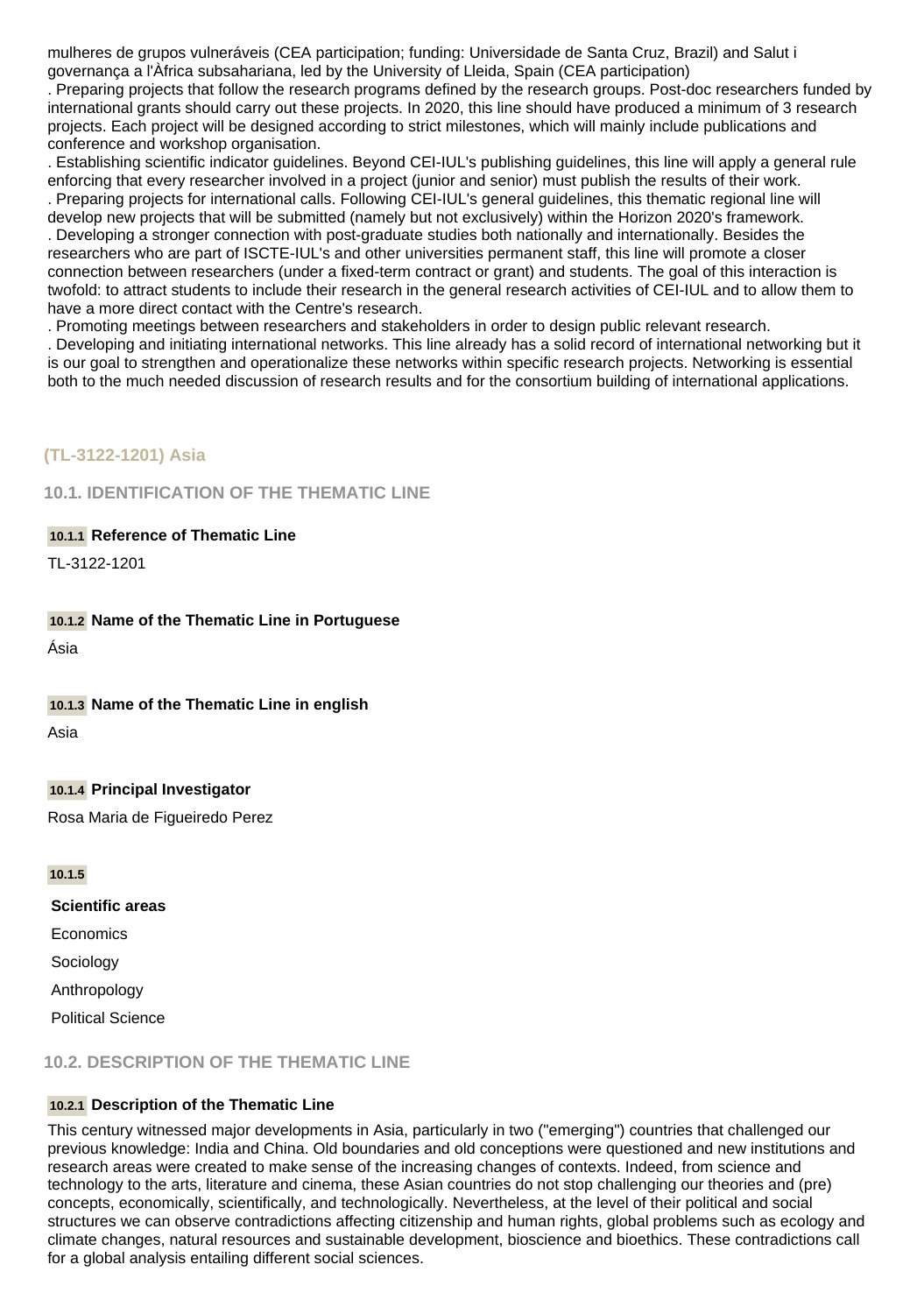mulheres de grupos vulneráveis (CEA participation; funding: Universidade de Santa Cruz, Brazil) and Salut i governança a l'Àfrica subsahariana, led by the University of Lleida, Spain (CEA participation)

. Preparing projects that follow the research programs defined by the research groups. Post-doc researchers funded by international grants should carry out these projects. In 2020, this line should have produced a minimum of 3 research projects. Each project will be designed according to strict milestones, which will mainly include publications and conference and workshop organisation.

. Establishing scientific indicator guidelines. Beyond CEI-IUL's publishing guidelines, this line will apply a general rule enforcing that every researcher involved in a project (junior and senior) must publish the results of their work.

. Preparing projects for international calls. Following CEI-IUL's general guidelines, this thematic regional line will develop new projects that will be submitted (namely but not exclusively) within the Horizon 2020's framework.

. Developing a stronger connection with post-graduate studies both nationally and internationally. Besides the researchers who are part of ISCTE-IUL's and other universities permanent staff, this line will promote a closer connection between researchers (under a fixed-term contract or grant) and students. The goal of this interaction is twofold: to attract students to include their research in the general research activities of CEI-IUL and to allow them to have a more direct contact with the Centre's research.

. Promoting meetings between researchers and stakeholders in order to design public relevant research.

. Developing and initiating international networks. This line already has a solid record of international networking but it is our goal to strengthen and operationalize these networks within specific research projects. Networking is essential both to the much needed discussion of research results and for the consortium building of international applications.

## (TL-3122-1201) Asia

### 10.1. IDENTIFICATION OF THE THEMATIC LINE

**10.1.1 Reference of Thematic Line**

TL-3122-1201

**10.1.2 Name of the Thematic Line in Portuguese**

Ásia

**10.1.3 Name of the Thematic Line in english**

Asia

**10.1.4 Principal Investigator**

Rosa Maria de Figueiredo Perez

**10.1.5**

**Scientific areas**

Economics

Sociology

Anthropology

Political Science

### 10.2. DESCRIPTION OF THE THEMATIC LINE

**10.2.1 Description of the Thematic Line**

This century witnessed major developments in Asia, particularly in two ("emerging") countries that challenged our previous knowledge: India and China. Old boundaries and old conceptions were questioned and new institutions and research areas were created to make sense of the increasing changes of contexts. Indeed, from science and technology to the arts, literature and cinema, these Asian countries do not stop challenging our theories and (pre) concepts, economically, scientifically, and technologically. Nevertheless, at the level of their political and social structures we can observe contradictions affecting citizenship and human rights, global problems such as ecology and climate changes, natural resources and sustainable development, bioscience and bioethics. These contradictions call for a global analysis entailing different social sciences.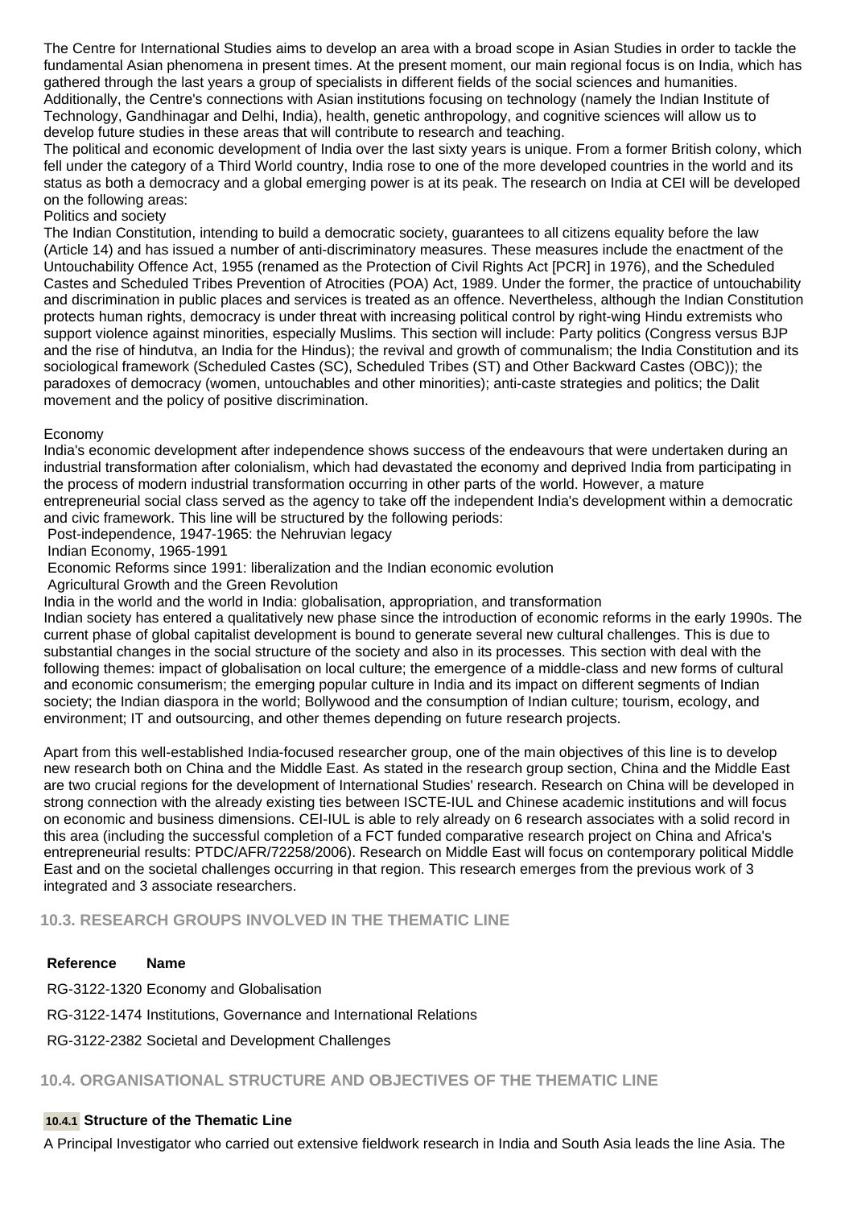The Centre for International Studies aims to develop an area with a broad scope in Asian Studies in order to tackle the fundamental Asian phenomena in present times. At the present moment, our main regional focus is on India, which has gathered through the last years a group of specialists in different fields of the social sciences and humanities. Additionally, the Centre's connections with Asian institutions focusing on technology (namely the Indian Institute of Technology, Gandhinagar and Delhi, India), health, genetic anthropology, and cognitive sciences will allow us to develop future studies in these areas that will contribute to research and teaching.

The political and economic development of India over the last sixty years is unique. From a former British colony, which fell under the category of a Third World country, India rose to one of the more developed countries in the world and its status as both a democracy and a global emerging power is at its peak. The research on India at CEI will be developed on the following areas:

Politics and society

The Indian Constitution, intending to build a democratic society, guarantees to all citizens equality before the law (Article 14) and has issued a number of anti-discriminatory measures. These measures include the enactment of the Untouchability Offence Act, 1955 (renamed as the Protection of Civil Rights Act [PCR] in 1976), and the Scheduled Castes and Scheduled Tribes Prevention of Atrocities (POA) Act, 1989. Under the former, the practice of untouchability and discrimination in public places and services is treated as an offence. Nevertheless, although the Indian Constitution protects human rights, democracy is under threat with increasing political control by right-wing Hindu extremists who support violence against minorities, especially Muslims. This section will include: Party politics (Congress versus BJP and the rise of hindutva, an India for the Hindus); the revival and growth of communalism; the India Constitution and its sociological framework (Scheduled Castes (SC), Scheduled Tribes (ST) and Other Backward Castes (OBC)); the paradoxes of democracy (women, untouchables and other minorities); anti-caste strategies and politics; the Dalit movement and the policy of positive discrimination.

Economy

India's economic development after independence shows success of the endeavours that were undertaken during an industrial transformation after colonialism, which had devastated the economy and deprived India from participating in the process of modern industrial transformation occurring in other parts of the world. However, a mature entrepreneurial social class served as the agency to take off the independent India's development within a democratic and civic framework. This line will be structured by the following periods:

Post-independence, 1947-1965: the Nehruvian legacy

Indian Economy, 1965-1991

Economic Reforms since 1991: liberalization and the Indian economic evolution

Agricultural Growth and the Green Revolution

India in the world and the world in India: globalisation, appropriation, and transformation

Indian society has entered a qualitatively new phase since the introduction of economic reforms in the early 1990s. The current phase of global capitalist development is bound to generate several new cultural challenges. This is due to substantial changes in the social structure of the society and also in its processes. This section with deal with the following themes: impact of globalisation on local culture; the emergence of a middle-class and new forms of cultural and economic consumerism; the emerging popular culture in India and its impact on different segments of Indian society; the Indian diaspora in the world; Bollywood and the consumption of Indian culture; tourism, ecology, and environment; IT and outsourcing, and other themes depending on future research projects.

Apart from this well-established India-focused researcher group, one of the main objectives of this line is to develop new research both on China and the Middle East. As stated in the research group section, China and the Middle East are two crucial regions for the development of International Studies' research. Research on China will be developed in strong connection with the already existing ties between ISCTE-IUL and Chinese academic institutions and will focus on economic and business dimensions. CEI-IUL is able to rely already on 6 research associates with a solid record in this area (including the successful completion of a FCT funded comparative research project on China and Africa's entrepreneurial results: PTDC/AFR/72258/2006). Research on Middle East will focus on contemporary political Middle East and on the societal challenges occurring in that region. This research emerges from the previous work of 3 integrated and 3 associate researchers.

## 10.3. RESEARCH GROUPS INVOLVED IN THE THEMATIC LINE

| Reference | Name |
|---|---|
| RG-3122-1320 | Economy and Globalisation |
| RG-3122-1474 | Institutions, Governance and International Relations |
| RG-3122-2382 | Societal and Development Challenges |

## 10.4. ORGANISATIONAL STRUCTURE AND OBJECTIVES OF THE THEMATIC LINE

### 10.4.1 Structure of the Thematic Line

A Principal Investigator who carried out extensive fieldwork research in India and South Asia leads the line Asia. The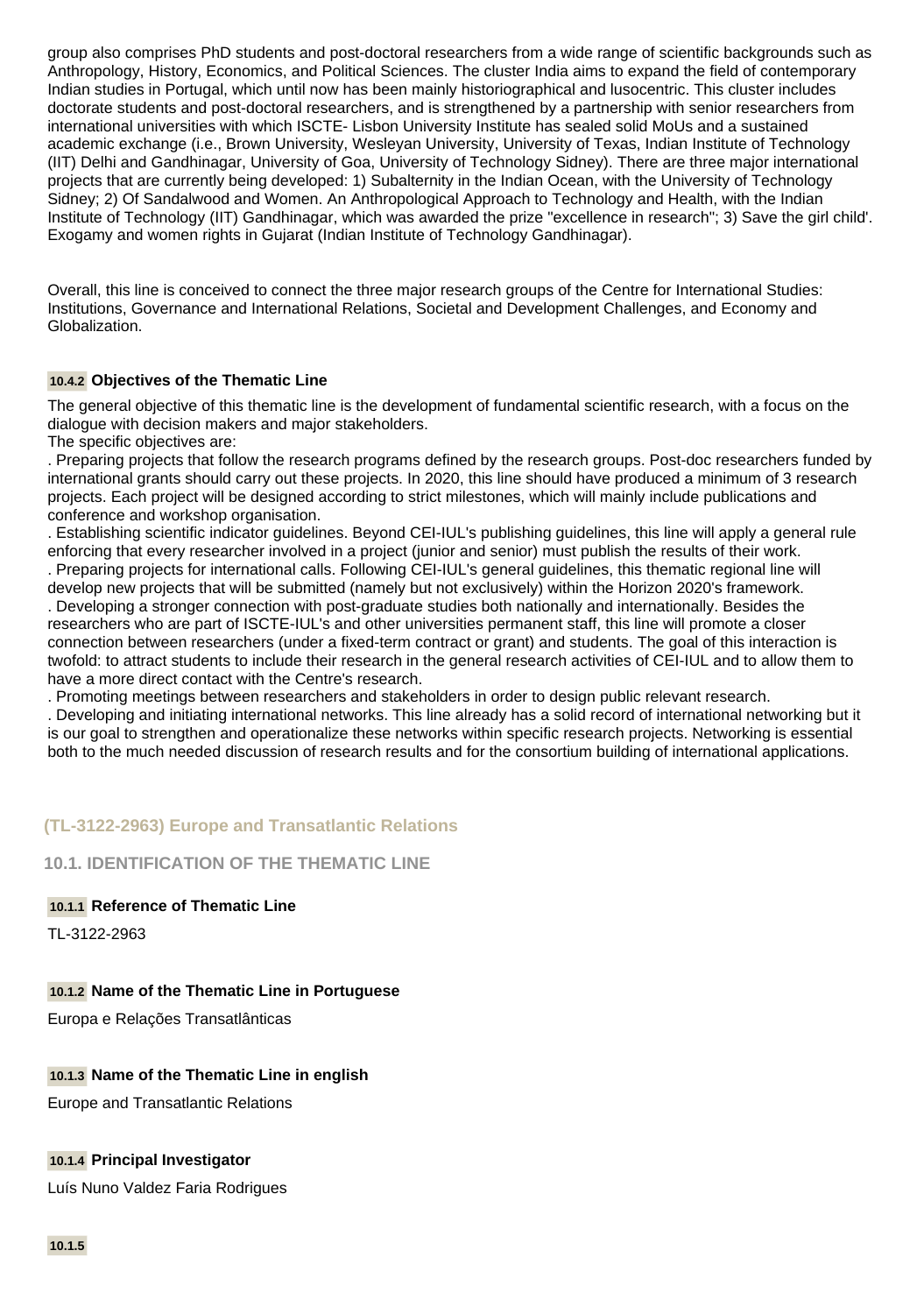group also comprises PhD students and post-doctoral researchers from a wide range of scientific backgrounds such as Anthropology, History, Economics, and Political Sciences. The cluster India aims to expand the field of contemporary Indian studies in Portugal, which until now has been mainly historiographical and lusocentric. This cluster includes doctorate students and post-doctoral researchers, and is strengthened by a partnership with senior researchers from international universities with which ISCTE- Lisbon University Institute has sealed solid MoUs and a sustained academic exchange (i.e., Brown University, Wesleyan University, University of Texas, Indian Institute of Technology (IIT) Delhi and Gandhinagar, University of Goa, University of Technology Sidney). There are three major international projects that are currently being developed: 1) Subalternity in the Indian Ocean, with the University of Technology Sidney; 2) Of Sandalwood and Women. An Anthropological Approach to Technology and Health, with the Indian Institute of Technology (IIT) Gandhinagar, which was awarded the prize "excellence in research"; 3) Save the girl child'. Exogamy and women rights in Gujarat (Indian Institute of Technology Gandhinagar).

Overall, this line is conceived to connect the three major research groups of the Centre for International Studies: Institutions, Governance and International Relations, Societal and Development Challenges, and Economy and Globalization.

**10.4.2 Objectives of the Thematic Line**

The general objective of this thematic line is the development of fundamental scientific research, with a focus on the dialogue with decision makers and major stakeholders.
The specific objectives are:
. Preparing projects that follow the research programs defined by the research groups. Post-doc researchers funded by international grants should carry out these projects. In 2020, this line should have produced a minimum of 3 research projects. Each project will be designed according to strict milestones, which will mainly include publications and conference and workshop organisation.
. Establishing scientific indicator guidelines. Beyond CEI-IUL's publishing guidelines, this line will apply a general rule enforcing that every researcher involved in a project (junior and senior) must publish the results of their work.
. Preparing projects for international calls. Following CEI-IUL's general guidelines, this thematic regional line will develop new projects that will be submitted (namely but not exclusively) within the Horizon 2020's framework.
. Developing a stronger connection with post-graduate studies both nationally and internationally. Besides the researchers who are part of ISCTE-IUL's and other universities permanent staff, this line will promote a closer connection between researchers (under a fixed-term contract or grant) and students. The goal of this interaction is twofold: to attract students to include their research in the general research activities of CEI-IUL and to allow them to have a more direct contact with the Centre's research.
. Promoting meetings between researchers and stakeholders in order to design public relevant research.
. Developing and initiating international networks. This line already has a solid record of international networking but it is our goal to strengthen and operationalize these networks within specific research projects. Networking is essential both to the much needed discussion of research results and for the consortium building of international applications.

## (TL-3122-2963) Europe and Transatlantic Relations

### 10.1. IDENTIFICATION OF THE THEMATIC LINE

**10.1.1 Reference of Thematic Line**

TL-3122-2963

**10.1.2 Name of the Thematic Line in Portuguese**

Europa e Relações Transatlânticas

**10.1.3 Name of the Thematic Line in english**

Europe and Transatlantic Relations

**10.1.4 Principal Investigator**

Luís Nuno Valdez Faria Rodrigues

**10.1.5**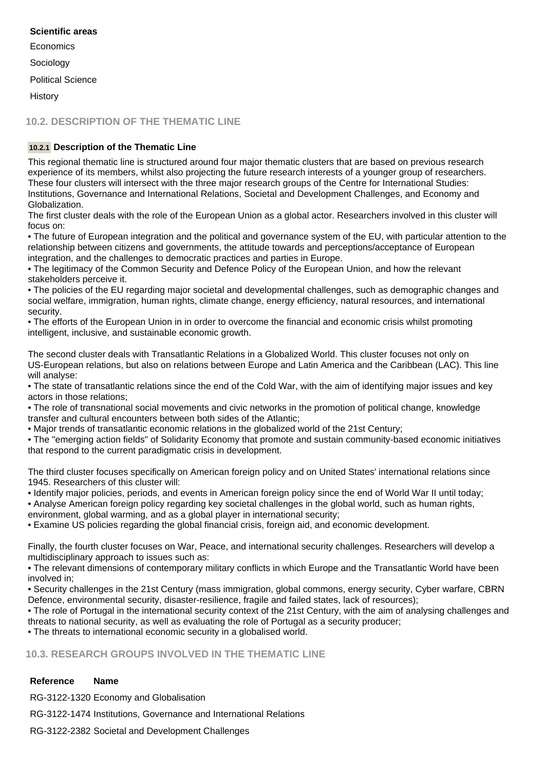**Scientific areas**

Economics

Sociology

Political Science

History

## 10.2. DESCRIPTION OF THE THEMATIC LINE

### 10.2.1 Description of the Thematic Line

This regional thematic line is structured around four major thematic clusters that are based on previous research experience of its members, whilst also projecting the future research interests of a younger group of researchers. These four clusters will intersect with the three major research groups of the Centre for International Studies: Institutions, Governance and International Relations, Societal and Development Challenges, and Economy and Globalization.

The first cluster deals with the role of the European Union as a global actor. Researchers involved in this cluster will focus on:

• The future of European integration and the political and governance system of the EU, with particular attention to the relationship between citizens and governments, the attitude towards and perceptions/acceptance of European integration, and the challenges to democratic practices and parties in Europe.

• The legitimacy of the Common Security and Defence Policy of the European Union, and how the relevant stakeholders perceive it.

• The policies of the EU regarding major societal and developmental challenges, such as demographic changes and social welfare, immigration, human rights, climate change, energy efficiency, natural resources, and international security.

• The efforts of the European Union in in order to overcome the financial and economic crisis whilst promoting intelligent, inclusive, and sustainable economic growth.

The second cluster deals with Transatlantic Relations in a Globalized World. This cluster focuses not only on US-European relations, but also on relations between Europe and Latin America and the Caribbean (LAC). This line will analyse:

• The state of transatlantic relations since the end of the Cold War, with the aim of identifying major issues and key actors in those relations;

• The role of transnational social movements and civic networks in the promotion of political change, knowledge transfer and cultural encounters between both sides of the Atlantic;

• Major trends of transatlantic economic relations in the globalized world of the 21st Century;

• The "emerging action fields" of Solidarity Economy that promote and sustain community-based economic initiatives that respond to the current paradigmatic crisis in development.

The third cluster focuses specifically on American foreign policy and on United States' international relations since 1945. Researchers of this cluster will:

• Identify major policies, periods, and events in American foreign policy since the end of World War II until today;

• Analyse American foreign policy regarding key societal challenges in the global world, such as human rights, environment, global warming, and as a global player in international security;

• Examine US policies regarding the global financial crisis, foreign aid, and economic development.

Finally, the fourth cluster focuses on War, Peace, and international security challenges. Researchers will develop a multidisciplinary approach to issues such as:

• The relevant dimensions of contemporary military conflicts in which Europe and the Transatlantic World have been involved in;

• Security challenges in the 21st Century (mass immigration, global commons, energy security, Cyber warfare, CBRN Defence, environmental security, disaster-resilience, fragile and failed states, lack of resources);

• The role of Portugal in the international security context of the 21st Century, with the aim of analysing challenges and threats to national security, as well as evaluating the role of Portugal as a security producer;

• The threats to international economic security in a globalised world.

## 10.3. RESEARCH GROUPS INVOLVED IN THE THEMATIC LINE

| Reference | Name |
|---|---|
| RG-3122-1320 | Economy and Globalisation |
| RG-3122-1474 | Institutions, Governance and International Relations |
| RG-3122-2382 | Societal and Development Challenges |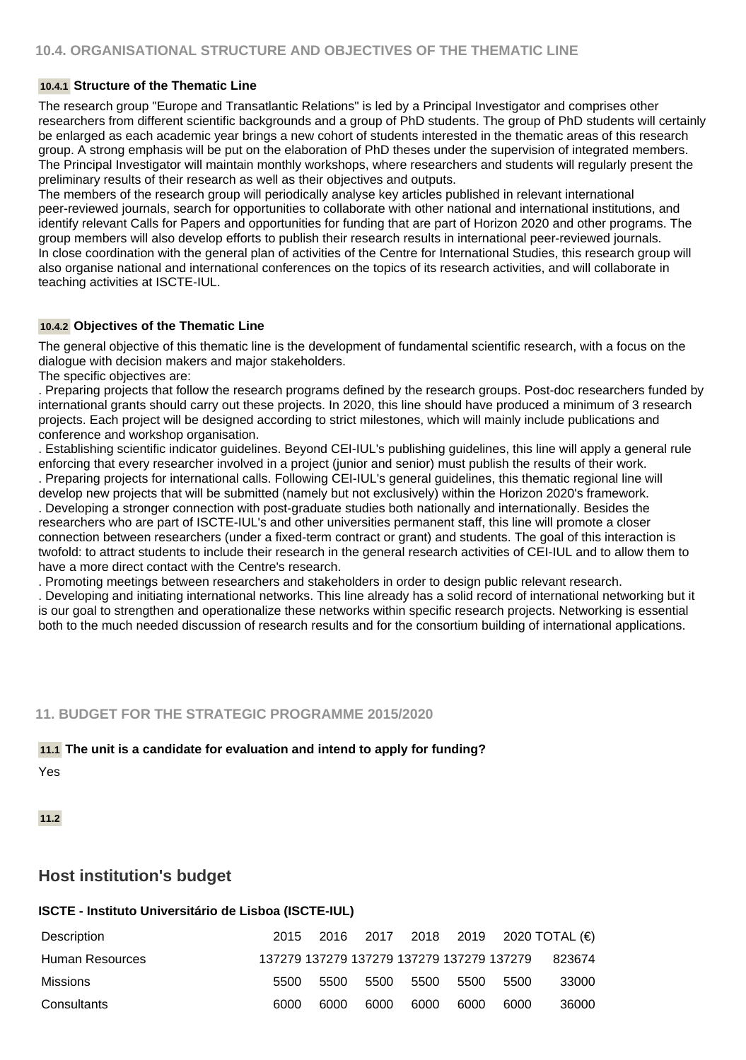### 10.4. ORGANISATIONAL STRUCTURE AND OBJECTIVES OF THE THEMATIC LINE

#### 10.4.1 Structure of the Thematic Line

The research group "Europe and Transatlantic Relations" is led by a Principal Investigator and comprises other researchers from different scientific backgrounds and a group of PhD students. The group of PhD students will certainly be enlarged as each academic year brings a new cohort of students interested in the thematic areas of this research group. A strong emphasis will be put on the elaboration of PhD theses under the supervision of integrated members. The Principal Investigator will maintain monthly workshops, where researchers and students will regularly present the preliminary results of their research as well as their objectives and outputs.
The members of the research group will periodically analyse key articles published in relevant international peer-reviewed journals, search for opportunities to collaborate with other national and international institutions, and identify relevant Calls for Papers and opportunities for funding that are part of Horizon 2020 and other programs. The group members will also develop efforts to publish their research results in international peer-reviewed journals.
In close coordination with the general plan of activities of the Centre for International Studies, this research group will also organise national and international conferences on the topics of its research activities, and will collaborate in teaching activities at ISCTE-IUL.

#### 10.4.2 Objectives of the Thematic Line

The general objective of this thematic line is the development of fundamental scientific research, with a focus on the dialogue with decision makers and major stakeholders.
The specific objectives are:
. Preparing projects that follow the research programs defined by the research groups. Post-doc researchers funded by international grants should carry out these projects. In 2020, this line should have produced a minimum of 3 research projects. Each project will be designed according to strict milestones, which will mainly include publications and conference and workshop organisation.
. Establishing scientific indicator guidelines. Beyond CEI-IUL's publishing guidelines, this line will apply a general rule enforcing that every researcher involved in a project (junior and senior) must publish the results of their work.
. Preparing projects for international calls. Following CEI-IUL's general guidelines, this thematic regional line will develop new projects that will be submitted (namely but not exclusively) within the Horizon 2020's framework.
. Developing a stronger connection with post-graduate studies both nationally and internationally. Besides the researchers who are part of ISCTE-IUL's and other universities permanent staff, this line will promote a closer connection between researchers (under a fixed-term contract or grant) and students. The goal of this interaction is twofold: to attract students to include their research in the general research activities of CEI-IUL and to allow them to have a more direct contact with the Centre's research.
. Promoting meetings between researchers and stakeholders in order to design public relevant research.
. Developing and initiating international networks. This line already has a solid record of international networking but it is our goal to strengthen and operationalize these networks within specific research projects. Networking is essential both to the much needed discussion of research results and for the consortium building of international applications.

### 11. BUDGET FOR THE STRATEGIC PROGRAMME 2015/2020

#### 11.1 The unit is a candidate for evaluation and intend to apply for funding?

Yes

#### 11.2

## Host institution's budget

**ISCTE - Instituto Universitário de Lisboa (ISCTE-IUL)**

| Description | 2015 | 2016 | 2017 | 2018 | 2019 | 2020 | TOTAL (€) |
|---|---|---|---|---|---|---|---|
| Human Resources | 137279 | 137279 | 137279 | 137279 | 137279 | 137279 | 823674 |
| Missions | 5500 | 5500 | 5500 | 5500 | 5500 | 5500 | 33000 |
| Consultants | 6000 | 6000 | 6000 | 6000 | 6000 | 6000 | 36000 |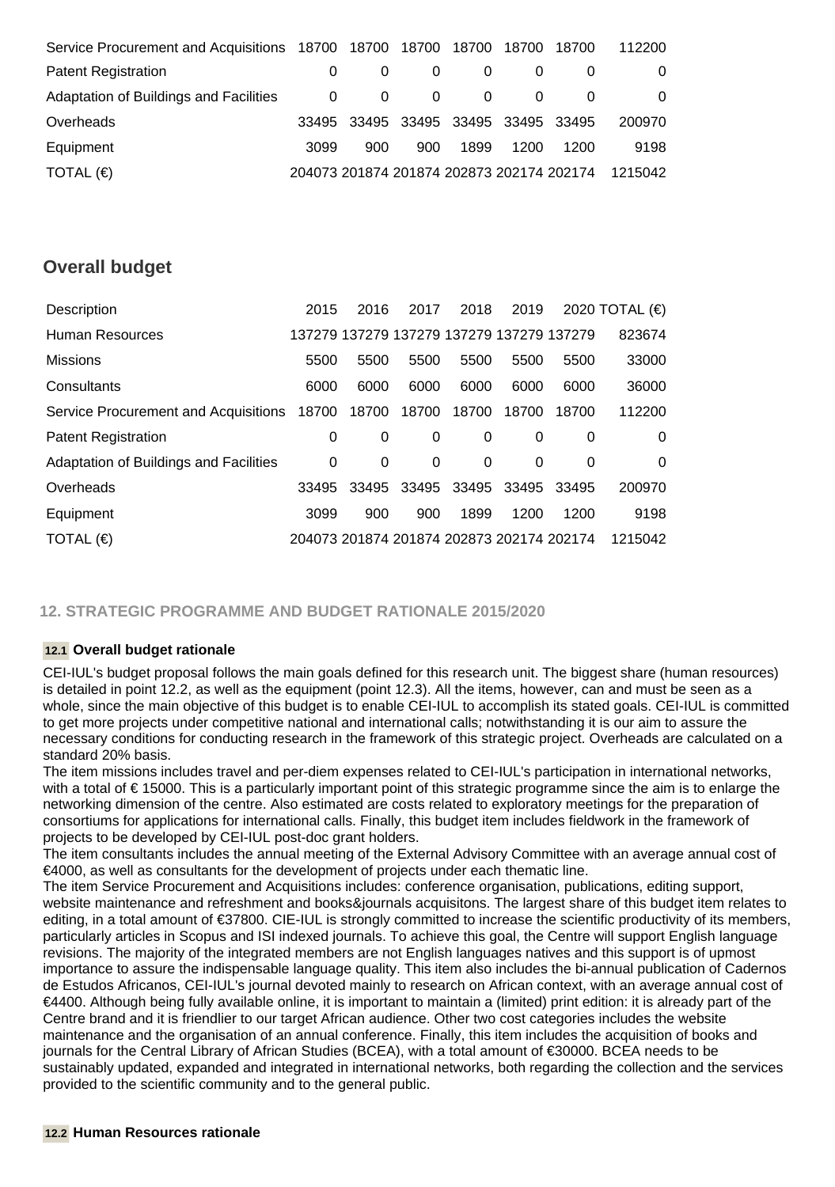| | | | | | | | |
|---|---|---|---|---|---|---|---|
| Service Procurement and Acquisitions | 18700 | 18700 | 18700 | 18700 | 18700 | 18700 | 112200 |
| Patent Registration | 0 | 0 | 0 | 0 | 0 | 0 | 0 |
| Adaptation of Buildings and Facilities | 0 | 0 | 0 | 0 | 0 | 0 | 0 |
| Overheads | 33495 | 33495 | 33495 | 33495 | 33495 | 33495 | 200970 |
| Equipment | 3099 | 900 | 900 | 1899 | 1200 | 1200 | 9198 |
| TOTAL (€) | 204073 | 201874 | 201874 | 202873 | 202174 | 202174 | 1215042 |

## Overall budget

| Description | 2015 | 2016 | 2017 | 2018 | 2019 | 2020 | TOTAL (€) |
|---|---|---|---|---|---|---|---|
| Human Resources | 137279 | 137279 | 137279 | 137279 | 137279 | 137279 | 823674 |
| Missions | 5500 | 5500 | 5500 | 5500 | 5500 | 5500 | 33000 |
| Consultants | 6000 | 6000 | 6000 | 6000 | 6000 | 6000 | 36000 |
| Service Procurement and Acquisitions | 18700 | 18700 | 18700 | 18700 | 18700 | 18700 | 112200 |
| Patent Registration | 0 | 0 | 0 | 0 | 0 | 0 | 0 |
| Adaptation of Buildings and Facilities | 0 | 0 | 0 | 0 | 0 | 0 | 0 |
| Overheads | 33495 | 33495 | 33495 | 33495 | 33495 | 33495 | 200970 |
| Equipment | 3099 | 900 | 900 | 1899 | 1200 | 1200 | 9198 |
| TOTAL (€) | 204073 | 201874 | 201874 | 202873 | 202174 | 202174 | 1215042 |

## 12. STRATEGIC PROGRAMME AND BUDGET RATIONALE 2015/2020

### 12.1 Overall budget rationale

CEI-IUL's budget proposal follows the main goals defined for this research unit. The biggest share (human resources) is detailed in point 12.2, as well as the equipment (point 12.3). All the items, however, can and must be seen as a whole, since the main objective of this budget is to enable CEI-IUL to accomplish its stated goals. CEI-IUL is committed to get more projects under competitive national and international calls; notwithstanding it is our aim to assure the necessary conditions for conducting research in the framework of this strategic project. Overheads are calculated on a standard 20% basis.

The item missions includes travel and per-diem expenses related to CEI-IUL's participation in international networks, with a total of € 15000. This is a particularly important point of this strategic programme since the aim is to enlarge the networking dimension of the centre. Also estimated are costs related to exploratory meetings for the preparation of consortiums for applications for international calls. Finally, this budget item includes fieldwork in the framework of projects to be developed by CEI-IUL post-doc grant holders.

The item consultants includes the annual meeting of the External Advisory Committee with an average annual cost of €4000, as well as consultants for the development of projects under each thematic line.

The item Service Procurement and Acquisitions includes: conference organisation, publications, editing support, website maintenance and refreshment and books&journals acquisitons. The largest share of this budget item relates to editing, in a total amount of €37800. CIE-IUL is strongly committed to increase the scientific productivity of its members, particularly articles in Scopus and ISI indexed journals. To achieve this goal, the Centre will support English language revisions. The majority of the integrated members are not English languages natives and this support is of upmost importance to assure the indispensable language quality. This item also includes the bi-annual publication of Cadernos de Estudos Africanos, CEI-IUL's journal devoted mainly to research on African context, with an average annual cost of €4400. Although being fully available online, it is important to maintain a (limited) print edition: it is already part of the Centre brand and it is friendlier to our target African audience. Other two cost categories includes the website maintenance and the organisation of an annual conference. Finally, this item includes the acquisition of books and journals for the Central Library of African Studies (BCEA), with a total amount of €30000. BCEA needs to be sustainably updated, expanded and integrated in international networks, both regarding the collection and the services provided to the scientific community and to the general public.

### 12.2 Human Resources rationale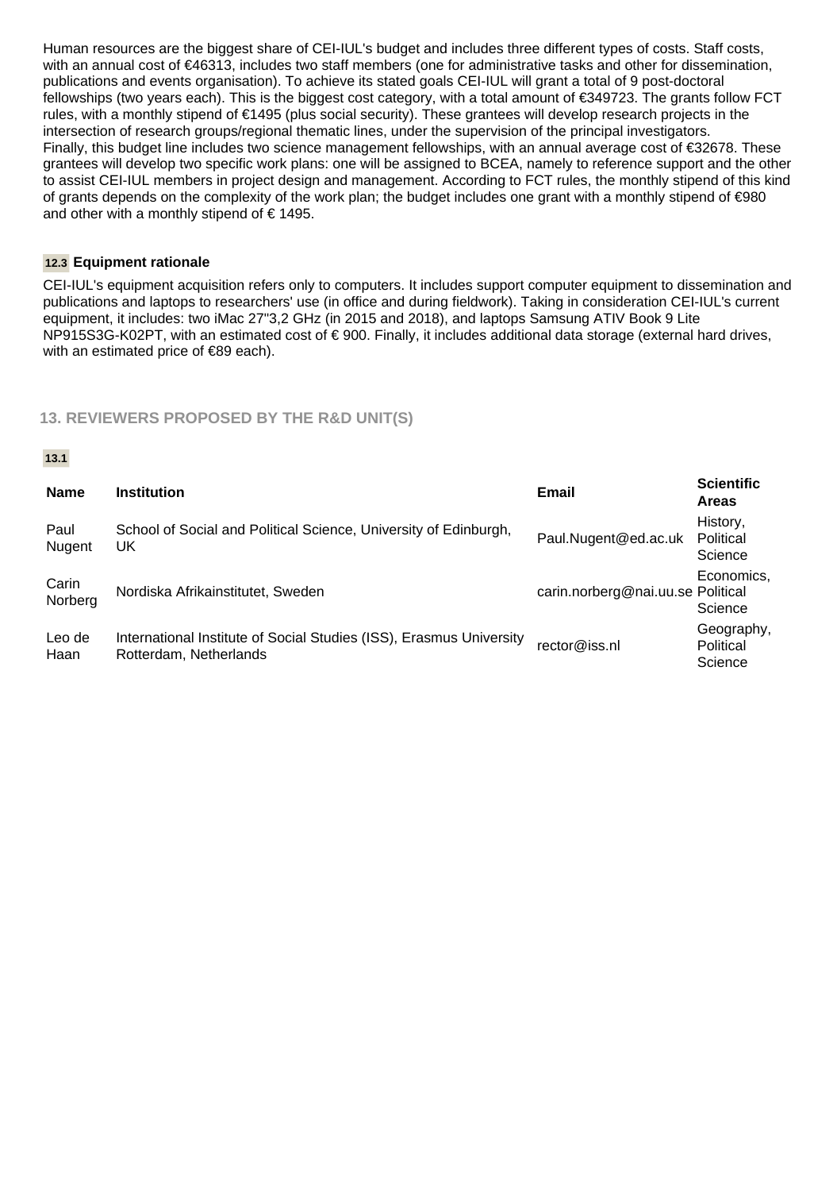Human resources are the biggest share of CEI-IUL's budget and includes three different types of costs. Staff costs, with an annual cost of €46313, includes two staff members (one for administrative tasks and other for dissemination, publications and events organisation). To achieve its stated goals CEI-IUL will grant a total of 9 post-doctoral fellowships (two years each). This is the biggest cost category, with a total amount of €349723. The grants follow FCT rules, with a monthly stipend of €1495 (plus social security). These grantees will develop research projects in the intersection of research groups/regional thematic lines, under the supervision of the principal investigators.
Finally, this budget line includes two science management fellowships, with an annual average cost of €32678. These grantees will develop two specific work plans: one will be assigned to BCEA, namely to reference support and the other to assist CEI-IUL members in project design and management. According to FCT rules, the monthly stipend of this kind of grants depends on the complexity of the work plan; the budget includes one grant with a monthly stipend of €980 and other with a monthly stipend of € 1495.

### 12.3 Equipment rationale

CEI-IUL's equipment acquisition refers only to computers. It includes support computer equipment to dissemination and publications and laptops to researchers' use (in office and during fieldwork). Taking in consideration CEI-IUL's current equipment, it includes: two iMac 27"3,2 GHz (in 2015 and 2018), and laptops Samsung ATIV Book 9 Lite NP915S3G-K02PT, with an estimated cost of € 900. Finally, it includes additional data storage (external hard drives, with an estimated price of €89 each).

## 13. REVIEWERS PROPOSED BY THE R&D UNIT(S)

### 13.1

| Name | Institution | Email | Scientific Areas |
|---|---|---|---|
| Paul Nugent | School of Social and Political Science, University of Edinburgh, UK | Paul.Nugent@ed.ac.uk | History, Political Science |
| Carin Norberg | Nordiska Afrikainstitutet, Sweden | carin.norberg@nai.uu.se | Economics, Political Science |
| Leo de Haan | International Institute of Social Studies (ISS), Erasmus University Rotterdam, Netherlands | rector@iss.nl | Geography, Political Science |